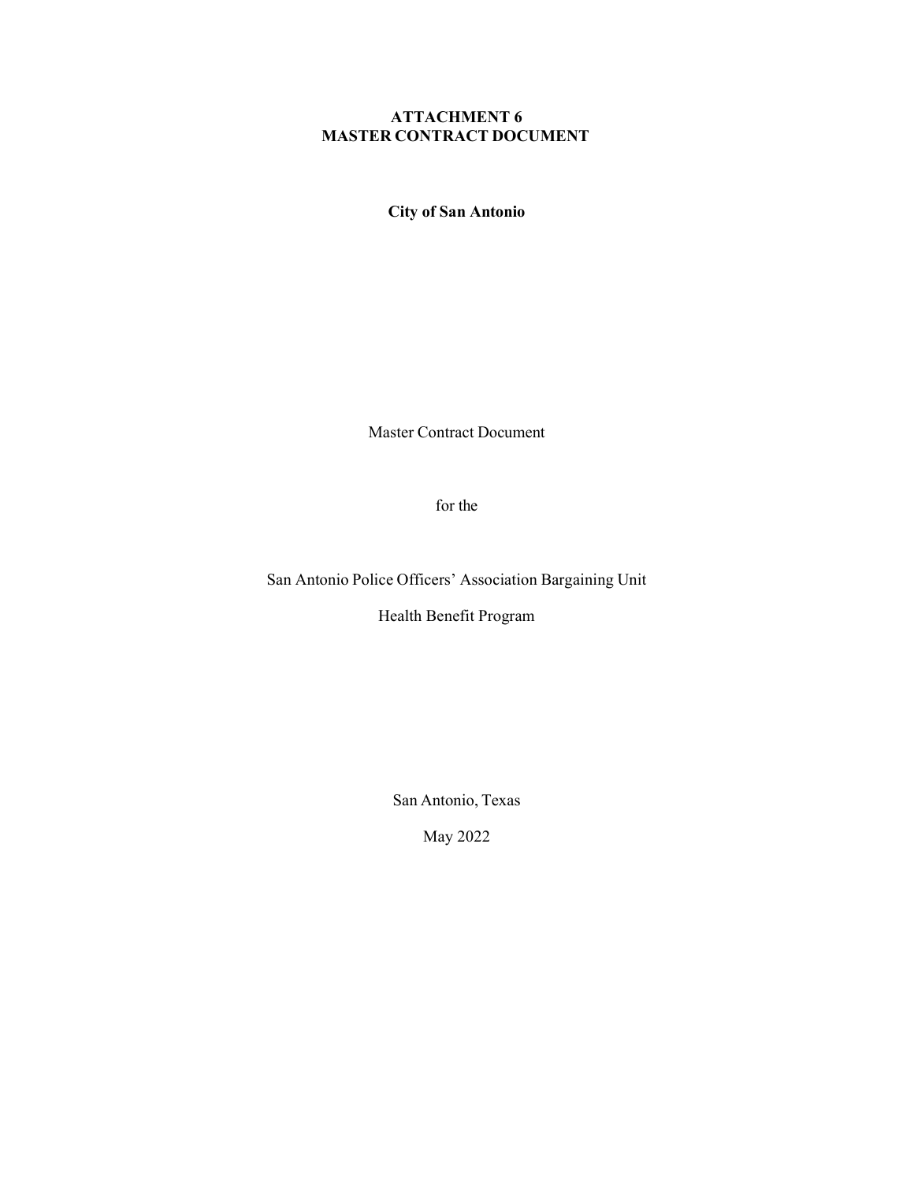**ATTACHMENT 6**
**MASTER CONTRACT DOCUMENT**

**City of San Antonio**

Master Contract Document

for the

San Antonio Police Officers' Association Bargaining Unit

Health Benefit Program

San Antonio, Texas

May 2022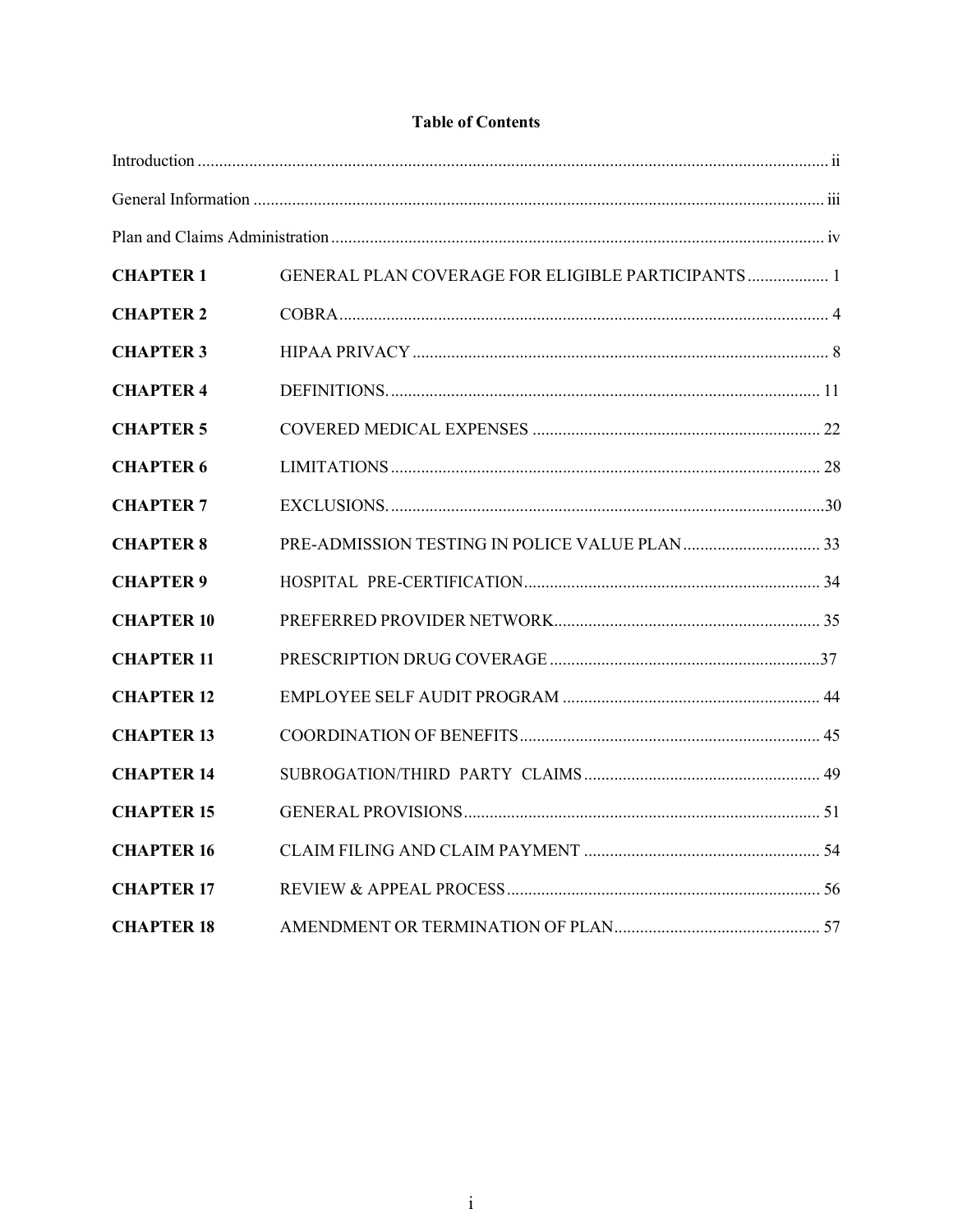# Table of Contents

| | | |
|---|---|---|
| Introduction | | ii |
| General Information | | iii |
| Plan and Claims Administration | | iv |
| **CHAPTER 1** | GENERAL PLAN COVERAGE FOR ELIGIBLE PARTICIPANTS | 1 |
| **CHAPTER 2** | COBRA | 4 |
| **CHAPTER 3** | HIPAA PRIVACY | 8 |
| **CHAPTER 4** | DEFINITIONS. | 11 |
| **CHAPTER 5** | COVERED MEDICAL EXPENSES | 22 |
| **CHAPTER 6** | LIMITATIONS | 28 |
| **CHAPTER 7** | EXCLUSIONS. | 30 |
| **CHAPTER 8** | PRE-ADMISSION TESTING IN POLICE VALUE PLAN | 33 |
| **CHAPTER 9** | HOSPITAL PRE-CERTIFICATION | 34 |
| **CHAPTER 10** | PREFERRED PROVIDER NETWORK | 35 |
| **CHAPTER 11** | PRESCRIPTION DRUG COVERAGE | 37 |
| **CHAPTER 12** | EMPLOYEE SELF AUDIT PROGRAM | 44 |
| **CHAPTER 13** | COORDINATION OF BENEFITS | 45 |
| **CHAPTER 14** | SUBROGATION/THIRD PARTY CLAIMS | 49 |
| **CHAPTER 15** | GENERAL PROVISIONS | 51 |
| **CHAPTER 16** | CLAIM FILING AND CLAIM PAYMENT | 54 |
| **CHAPTER 17** | REVIEW & APPEAL PROCESS | 56 |
| **CHAPTER 18** | AMENDMENT OR TERMINATION OF PLAN | 57 |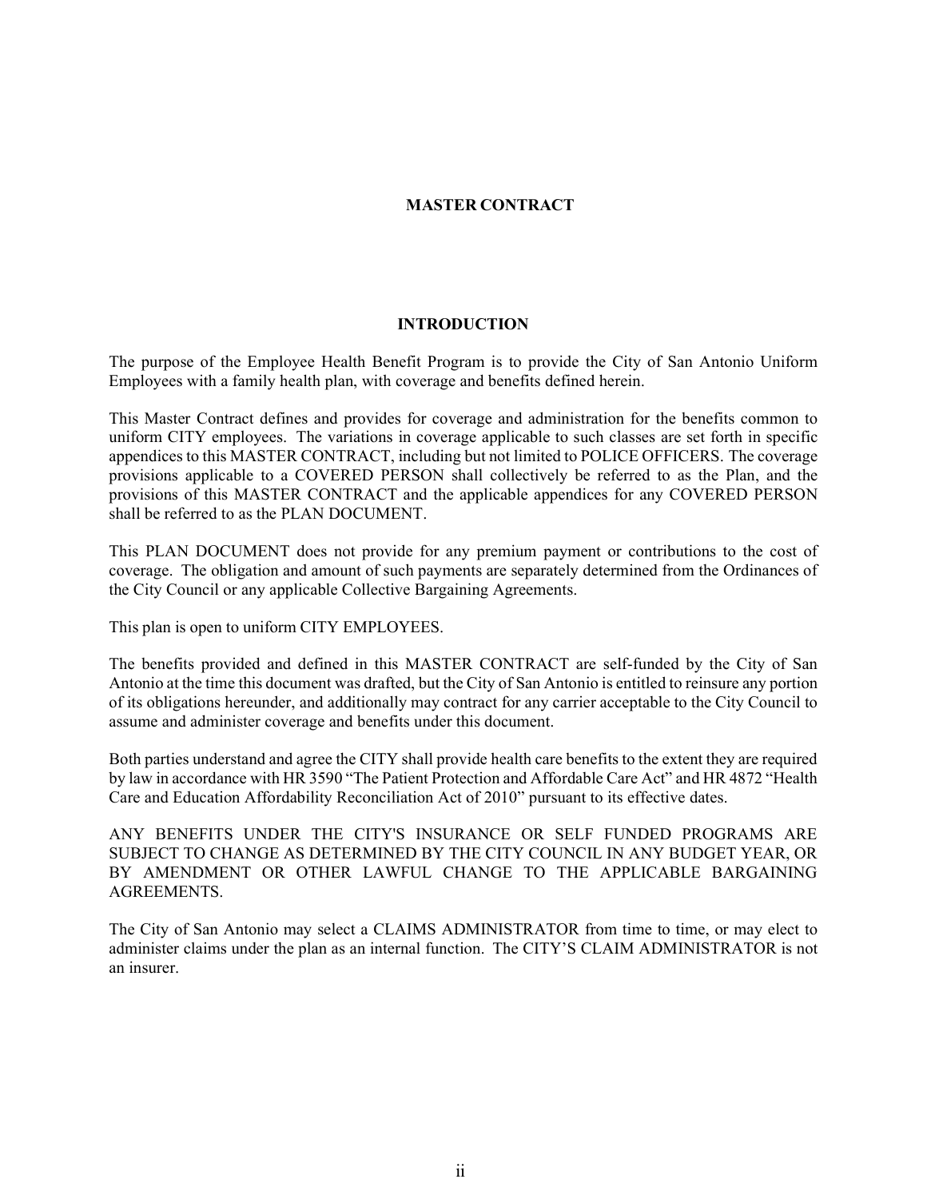# MASTER CONTRACT

## INTRODUCTION

The purpose of the Employee Health Benefit Program is to provide the City of San Antonio Uniform Employees with a family health plan, with coverage and benefits defined herein.

This Master Contract defines and provides for coverage and administration for the benefits common to uniform CITY employees. The variations in coverage applicable to such classes are set forth in specific appendices to this MASTER CONTRACT, including but not limited to POLICE OFFICERS. The coverage provisions applicable to a COVERED PERSON shall collectively be referred to as the Plan, and the provisions of this MASTER CONTRACT and the applicable appendices for any COVERED PERSON shall be referred to as the PLAN DOCUMENT.

This PLAN DOCUMENT does not provide for any premium payment or contributions to the cost of coverage. The obligation and amount of such payments are separately determined from the Ordinances of the City Council or any applicable Collective Bargaining Agreements.

This plan is open to uniform CITY EMPLOYEES.

The benefits provided and defined in this MASTER CONTRACT are self-funded by the City of San Antonio at the time this document was drafted, but the City of San Antonio is entitled to reinsure any portion of its obligations hereunder, and additionally may contract for any carrier acceptable to the City Council to assume and administer coverage and benefits under this document.

Both parties understand and agree the CITY shall provide health care benefits to the extent they are required by law in accordance with HR 3590 "The Patient Protection and Affordable Care Act" and HR 4872 "Health Care and Education Affordability Reconciliation Act of 2010" pursuant to its effective dates.

ANY BENEFITS UNDER THE CITY'S INSURANCE OR SELF FUNDED PROGRAMS ARE SUBJECT TO CHANGE AS DETERMINED BY THE CITY COUNCIL IN ANY BUDGET YEAR, OR BY AMENDMENT OR OTHER LAWFUL CHANGE TO THE APPLICABLE BARGAINING AGREEMENTS.

The City of San Antonio may select a CLAIMS ADMINISTRATOR from time to time, or may elect to administer claims under the plan as an internal function. The CITY'S CLAIM ADMINISTRATOR is not an insurer.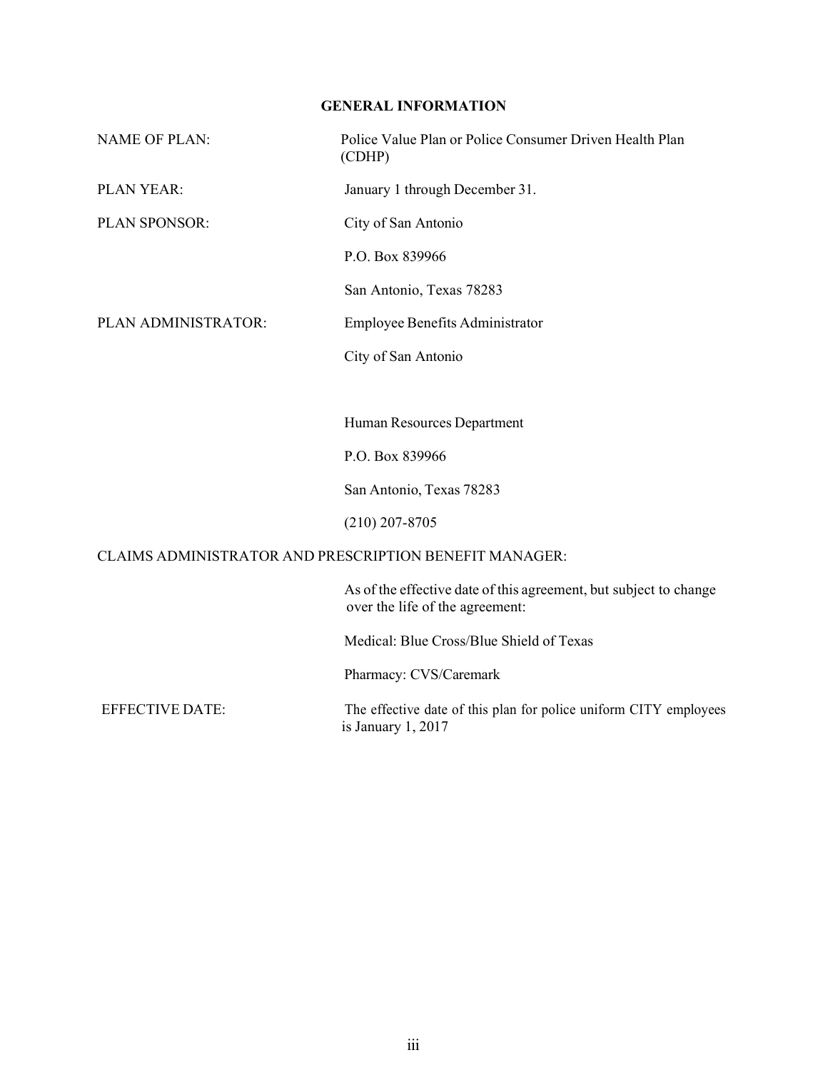## GENERAL INFORMATION

| | |
|---|---|
| NAME OF PLAN: | Police Value Plan or Police Consumer Driven Health Plan (CDHP) |
| PLAN YEAR: | January 1 through December 31. |
| PLAN SPONSOR: | City of San Antonio<br>P.O. Box 839966<br>San Antonio, Texas 78283 |
| PLAN ADMINISTRATOR: | Employee Benefits Administrator<br>City of San Antonio<br><br>Human Resources Department<br>P.O. Box 839966<br>San Antonio, Texas 78283<br>(210) 207-8705 |

CLAIMS ADMINISTRATOR AND PRESCRIPTION BENEFIT MANAGER:

As of the effective date of this agreement, but subject to change over the life of the agreement:

Medical: Blue Cross/Blue Shield of Texas

Pharmacy: CVS/Caremark

| | |
|---|---|
| EFFECTIVE DATE: | The effective date of this plan for police uniform CITY employees is January 1, 2017 |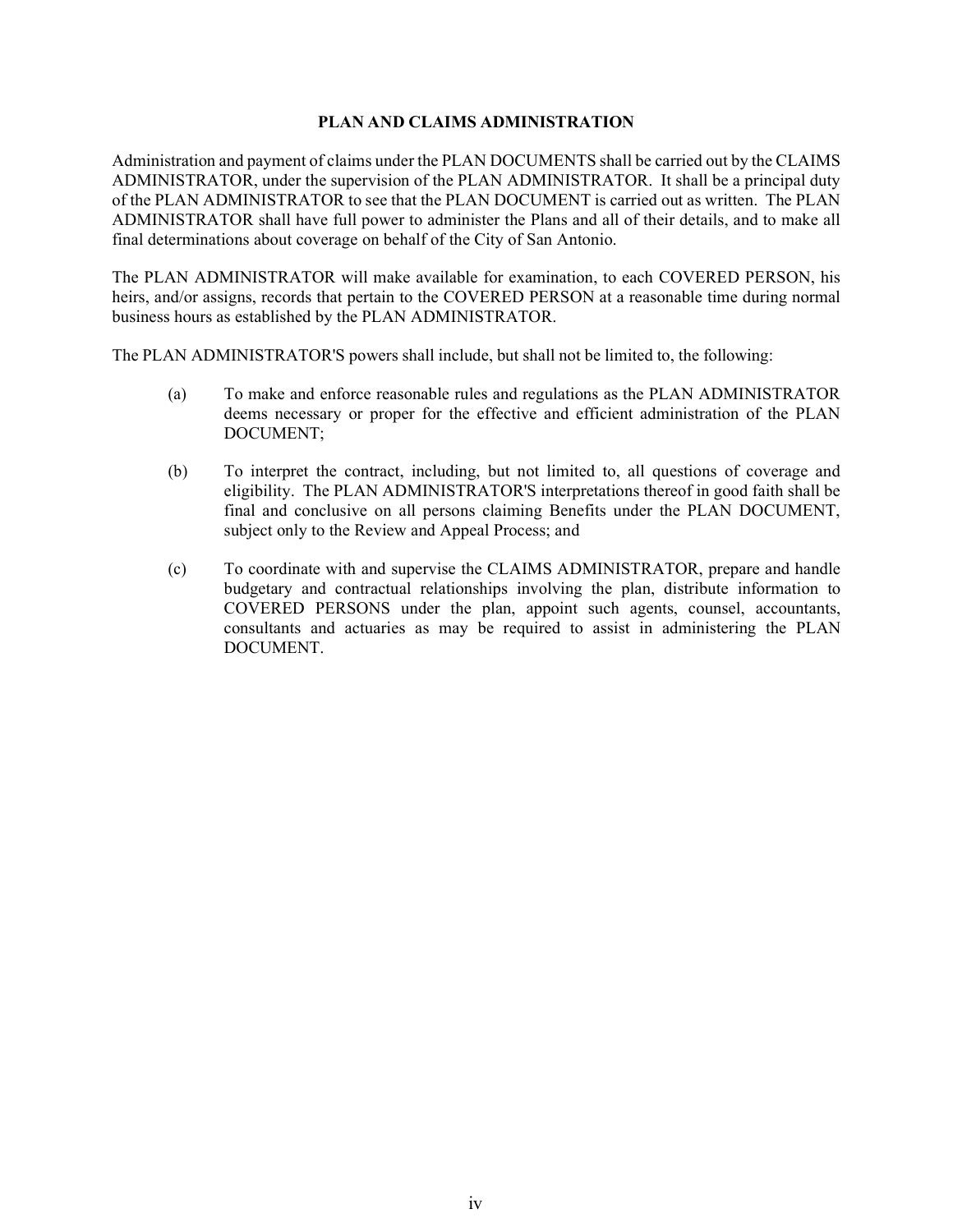## PLAN AND CLAIMS ADMINISTRATION

Administration and payment of claims under the PLAN DOCUMENTS shall be carried out by the CLAIMS ADMINISTRATOR, under the supervision of the PLAN ADMINISTRATOR. It shall be a principal duty of the PLAN ADMINISTRATOR to see that the PLAN DOCUMENT is carried out as written. The PLAN ADMINISTRATOR shall have full power to administer the Plans and all of their details, and to make all final determinations about coverage on behalf of the City of San Antonio.

The PLAN ADMINISTRATOR will make available for examination, to each COVERED PERSON, his heirs, and/or assigns, records that pertain to the COVERED PERSON at a reasonable time during normal business hours as established by the PLAN ADMINISTRATOR.

The PLAN ADMINISTRATOR'S powers shall include, but shall not be limited to, the following:

(a) To make and enforce reasonable rules and regulations as the PLAN ADMINISTRATOR deems necessary or proper for the effective and efficient administration of the PLAN DOCUMENT;

(b) To interpret the contract, including, but not limited to, all questions of coverage and eligibility. The PLAN ADMINISTRATOR'S interpretations thereof in good faith shall be final and conclusive on all persons claiming Benefits under the PLAN DOCUMENT, subject only to the Review and Appeal Process; and

(c) To coordinate with and supervise the CLAIMS ADMINISTRATOR, prepare and handle budgetary and contractual relationships involving the plan, distribute information to COVERED PERSONS under the plan, appoint such agents, counsel, accountants, consultants and actuaries as may be required to assist in administering the PLAN DOCUMENT.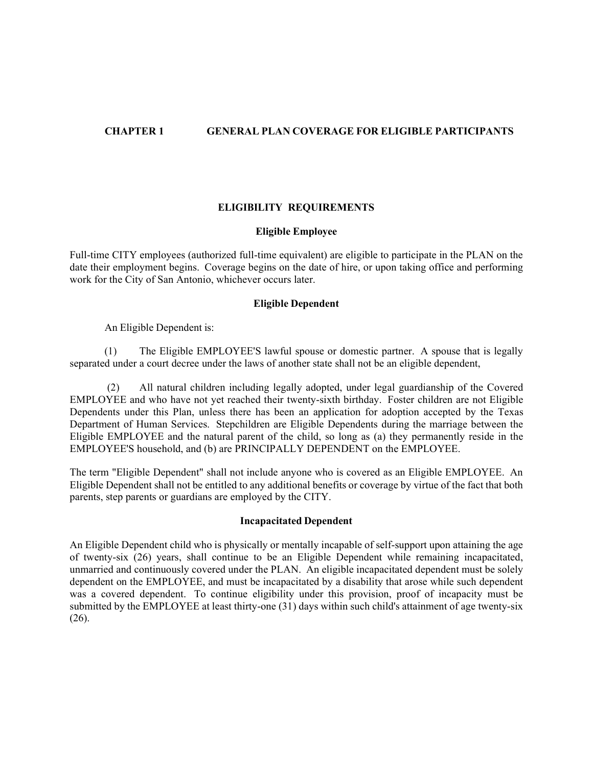# CHAPTER 1 GENERAL PLAN COVERAGE FOR ELIGIBLE PARTICIPANTS

## ELIGIBILITY REQUIREMENTS

### Eligible Employee

Full-time CITY employees (authorized full-time equivalent) are eligible to participate in the PLAN on the date their employment begins. Coverage begins on the date of hire, or upon taking office and performing work for the City of San Antonio, whichever occurs later.

### Eligible Dependent

An Eligible Dependent is:

(1) The Eligible EMPLOYEE'S lawful spouse or domestic partner. A spouse that is legally separated under a court decree under the laws of another state shall not be an eligible dependent,

(2) All natural children including legally adopted, under legal guardianship of the Covered EMPLOYEE and who have not yet reached their twenty-sixth birthday. Foster children are not Eligible Dependents under this Plan, unless there has been an application for adoption accepted by the Texas Department of Human Services. Stepchildren are Eligible Dependents during the marriage between the Eligible EMPLOYEE and the natural parent of the child, so long as (a) they permanently reside in the EMPLOYEE'S household, and (b) are PRINCIPALLY DEPENDENT on the EMPLOYEE.

The term "Eligible Dependent" shall not include anyone who is covered as an Eligible EMPLOYEE. An Eligible Dependent shall not be entitled to any additional benefits or coverage by virtue of the fact that both parents, step parents or guardians are employed by the CITY.

### Incapacitated Dependent

An Eligible Dependent child who is physically or mentally incapable of self-support upon attaining the age of twenty-six (26) years, shall continue to be an Eligible Dependent while remaining incapacitated, unmarried and continuously covered under the PLAN. An eligible incapacitated dependent must be solely dependent on the EMPLOYEE, and must be incapacitated by a disability that arose while such dependent was a covered dependent. To continue eligibility under this provision, proof of incapacity must be submitted by the EMPLOYEE at least thirty-one (31) days within such child's attainment of age twenty-six (26).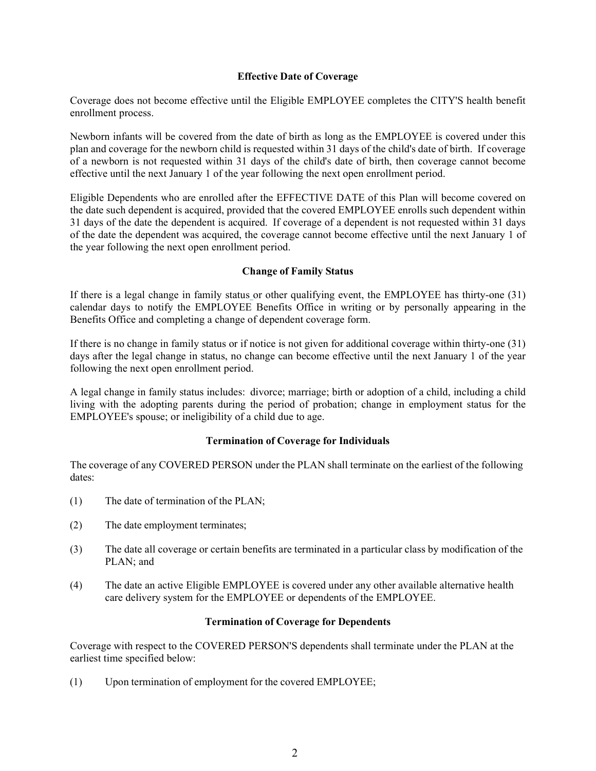## Effective Date of Coverage

Coverage does not become effective until the Eligible EMPLOYEE completes the CITY'S health benefit enrollment process.

Newborn infants will be covered from the date of birth as long as the EMPLOYEE is covered under this plan and coverage for the newborn child is requested within 31 days of the child's date of birth. If coverage of a newborn is not requested within 31 days of the child's date of birth, then coverage cannot become effective until the next January 1 of the year following the next open enrollment period.

Eligible Dependents who are enrolled after the EFFECTIVE DATE of this Plan will become covered on the date such dependent is acquired, provided that the covered EMPLOYEE enrolls such dependent within 31 days of the date the dependent is acquired. If coverage of a dependent is not requested within 31 days of the date the dependent was acquired, the coverage cannot become effective until the next January 1 of the year following the next open enrollment period.

## Change of Family Status

If there is a legal change in family status or other qualifying event, the EMPLOYEE has thirty-one (31) calendar days to notify the EMPLOYEE Benefits Office in writing or by personally appearing in the Benefits Office and completing a change of dependent coverage form.

If there is no change in family status or if notice is not given for additional coverage within thirty-one (31) days after the legal change in status, no change can become effective until the next January 1 of the year following the next open enrollment period.

A legal change in family status includes: divorce; marriage; birth or adoption of a child, including a child living with the adopting parents during the period of probation; change in employment status for the EMPLOYEE's spouse; or ineligibility of a child due to age.

## Termination of Coverage for Individuals

The coverage of any COVERED PERSON under the PLAN shall terminate on the earliest of the following dates:

(1) The date of termination of the PLAN;

(2) The date employment terminates;

(3) The date all coverage or certain benefits are terminated in a particular class by modification of the PLAN; and

(4) The date an active Eligible EMPLOYEE is covered under any other available alternative health care delivery system for the EMPLOYEE or dependents of the EMPLOYEE.

## Termination of Coverage for Dependents

Coverage with respect to the COVERED PERSON'S dependents shall terminate under the PLAN at the earliest time specified below:

(1) Upon termination of employment for the covered EMPLOYEE;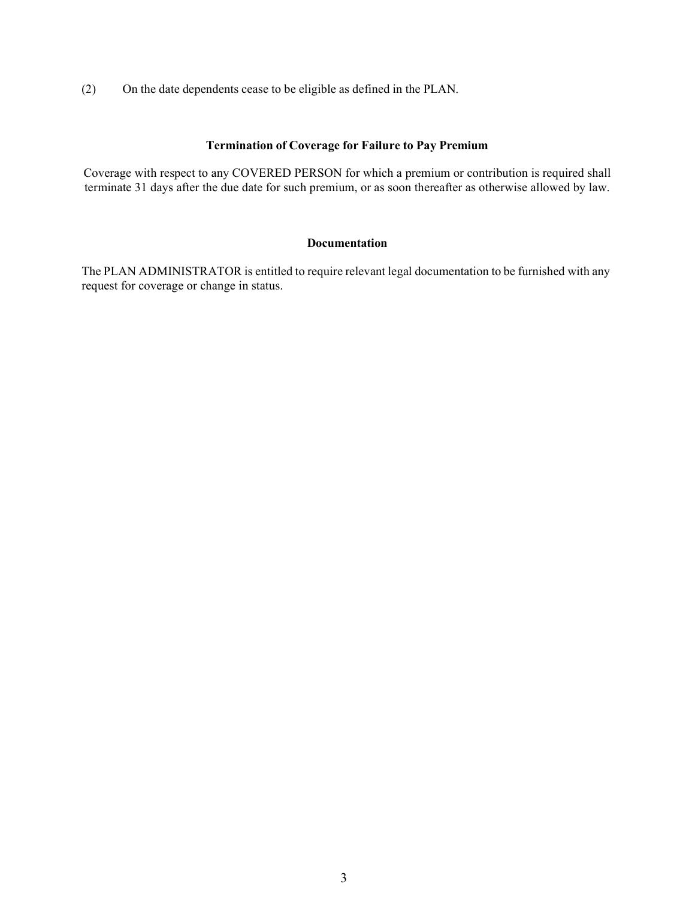(2) On the date dependents cease to be eligible as defined in the PLAN.

**Termination of Coverage for Failure to Pay Premium**

Coverage with respect to any COVERED PERSON for which a premium or contribution is required shall terminate 31 days after the due date for such premium, or as soon thereafter as otherwise allowed by law.

**Documentation**

The PLAN ADMINISTRATOR is entitled to require relevant legal documentation to be furnished with any request for coverage or change in status.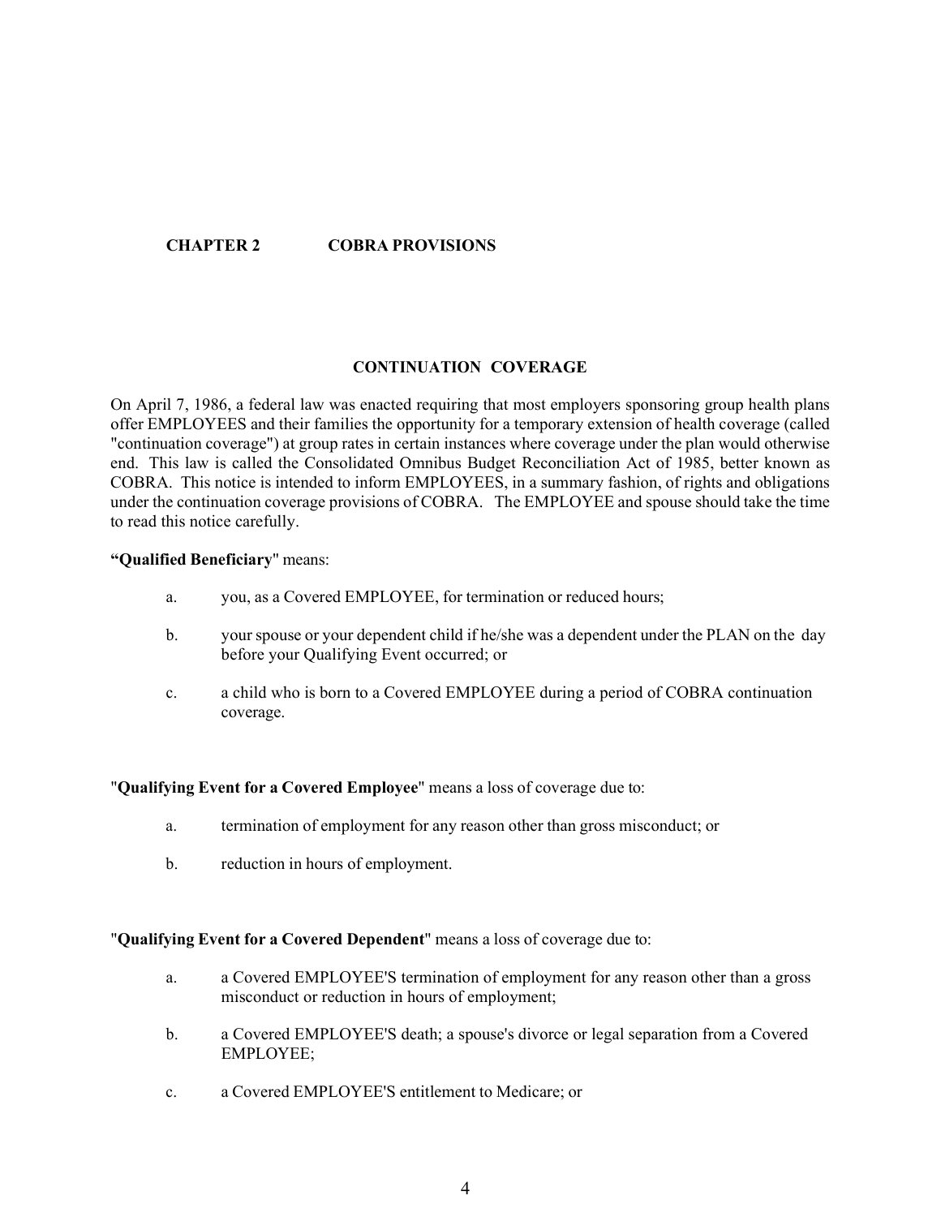# CHAPTER 2 COBRA PROVISIONS

## CONTINUATION COVERAGE

On April 7, 1986, a federal law was enacted requiring that most employers sponsoring group health plans offer EMPLOYEES and their families the opportunity for a temporary extension of health coverage (called "continuation coverage") at group rates in certain instances where coverage under the plan would otherwise end. This law is called the Consolidated Omnibus Budget Reconciliation Act of 1985, better known as COBRA. This notice is intended to inform EMPLOYEES, in a summary fashion, of rights and obligations under the continuation coverage provisions of COBRA. The EMPLOYEE and spouse should take the time to read this notice carefully.

**"Qualified Beneficiary"** means:

a. you, as a Covered EMPLOYEE, for termination or reduced hours;

b. your spouse or your dependent child if he/she was a dependent under the PLAN on the day before your Qualifying Event occurred; or

c. a child who is born to a Covered EMPLOYEE during a period of COBRA continuation coverage.

"**Qualifying Event for a Covered Employee**" means a loss of coverage due to:

a. termination of employment for any reason other than gross misconduct; or

b. reduction in hours of employment.

"**Qualifying Event for a Covered Dependent**" means a loss of coverage due to:

a. a Covered EMPLOYEE'S termination of employment for any reason other than a gross misconduct or reduction in hours of employment;

b. a Covered EMPLOYEE'S death; a spouse's divorce or legal separation from a Covered EMPLOYEE;

c. a Covered EMPLOYEE'S entitlement to Medicare; or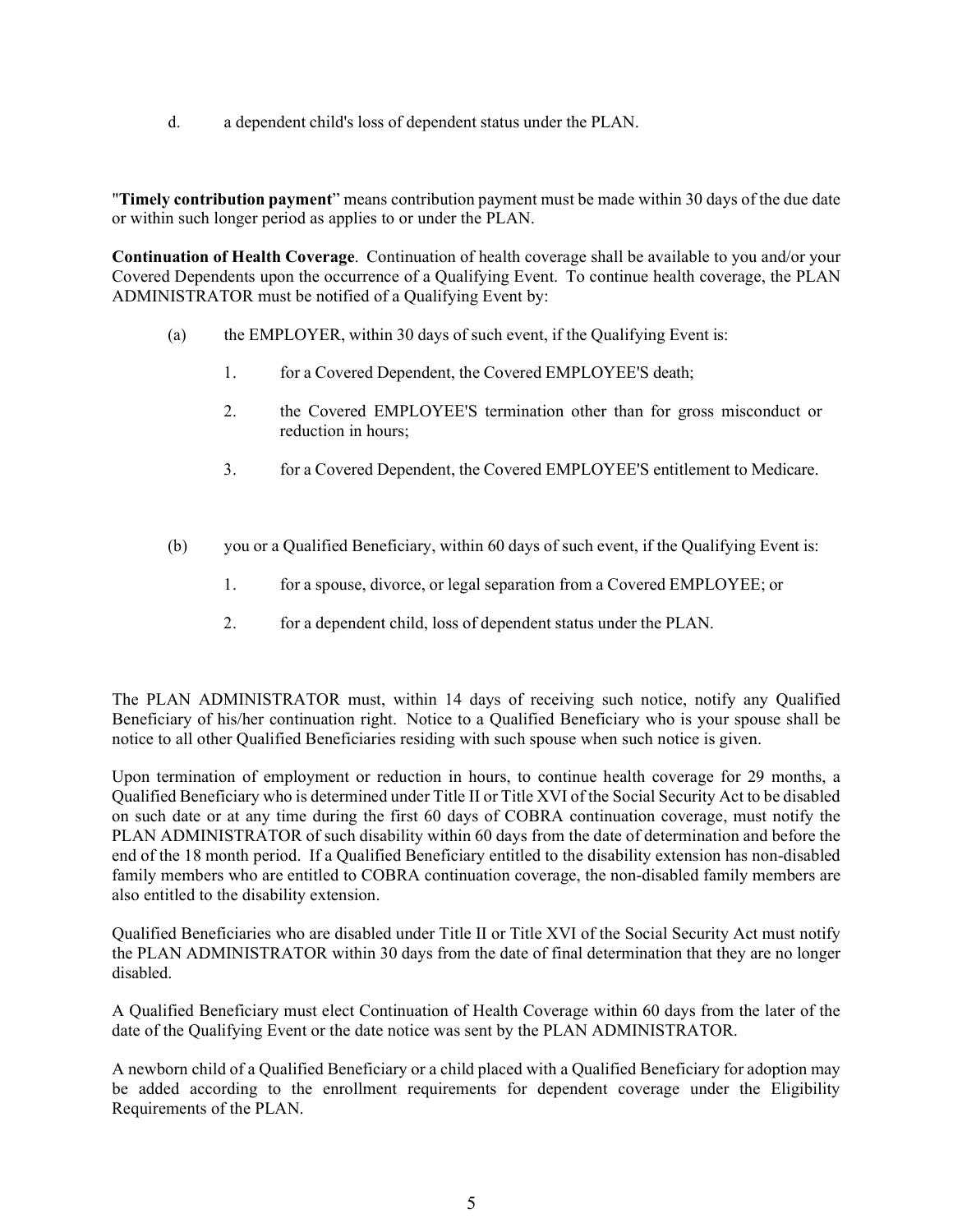d. a dependent child's loss of dependent status under the PLAN.

"**Timely contribution payment**" means contribution payment must be made within 30 days of the due date or within such longer period as applies to or under the PLAN.

**Continuation of Health Coverage**. Continuation of health coverage shall be available to you and/or your Covered Dependents upon the occurrence of a Qualifying Event. To continue health coverage, the PLAN ADMINISTRATOR must be notified of a Qualifying Event by:

(a) the EMPLOYER, within 30 days of such event, if the Qualifying Event is:

1. for a Covered Dependent, the Covered EMPLOYEE'S death;
2. the Covered EMPLOYEE'S termination other than for gross misconduct or reduction in hours;
3. for a Covered Dependent, the Covered EMPLOYEE'S entitlement to Medicare.

(b) you or a Qualified Beneficiary, within 60 days of such event, if the Qualifying Event is:

1. for a spouse, divorce, or legal separation from a Covered EMPLOYEE; or
2. for a dependent child, loss of dependent status under the PLAN.

The PLAN ADMINISTRATOR must, within 14 days of receiving such notice, notify any Qualified Beneficiary of his/her continuation right. Notice to a Qualified Beneficiary who is your spouse shall be notice to all other Qualified Beneficiaries residing with such spouse when such notice is given.

Upon termination of employment or reduction in hours, to continue health coverage for 29 months, a Qualified Beneficiary who is determined under Title II or Title XVI of the Social Security Act to be disabled on such date or at any time during the first 60 days of COBRA continuation coverage, must notify the PLAN ADMINISTRATOR of such disability within 60 days from the date of determination and before the end of the 18 month period. If a Qualified Beneficiary entitled to the disability extension has non-disabled family members who are entitled to COBRA continuation coverage, the non-disabled family members are also entitled to the disability extension.

Qualified Beneficiaries who are disabled under Title II or Title XVI of the Social Security Act must notify the PLAN ADMINISTRATOR within 30 days from the date of final determination that they are no longer disabled.

A Qualified Beneficiary must elect Continuation of Health Coverage within 60 days from the later of the date of the Qualifying Event or the date notice was sent by the PLAN ADMINISTRATOR.

A newborn child of a Qualified Beneficiary or a child placed with a Qualified Beneficiary for adoption may be added according to the enrollment requirements for dependent coverage under the Eligibility Requirements of the PLAN.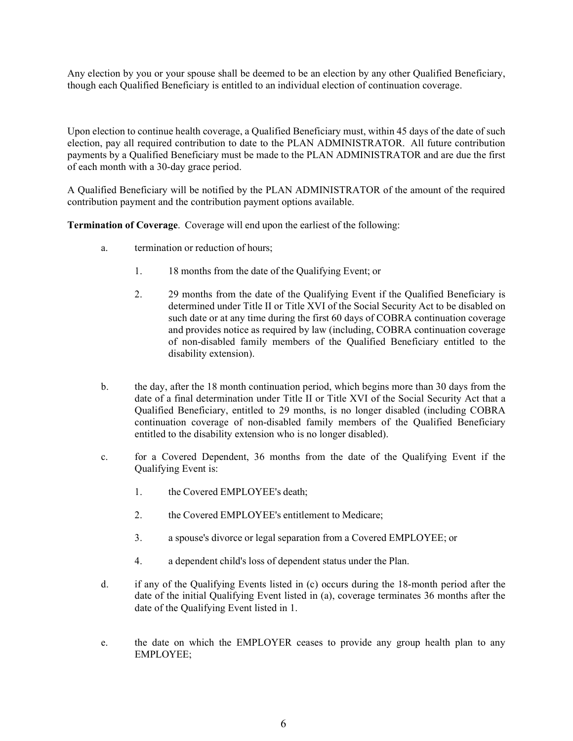Any election by you or your spouse shall be deemed to be an election by any other Qualified Beneficiary, though each Qualified Beneficiary is entitled to an individual election of continuation coverage.

Upon election to continue health coverage, a Qualified Beneficiary must, within 45 days of the date of such election, pay all required contribution to date to the PLAN ADMINISTRATOR. All future contribution payments by a Qualified Beneficiary must be made to the PLAN ADMINISTRATOR and are due the first of each month with a 30-day grace period.

A Qualified Beneficiary will be notified by the PLAN ADMINISTRATOR of the amount of the required contribution payment and the contribution payment options available.

**Termination of Coverage**. Coverage will end upon the earliest of the following:

a. termination or reduction of hours;

   1. 18 months from the date of the Qualifying Event; or

   2. 29 months from the date of the Qualifying Event if the Qualified Beneficiary is determined under Title II or Title XVI of the Social Security Act to be disabled on such date or at any time during the first 60 days of COBRA continuation coverage and provides notice as required by law (including, COBRA continuation coverage of non-disabled family members of the Qualified Beneficiary entitled to the disability extension).

b. the day, after the 18 month continuation period, which begins more than 30 days from the date of a final determination under Title II or Title XVI of the Social Security Act that a Qualified Beneficiary, entitled to 29 months, is no longer disabled (including COBRA continuation coverage of non-disabled family members of the Qualified Beneficiary entitled to the disability extension who is no longer disabled).

c. for a Covered Dependent, 36 months from the date of the Qualifying Event if the Qualifying Event is:

   1. the Covered EMPLOYEE's death;

   2. the Covered EMPLOYEE's entitlement to Medicare;

   3. a spouse's divorce or legal separation from a Covered EMPLOYEE; or

   4. a dependent child's loss of dependent status under the Plan.

d. if any of the Qualifying Events listed in (c) occurs during the 18-month period after the date of the initial Qualifying Event listed in (a), coverage terminates 36 months after the date of the Qualifying Event listed in 1.

e. the date on which the EMPLOYER ceases to provide any group health plan to any EMPLOYEE;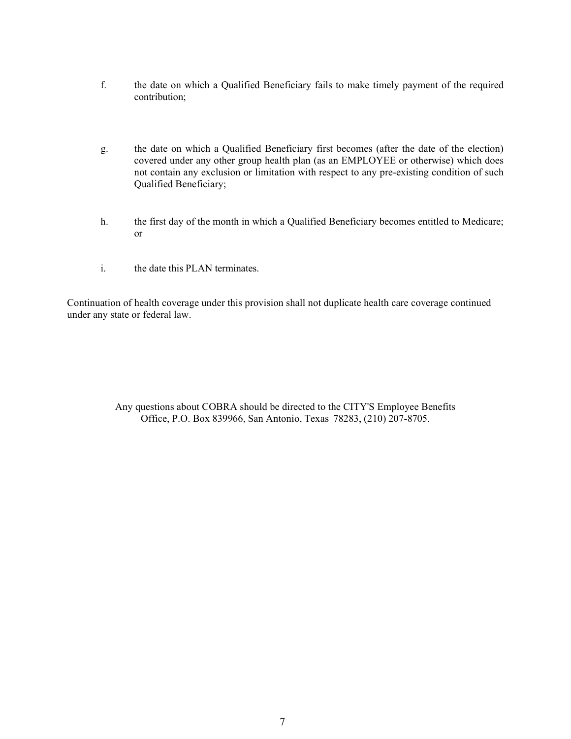f. the date on which a Qualified Beneficiary fails to make timely payment of the required contribution;

g. the date on which a Qualified Beneficiary first becomes (after the date of the election) covered under any other group health plan (as an EMPLOYEE or otherwise) which does not contain any exclusion or limitation with respect to any pre-existing condition of such Qualified Beneficiary;

h. the first day of the month in which a Qualified Beneficiary becomes entitled to Medicare; or

i. the date this PLAN terminates.

Continuation of health coverage under this provision shall not duplicate health care coverage continued under any state or federal law.

Any questions about COBRA should be directed to the CITY'S Employee Benefits Office, P.O. Box 839966, San Antonio, Texas 78283, (210) 207-8705.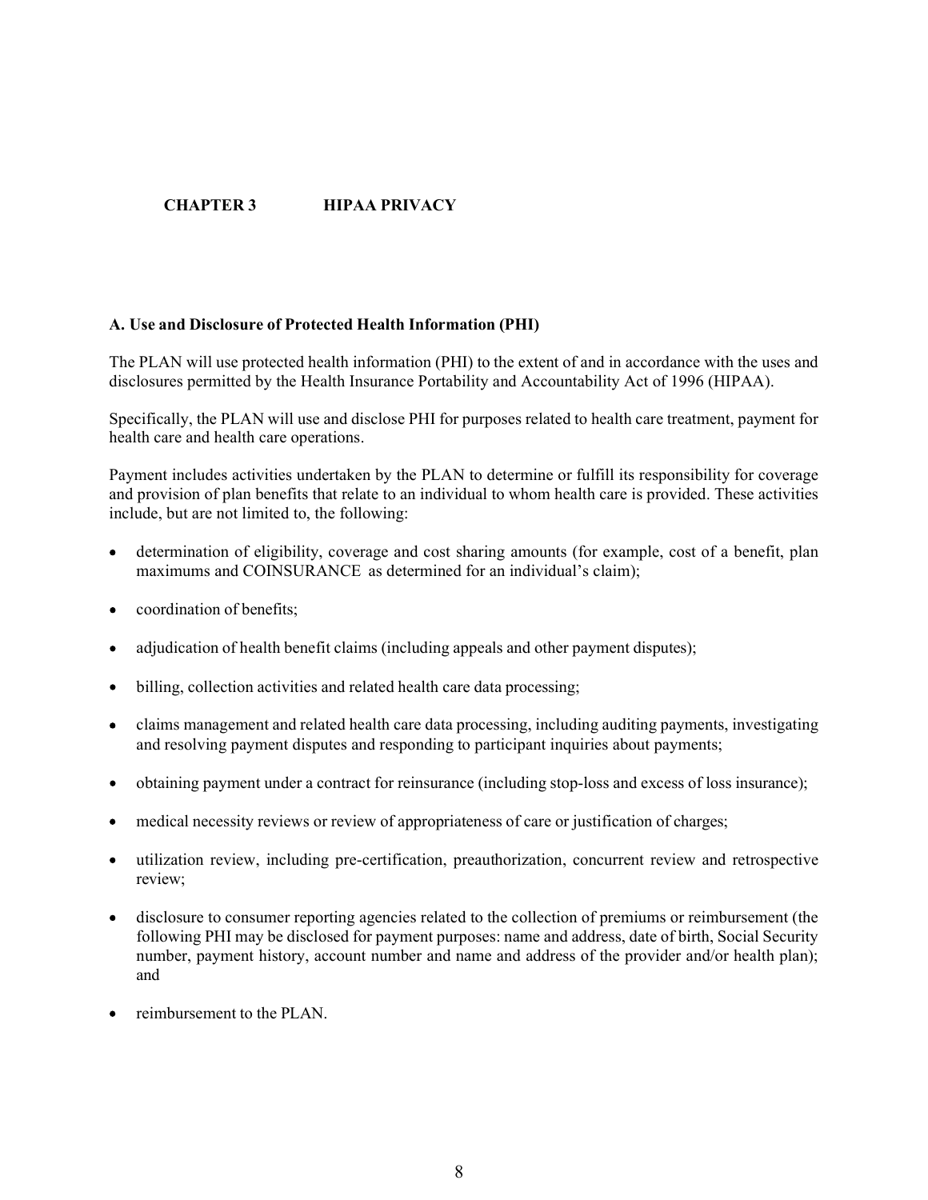# CHAPTER 3 HIPAA PRIVACY

### A. Use and Disclosure of Protected Health Information (PHI)

The PLAN will use protected health information (PHI) to the extent of and in accordance with the uses and disclosures permitted by the Health Insurance Portability and Accountability Act of 1996 (HIPAA).

Specifically, the PLAN will use and disclose PHI for purposes related to health care treatment, payment for health care and health care operations.

Payment includes activities undertaken by the PLAN to determine or fulfill its responsibility for coverage and provision of plan benefits that relate to an individual to whom health care is provided. These activities include, but are not limited to, the following:

- determination of eligibility, coverage and cost sharing amounts (for example, cost of a benefit, plan maximums and COINSURANCE as determined for an individual's claim);
- coordination of benefits;
- adjudication of health benefit claims (including appeals and other payment disputes);
- billing, collection activities and related health care data processing;
- claims management and related health care data processing, including auditing payments, investigating and resolving payment disputes and responding to participant inquiries about payments;
- obtaining payment under a contract for reinsurance (including stop-loss and excess of loss insurance);
- medical necessity reviews or review of appropriateness of care or justification of charges;
- utilization review, including pre-certification, preauthorization, concurrent review and retrospective review;
- disclosure to consumer reporting agencies related to the collection of premiums or reimbursement (the following PHI may be disclosed for payment purposes: name and address, date of birth, Social Security number, payment history, account number and name and address of the provider and/or health plan); and
- reimbursement to the PLAN.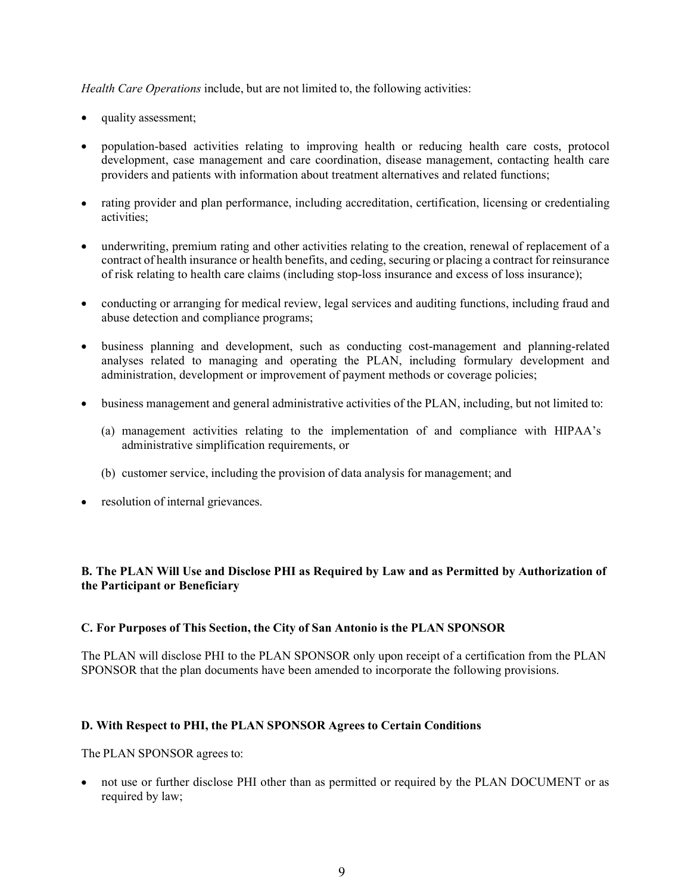*Health Care Operations* include, but are not limited to, the following activities:

- quality assessment;
- population-based activities relating to improving health or reducing health care costs, protocol development, case management and care coordination, disease management, contacting health care providers and patients with information about treatment alternatives and related functions;
- rating provider and plan performance, including accreditation, certification, licensing or credentialing activities;
- underwriting, premium rating and other activities relating to the creation, renewal of replacement of a contract of health insurance or health benefits, and ceding, securing or placing a contract for reinsurance of risk relating to health care claims (including stop-loss insurance and excess of loss insurance);
- conducting or arranging for medical review, legal services and auditing functions, including fraud and abuse detection and compliance programs;
- business planning and development, such as conducting cost-management and planning-related analyses related to managing and operating the PLAN, including formulary development and administration, development or improvement of payment methods or coverage policies;
- business management and general administrative activities of the PLAN, including, but not limited to:
  (a) management activities relating to the implementation of and compliance with HIPAA's administrative simplification requirements, or
  (b) customer service, including the provision of data analysis for management; and
- resolution of internal grievances.

**B. The PLAN Will Use and Disclose PHI as Required by Law and as Permitted by Authorization of the Participant or Beneficiary**

**C. For Purposes of This Section, the City of San Antonio is the PLAN SPONSOR**

The PLAN will disclose PHI to the PLAN SPONSOR only upon receipt of a certification from the PLAN SPONSOR that the plan documents have been amended to incorporate the following provisions.

**D. With Respect to PHI, the PLAN SPONSOR Agrees to Certain Conditions**

The PLAN SPONSOR agrees to:

- not use or further disclose PHI other than as permitted or required by the PLAN DOCUMENT or as required by law;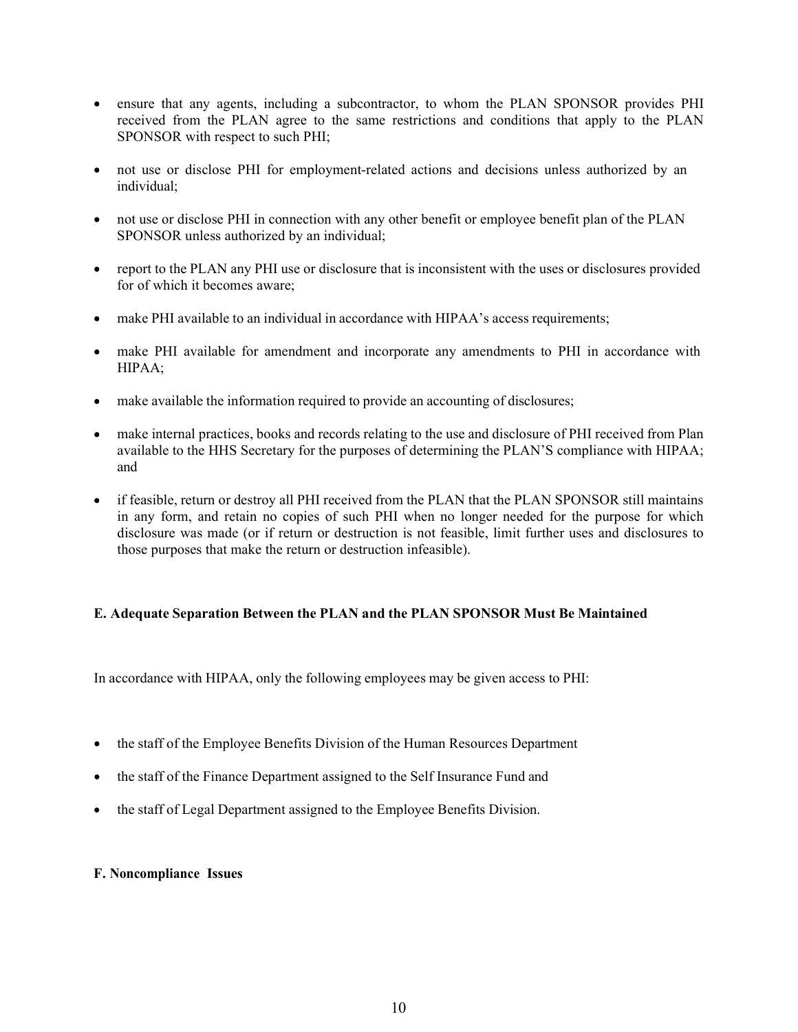- ensure that any agents, including a subcontractor, to whom the PLAN SPONSOR provides PHI received from the PLAN agree to the same restrictions and conditions that apply to the PLAN SPONSOR with respect to such PHI;

- not use or disclose PHI for employment-related actions and decisions unless authorized by an individual;

- not use or disclose PHI in connection with any other benefit or employee benefit plan of the PLAN SPONSOR unless authorized by an individual;

- report to the PLAN any PHI use or disclosure that is inconsistent with the uses or disclosures provided for of which it becomes aware;

- make PHI available to an individual in accordance with HIPAA's access requirements;

- make PHI available for amendment and incorporate any amendments to PHI in accordance with HIPAA;

- make available the information required to provide an accounting of disclosures;

- make internal practices, books and records relating to the use and disclosure of PHI received from Plan available to the HHS Secretary for the purposes of determining the PLAN'S compliance with HIPAA; and

- if feasible, return or destroy all PHI received from the PLAN that the PLAN SPONSOR still maintains in any form, and retain no copies of such PHI when no longer needed for the purpose for which disclosure was made (or if return or destruction is not feasible, limit further uses and disclosures to those purposes that make the return or destruction infeasible).

**E. Adequate Separation Between the PLAN and the PLAN SPONSOR Must Be Maintained**

In accordance with HIPAA, only the following employees may be given access to PHI:

- the staff of the Employee Benefits Division of the Human Resources Department

- the staff of the Finance Department assigned to the Self Insurance Fund and

- the staff of Legal Department assigned to the Employee Benefits Division.

**F. Noncompliance Issues**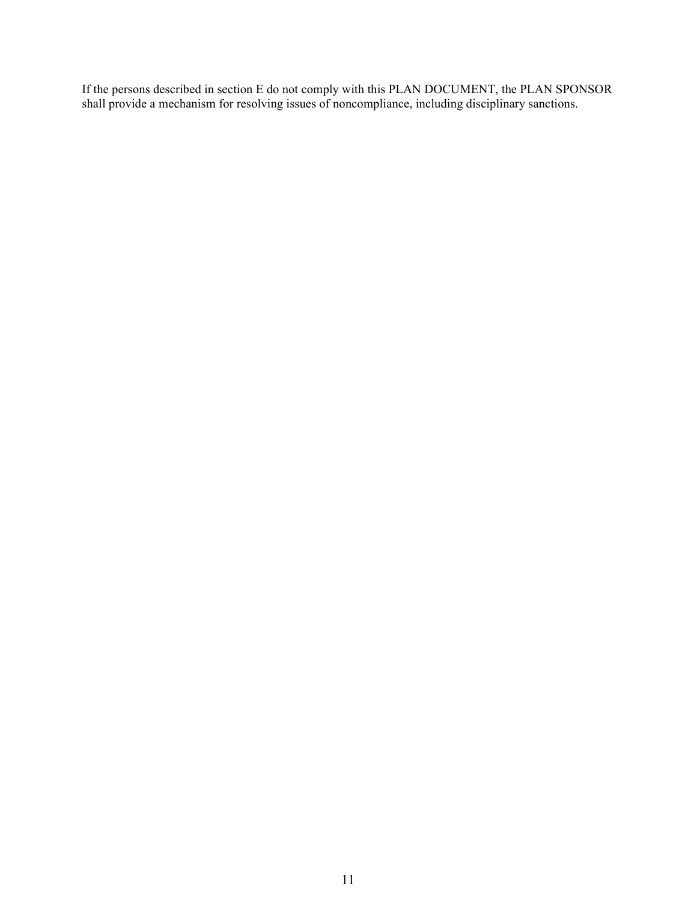If the persons described in section E do not comply with this PLAN DOCUMENT, the PLAN SPONSOR shall provide a mechanism for resolving issues of noncompliance, including disciplinary sanctions.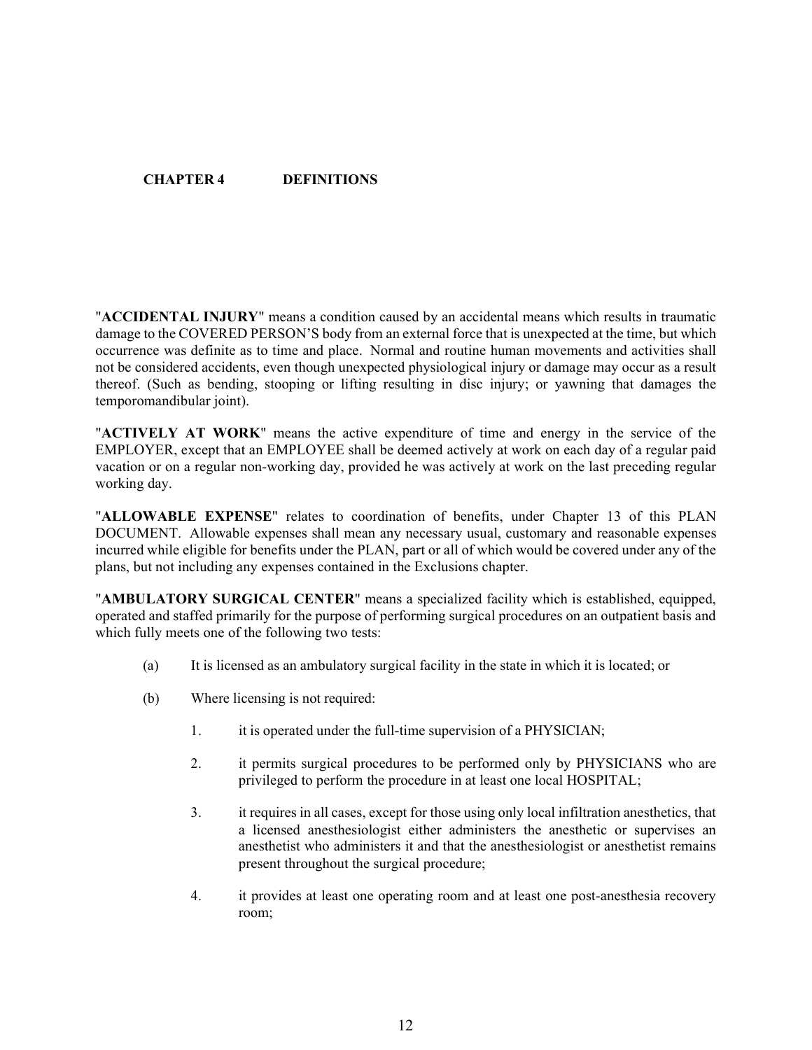## CHAPTER 4 DEFINITIONS

"**ACCIDENTAL INJURY**" means a condition caused by an accidental means which results in traumatic damage to the COVERED PERSON'S body from an external force that is unexpected at the time, but which occurrence was definite as to time and place. Normal and routine human movements and activities shall not be considered accidents, even though unexpected physiological injury or damage may occur as a result thereof. (Such as bending, stooping or lifting resulting in disc injury; or yawning that damages the temporomandibular joint).

"**ACTIVELY AT WORK**" means the active expenditure of time and energy in the service of the EMPLOYER, except that an EMPLOYEE shall be deemed actively at work on each day of a regular paid vacation or on a regular non-working day, provided he was actively at work on the last preceding regular working day.

"**ALLOWABLE EXPENSE**" relates to coordination of benefits, under Chapter 13 of this PLAN DOCUMENT. Allowable expenses shall mean any necessary usual, customary and reasonable expenses incurred while eligible for benefits under the PLAN, part or all of which would be covered under any of the plans, but not including any expenses contained in the Exclusions chapter.

"**AMBULATORY SURGICAL CENTER**" means a specialized facility which is established, equipped, operated and staffed primarily for the purpose of performing surgical procedures on an outpatient basis and which fully meets one of the following two tests:

(a) It is licensed as an ambulatory surgical facility in the state in which it is located; or

(b) Where licensing is not required:

1. it is operated under the full-time supervision of a PHYSICIAN;

2. it permits surgical procedures to be performed only by PHYSICIANS who are privileged to perform the procedure in at least one local HOSPITAL;

3. it requires in all cases, except for those using only local infiltration anesthetics, that a licensed anesthesiologist either administers the anesthetic or supervises an anesthetist who administers it and that the anesthesiologist or anesthetist remains present throughout the surgical procedure;

4. it provides at least one operating room and at least one post-anesthesia recovery room;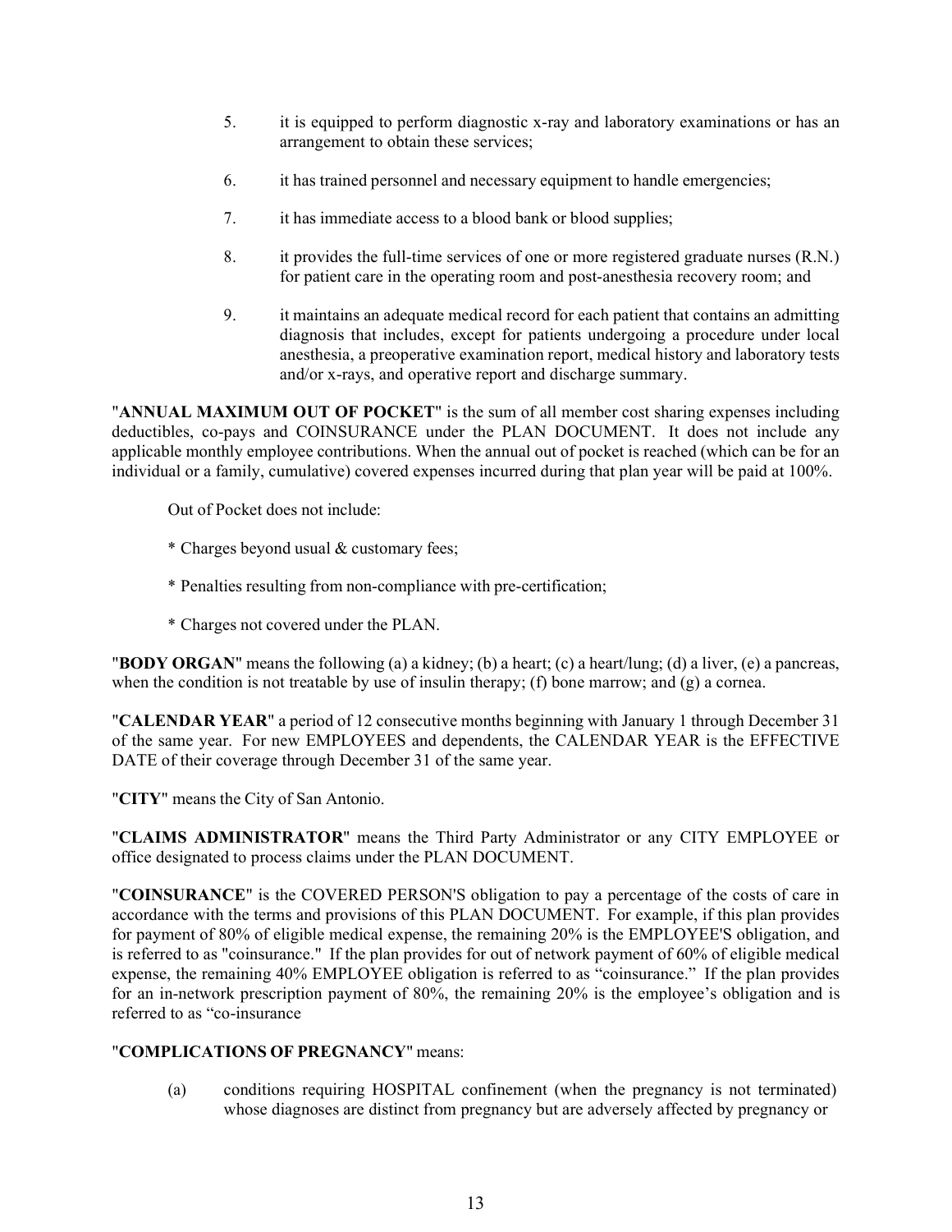5. it is equipped to perform diagnostic x-ray and laboratory examinations or has an arrangement to obtain these services;

6. it has trained personnel and necessary equipment to handle emergencies;

7. it has immediate access to a blood bank or blood supplies;

8. it provides the full-time services of one or more registered graduate nurses (R.N.) for patient care in the operating room and post-anesthesia recovery room; and

9. it maintains an adequate medical record for each patient that contains an admitting diagnosis that includes, except for patients undergoing a procedure under local anesthesia, a preoperative examination report, medical history and laboratory tests and/or x-rays, and operative report and discharge summary.

"**ANNUAL MAXIMUM OUT OF POCKET**" is the sum of all member cost sharing expenses including deductibles, co-pays and COINSURANCE under the PLAN DOCUMENT. It does not include any applicable monthly employee contributions. When the annual out of pocket is reached (which can be for an individual or a family, cumulative) covered expenses incurred during that plan year will be paid at 100%.

Out of Pocket does not include:

* Charges beyond usual & customary fees;

* Penalties resulting from non-compliance with pre-certification;

* Charges not covered under the PLAN.

"**BODY ORGAN**" means the following (a) a kidney; (b) a heart; (c) a heart/lung; (d) a liver, (e) a pancreas, when the condition is not treatable by use of insulin therapy; (f) bone marrow; and (g) a cornea.

"**CALENDAR YEAR**" a period of 12 consecutive months beginning with January 1 through December 31 of the same year. For new EMPLOYEES and dependents, the CALENDAR YEAR is the EFFECTIVE DATE of their coverage through December 31 of the same year.

"**CITY**" means the City of San Antonio.

"**CLAIMS ADMINISTRATOR**" means the Third Party Administrator or any CITY EMPLOYEE or office designated to process claims under the PLAN DOCUMENT.

"**COINSURANCE**" is the COVERED PERSON'S obligation to pay a percentage of the costs of care in accordance with the terms and provisions of this PLAN DOCUMENT. For example, if this plan provides for payment of 80% of eligible medical expense, the remaining 20% is the EMPLOYEE'S obligation, and is referred to as "coinsurance." If the plan provides for out of network payment of 60% of eligible medical expense, the remaining 40% EMPLOYEE obligation is referred to as "coinsurance." If the plan provides for an in-network prescription payment of 80%, the remaining 20% is the employee's obligation and is referred to as "co-insurance

"**COMPLICATIONS OF PREGNANCY**" means:

(a) conditions requiring HOSPITAL confinement (when the pregnancy is not terminated) whose diagnoses are distinct from pregnancy but are adversely affected by pregnancy or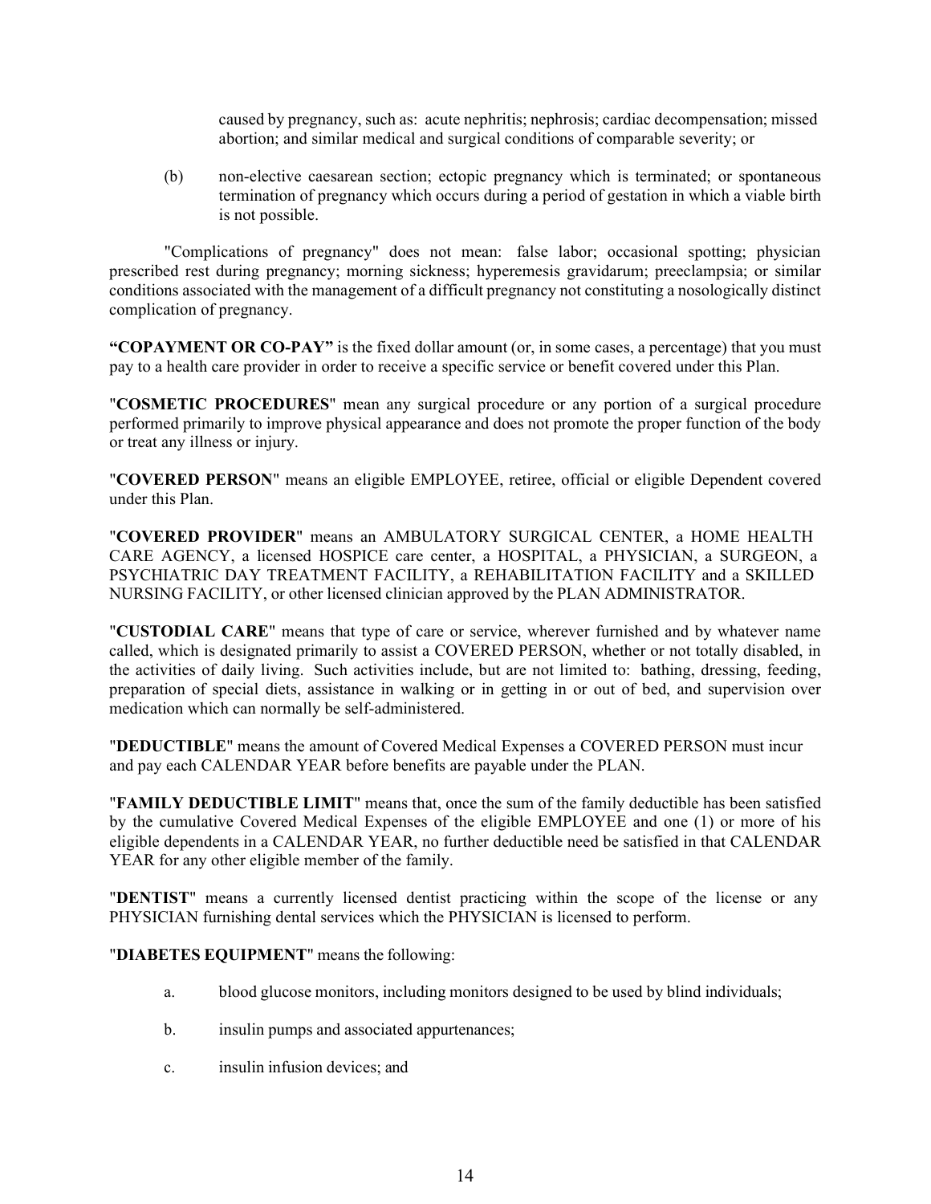caused by pregnancy, such as: acute nephritis; nephrosis; cardiac decompensation; missed abortion; and similar medical and surgical conditions of comparable severity; or

(b) non-elective caesarean section; ectopic pregnancy which is terminated; or spontaneous termination of pregnancy which occurs during a period of gestation in which a viable birth is not possible.

"Complications of pregnancy" does not mean: false labor; occasional spotting; physician prescribed rest during pregnancy; morning sickness; hyperemesis gravidarum; preeclampsia; or similar conditions associated with the management of a difficult pregnancy not constituting a nosologically distinct complication of pregnancy.

**"COPAYMENT OR CO-PAY"** is the fixed dollar amount (or, in some cases, a percentage) that you must pay to a health care provider in order to receive a specific service or benefit covered under this Plan.

"**COSMETIC PROCEDURES**" mean any surgical procedure or any portion of a surgical procedure performed primarily to improve physical appearance and does not promote the proper function of the body or treat any illness or injury.

"**COVERED PERSON**" means an eligible EMPLOYEE, retiree, official or eligible Dependent covered under this Plan.

"**COVERED PROVIDER**" means an AMBULATORY SURGICAL CENTER, a HOME HEALTH CARE AGENCY, a licensed HOSPICE care center, a HOSPITAL, a PHYSICIAN, a SURGEON, a PSYCHIATRIC DAY TREATMENT FACILITY, a REHABILITATION FACILITY and a SKILLED NURSING FACILITY, or other licensed clinician approved by the PLAN ADMINISTRATOR.

"**CUSTODIAL CARE**" means that type of care or service, wherever furnished and by whatever name called, which is designated primarily to assist a COVERED PERSON, whether or not totally disabled, in the activities of daily living. Such activities include, but are not limited to: bathing, dressing, feeding, preparation of special diets, assistance in walking or in getting in or out of bed, and supervision over medication which can normally be self-administered.

"**DEDUCTIBLE**" means the amount of Covered Medical Expenses a COVERED PERSON must incur and pay each CALENDAR YEAR before benefits are payable under the PLAN.

"**FAMILY DEDUCTIBLE LIMIT**" means that, once the sum of the family deductible has been satisfied by the cumulative Covered Medical Expenses of the eligible EMPLOYEE and one (1) or more of his eligible dependents in a CALENDAR YEAR, no further deductible need be satisfied in that CALENDAR YEAR for any other eligible member of the family.

"**DENTIST**" means a currently licensed dentist practicing within the scope of the license or any PHYSICIAN furnishing dental services which the PHYSICIAN is licensed to perform.

"**DIABETES EQUIPMENT**" means the following:

a. blood glucose monitors, including monitors designed to be used by blind individuals;

b. insulin pumps and associated appurtenances;

c. insulin infusion devices; and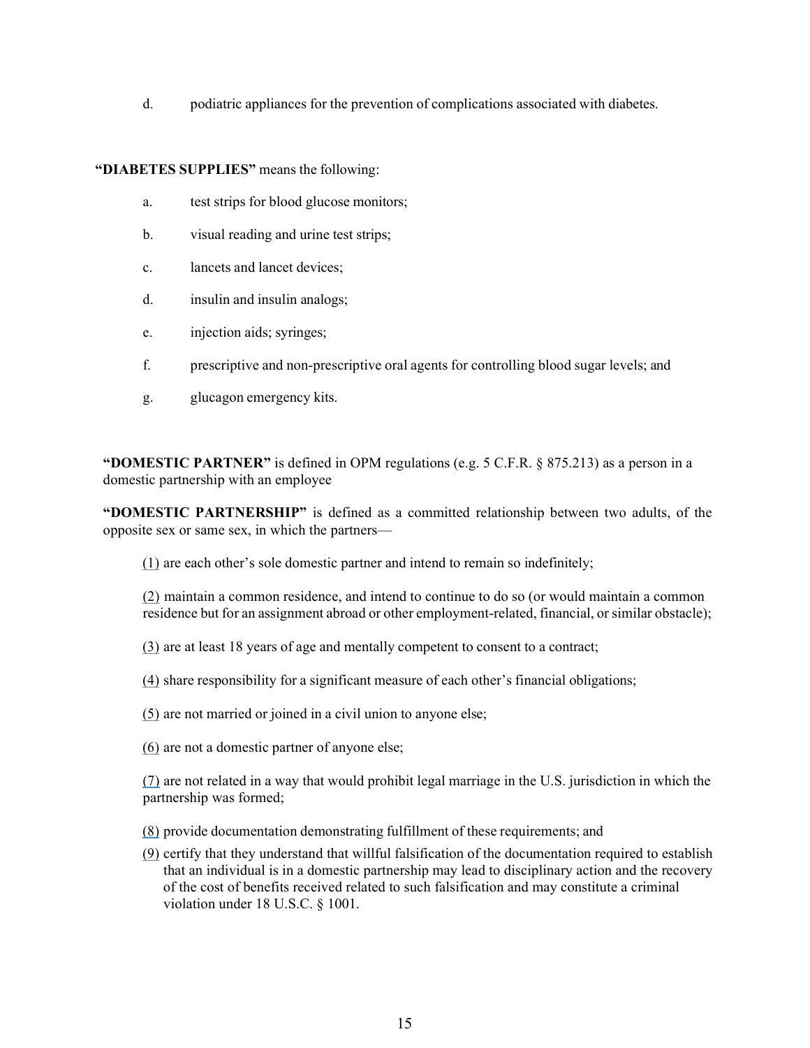d. podiatric appliances for the prevention of complications associated with diabetes.

**"DIABETES SUPPLIES"** means the following:

a. test strips for blood glucose monitors;

b. visual reading and urine test strips;

c. lancets and lancet devices;

d. insulin and insulin analogs;

e. injection aids; syringes;

f. prescriptive and non-prescriptive oral agents for controlling blood sugar levels; and

g. glucagon emergency kits.

**"DOMESTIC PARTNER"** is defined in OPM regulations (e.g. 5 C.F.R. § 875.213) as a person in a domestic partnership with an employee

**"DOMESTIC PARTNERSHIP"** is defined as a committed relationship between two adults, of the opposite sex or same sex, in which the partners—

(1) are each other's sole domestic partner and intend to remain so indefinitely;

(2) maintain a common residence, and intend to continue to do so (or would maintain a common residence but for an assignment abroad or other employment-related, financial, or similar obstacle);

(3) are at least 18 years of age and mentally competent to consent to a contract;

(4) share responsibility for a significant measure of each other's financial obligations;

(5) are not married or joined in a civil union to anyone else;

(6) are not a domestic partner of anyone else;

(7) are not related in a way that would prohibit legal marriage in the U.S. jurisdiction in which the partnership was formed;

(8) provide documentation demonstrating fulfillment of these requirements; and

(9) certify that they understand that willful falsification of the documentation required to establish that an individual is in a domestic partnership may lead to disciplinary action and the recovery of the cost of benefits received related to such falsification and may constitute a criminal violation under 18 U.S.C. § 1001.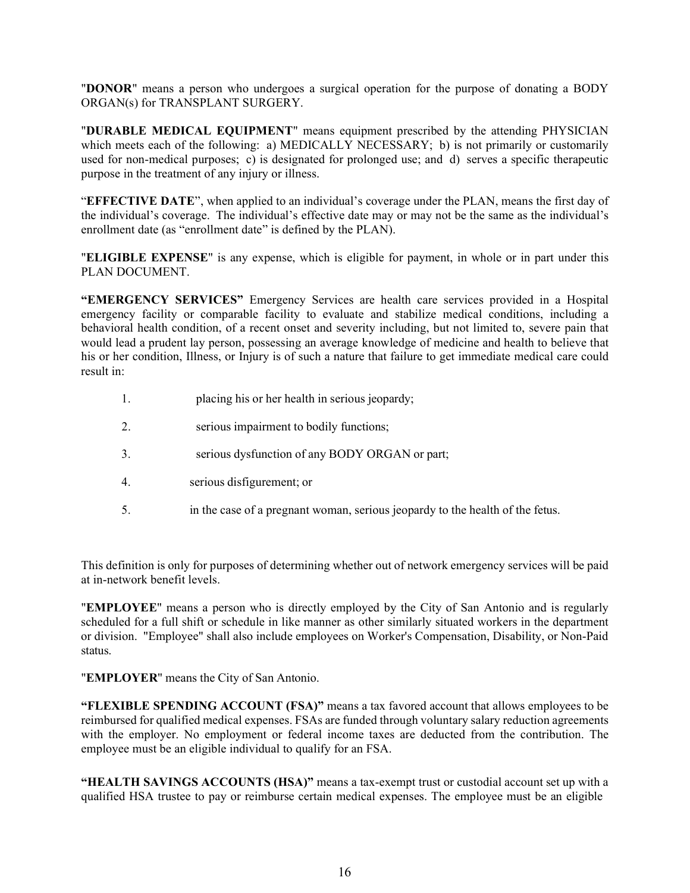"**DONOR**" means a person who undergoes a surgical operation for the purpose of donating a BODY ORGAN(s) for TRANSPLANT SURGERY.

"**DURABLE MEDICAL EQUIPMENT**" means equipment prescribed by the attending PHYSICIAN which meets each of the following: a) MEDICALLY NECESSARY; b) is not primarily or customarily used for non-medical purposes; c) is designated for prolonged use; and d) serves a specific therapeutic purpose in the treatment of any injury or illness.

"**EFFECTIVE DATE**", when applied to an individual's coverage under the PLAN, means the first day of the individual's coverage. The individual's effective date may or may not be the same as the individual's enrollment date (as "enrollment date" is defined by the PLAN).

"**ELIGIBLE EXPENSE**" is any expense, which is eligible for payment, in whole or in part under this PLAN DOCUMENT.

**"EMERGENCY SERVICES"** Emergency Services are health care services provided in a Hospital emergency facility or comparable facility to evaluate and stabilize medical conditions, including a behavioral health condition, of a recent onset and severity including, but not limited to, severe pain that would lead a prudent lay person, possessing an average knowledge of medicine and health to believe that his or her condition, Illness, or Injury is of such a nature that failure to get immediate medical care could result in:

1. placing his or her health in serious jeopardy;
2. serious impairment to bodily functions;
3. serious dysfunction of any BODY ORGAN or part;
4. serious disfigurement; or
5. in the case of a pregnant woman, serious jeopardy to the health of the fetus.

This definition is only for purposes of determining whether out of network emergency services will be paid at in-network benefit levels.

"**EMPLOYEE**" means a person who is directly employed by the City of San Antonio and is regularly scheduled for a full shift or schedule in like manner as other similarly situated workers in the department or division. "Employee" shall also include employees on Worker's Compensation, Disability, or Non-Paid status.

"**EMPLOYER**" means the City of San Antonio.

**"FLEXIBLE SPENDING ACCOUNT (FSA)"** means a tax favored account that allows employees to be reimbursed for qualified medical expenses. FSAs are funded through voluntary salary reduction agreements with the employer. No employment or federal income taxes are deducted from the contribution. The employee must be an eligible individual to qualify for an FSA.

**"HEALTH SAVINGS ACCOUNTS (HSA)"** means a tax-exempt trust or custodial account set up with a qualified HSA trustee to pay or reimburse certain medical expenses. The employee must be an eligible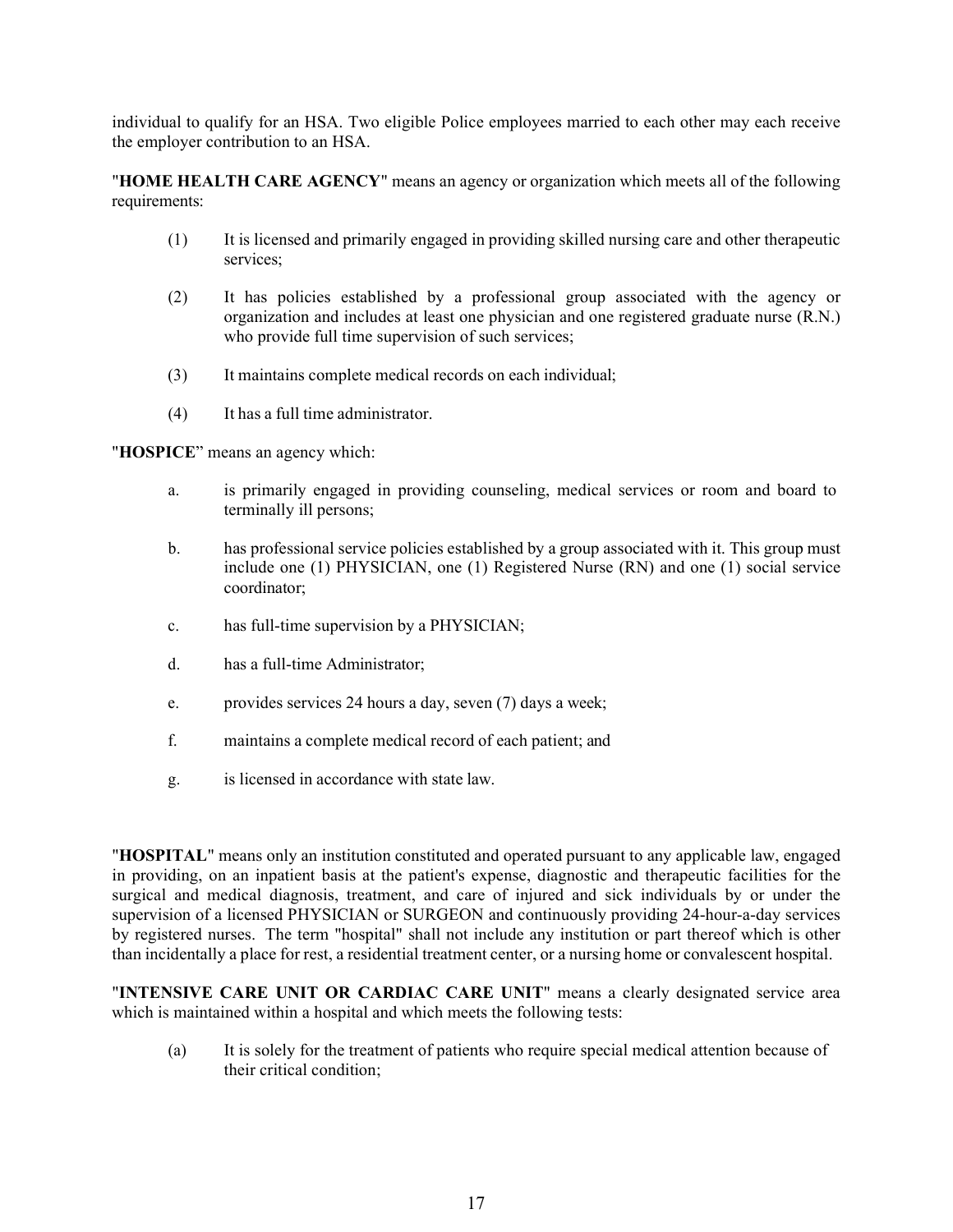individual to qualify for an HSA. Two eligible Police employees married to each other may each receive the employer contribution to an HSA.

"**HOME HEALTH CARE AGENCY**" means an agency or organization which meets all of the following requirements:

(1) It is licensed and primarily engaged in providing skilled nursing care and other therapeutic services;

(2) It has policies established by a professional group associated with the agency or organization and includes at least one physician and one registered graduate nurse (R.N.) who provide full time supervision of such services;

(3) It maintains complete medical records on each individual;

(4) It has a full time administrator.

"**HOSPICE**" means an agency which:

a. is primarily engaged in providing counseling, medical services or room and board to terminally ill persons;

b. has professional service policies established by a group associated with it. This group must include one (1) PHYSICIAN, one (1) Registered Nurse (RN) and one (1) social service coordinator;

c. has full-time supervision by a PHYSICIAN;

d. has a full-time Administrator;

e. provides services 24 hours a day, seven (7) days a week;

f. maintains a complete medical record of each patient; and

g. is licensed in accordance with state law.

"**HOSPITAL**" means only an institution constituted and operated pursuant to any applicable law, engaged in providing, on an inpatient basis at the patient's expense, diagnostic and therapeutic facilities for the surgical and medical diagnosis, treatment, and care of injured and sick individuals by or under the supervision of a licensed PHYSICIAN or SURGEON and continuously providing 24-hour-a-day services by registered nurses. The term "hospital" shall not include any institution or part thereof which is other than incidentally a place for rest, a residential treatment center, or a nursing home or convalescent hospital.

"**INTENSIVE CARE UNIT OR CARDIAC CARE UNIT**" means a clearly designated service area which is maintained within a hospital and which meets the following tests:

(a) It is solely for the treatment of patients who require special medical attention because of their critical condition;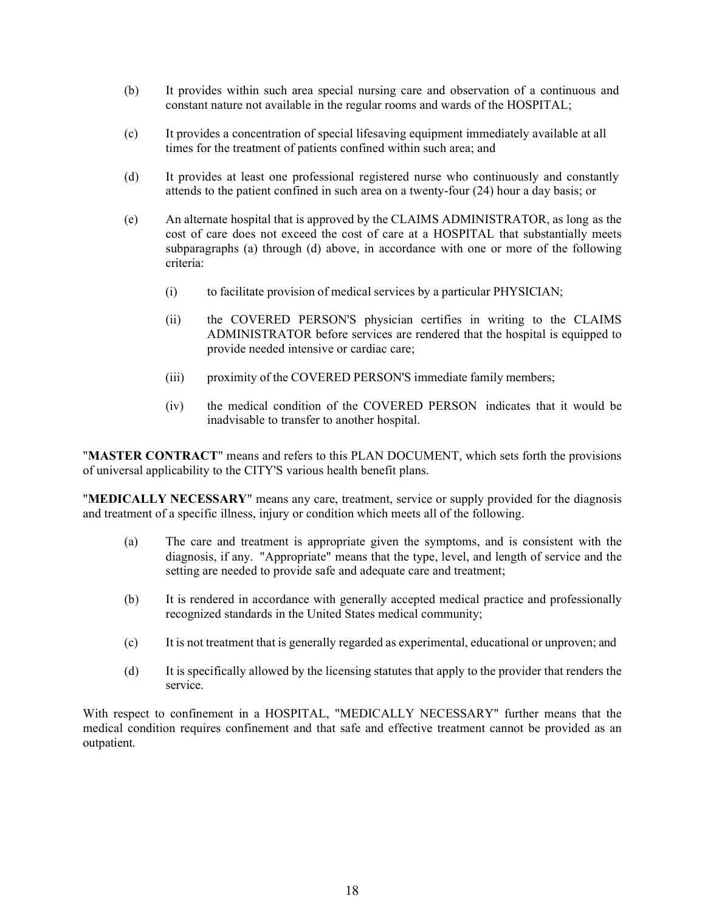(b) It provides within such area special nursing care and observation of a continuous and constant nature not available in the regular rooms and wards of the HOSPITAL;

(c) It provides a concentration of special lifesaving equipment immediately available at all times for the treatment of patients confined within such area; and

(d) It provides at least one professional registered nurse who continuously and constantly attends to the patient confined in such area on a twenty-four (24) hour a day basis; or

(e) An alternate hospital that is approved by the CLAIMS ADMINISTRATOR, as long as the cost of care does not exceed the cost of care at a HOSPITAL that substantially meets subparagraphs (a) through (d) above, in accordance with one or more of the following criteria:

   (i) to facilitate provision of medical services by a particular PHYSICIAN;

   (ii) the COVERED PERSON'S physician certifies in writing to the CLAIMS ADMINISTRATOR before services are rendered that the hospital is equipped to provide needed intensive or cardiac care;

   (iii) proximity of the COVERED PERSON'S immediate family members;

   (iv) the medical condition of the COVERED PERSON indicates that it would be inadvisable to transfer to another hospital.

"**MASTER CONTRACT**" means and refers to this PLAN DOCUMENT, which sets forth the provisions of universal applicability to the CITY'S various health benefit plans.

"**MEDICALLY NECESSARY**" means any care, treatment, service or supply provided for the diagnosis and treatment of a specific illness, injury or condition which meets all of the following.

(a) The care and treatment is appropriate given the symptoms, and is consistent with the diagnosis, if any. "Appropriate" means that the type, level, and length of service and the setting are needed to provide safe and adequate care and treatment;

(b) It is rendered in accordance with generally accepted medical practice and professionally recognized standards in the United States medical community;

(c) It is not treatment that is generally regarded as experimental, educational or unproven; and

(d) It is specifically allowed by the licensing statutes that apply to the provider that renders the service.

With respect to confinement in a HOSPITAL, "MEDICALLY NECESSARY" further means that the medical condition requires confinement and that safe and effective treatment cannot be provided as an outpatient.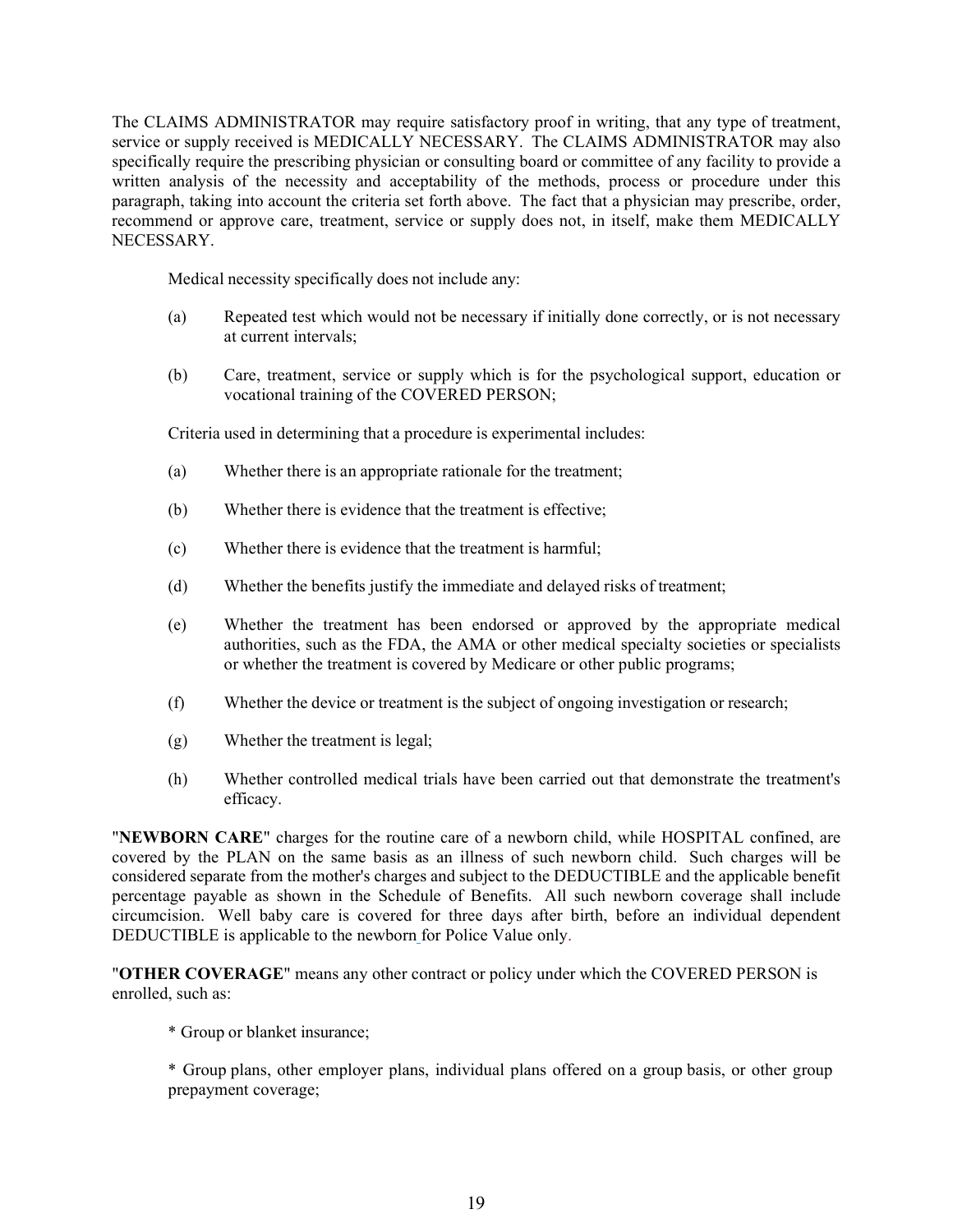The CLAIMS ADMINISTRATOR may require satisfactory proof in writing, that any type of treatment, service or supply received is MEDICALLY NECESSARY. The CLAIMS ADMINISTRATOR may also specifically require the prescribing physician or consulting board or committee of any facility to provide a written analysis of the necessity and acceptability of the methods, process or procedure under this paragraph, taking into account the criteria set forth above. The fact that a physician may prescribe, order, recommend or approve care, treatment, service or supply does not, in itself, make them MEDICALLY NECESSARY.

Medical necessity specifically does not include any:

(a) Repeated test which would not be necessary if initially done correctly, or is not necessary at current intervals;

(b) Care, treatment, service or supply which is for the psychological support, education or vocational training of the COVERED PERSON;

Criteria used in determining that a procedure is experimental includes:

(a) Whether there is an appropriate rationale for the treatment;

(b) Whether there is evidence that the treatment is effective;

(c) Whether there is evidence that the treatment is harmful;

(d) Whether the benefits justify the immediate and delayed risks of treatment;

(e) Whether the treatment has been endorsed or approved by the appropriate medical authorities, such as the FDA, the AMA or other medical specialty societies or specialists or whether the treatment is covered by Medicare or other public programs;

(f) Whether the device or treatment is the subject of ongoing investigation or research;

(g) Whether the treatment is legal;

(h) Whether controlled medical trials have been carried out that demonstrate the treatment's efficacy.

"**NEWBORN CARE**" charges for the routine care of a newborn child, while HOSPITAL confined, are covered by the PLAN on the same basis as an illness of such newborn child. Such charges will be considered separate from the mother's charges and subject to the DEDUCTIBLE and the applicable benefit percentage payable as shown in the Schedule of Benefits. All such newborn coverage shall include circumcision. Well baby care is covered for three days after birth, before an individual dependent DEDUCTIBLE is applicable to the newborn for Police Value only.

"**OTHER COVERAGE**" means any other contract or policy under which the COVERED PERSON is enrolled, such as:

* Group or blanket insurance;

* Group plans, other employer plans, individual plans offered on a group basis, or other group prepayment coverage;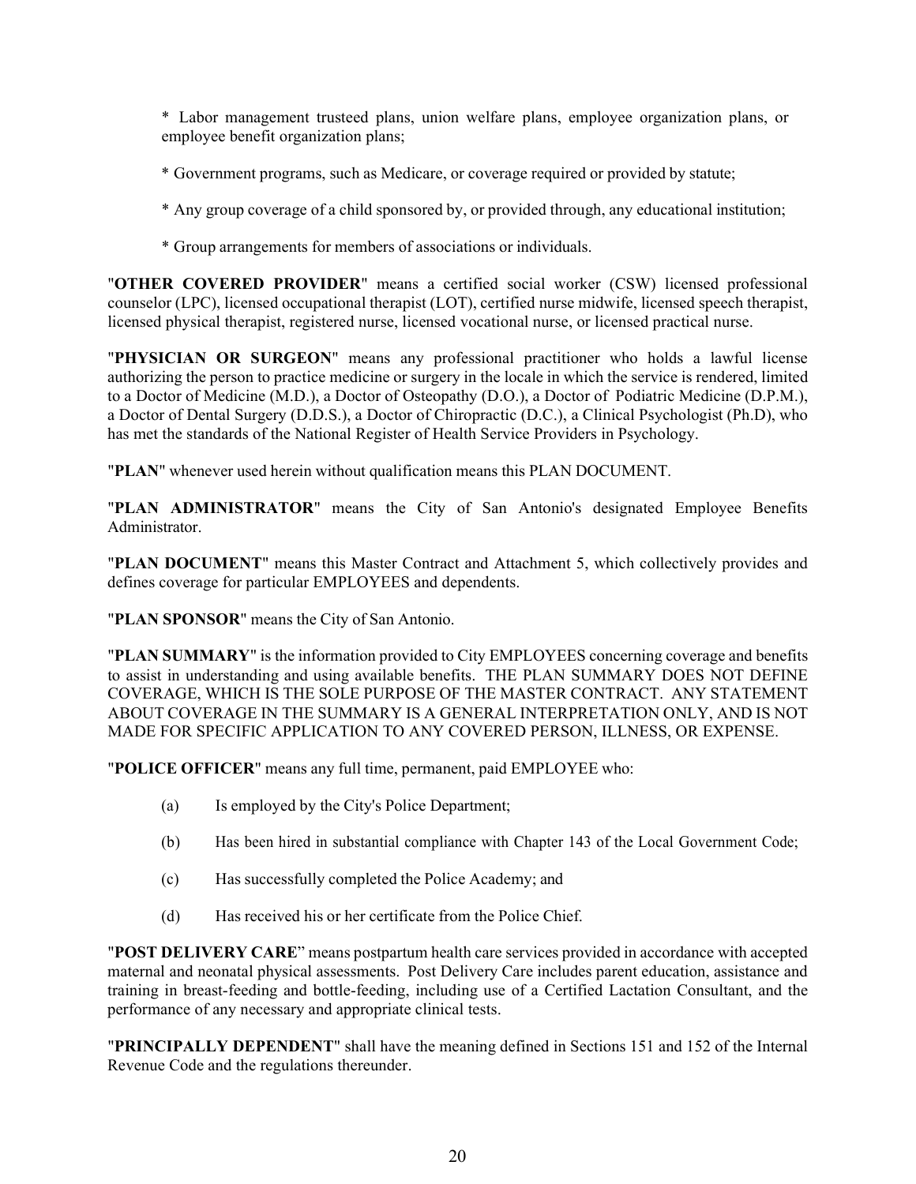* Labor management trusteed plans, union welfare plans, employee organization plans, or employee benefit organization plans;

* Government programs, such as Medicare, or coverage required or provided by statute;

* Any group coverage of a child sponsored by, or provided through, any educational institution;

* Group arrangements for members of associations or individuals.

"**OTHER COVERED PROVIDER**" means a certified social worker (CSW) licensed professional counselor (LPC), licensed occupational therapist (LOT), certified nurse midwife, licensed speech therapist, licensed physical therapist, registered nurse, licensed vocational nurse, or licensed practical nurse.

"**PHYSICIAN OR SURGEON**" means any professional practitioner who holds a lawful license authorizing the person to practice medicine or surgery in the locale in which the service is rendered, limited to a Doctor of Medicine (M.D.), a Doctor of Osteopathy (D.O.), a Doctor of Podiatric Medicine (D.P.M.), a Doctor of Dental Surgery (D.D.S.), a Doctor of Chiropractic (D.C.), a Clinical Psychologist (Ph.D), who has met the standards of the National Register of Health Service Providers in Psychology.

"**PLAN**" whenever used herein without qualification means this PLAN DOCUMENT.

"**PLAN ADMINISTRATOR**" means the City of San Antonio's designated Employee Benefits Administrator.

"**PLAN DOCUMENT**" means this Master Contract and Attachment 5, which collectively provides and defines coverage for particular EMPLOYEES and dependents.

"**PLAN SPONSOR**" means the City of San Antonio.

"**PLAN SUMMARY**" is the information provided to City EMPLOYEES concerning coverage and benefits to assist in understanding and using available benefits. THE PLAN SUMMARY DOES NOT DEFINE COVERAGE, WHICH IS THE SOLE PURPOSE OF THE MASTER CONTRACT. ANY STATEMENT ABOUT COVERAGE IN THE SUMMARY IS A GENERAL INTERPRETATION ONLY, AND IS NOT MADE FOR SPECIFIC APPLICATION TO ANY COVERED PERSON, ILLNESS, OR EXPENSE.

"**POLICE OFFICER**" means any full time, permanent, paid EMPLOYEE who:

(a) Is employed by the City's Police Department;

(b) Has been hired in substantial compliance with Chapter 143 of the Local Government Code;

(c) Has successfully completed the Police Academy; and

(d) Has received his or her certificate from the Police Chief.

"**POST DELIVERY CARE**" means postpartum health care services provided in accordance with accepted maternal and neonatal physical assessments. Post Delivery Care includes parent education, assistance and training in breast-feeding and bottle-feeding, including use of a Certified Lactation Consultant, and the performance of any necessary and appropriate clinical tests.

"**PRINCIPALLY DEPENDENT**" shall have the meaning defined in Sections 151 and 152 of the Internal Revenue Code and the regulations thereunder.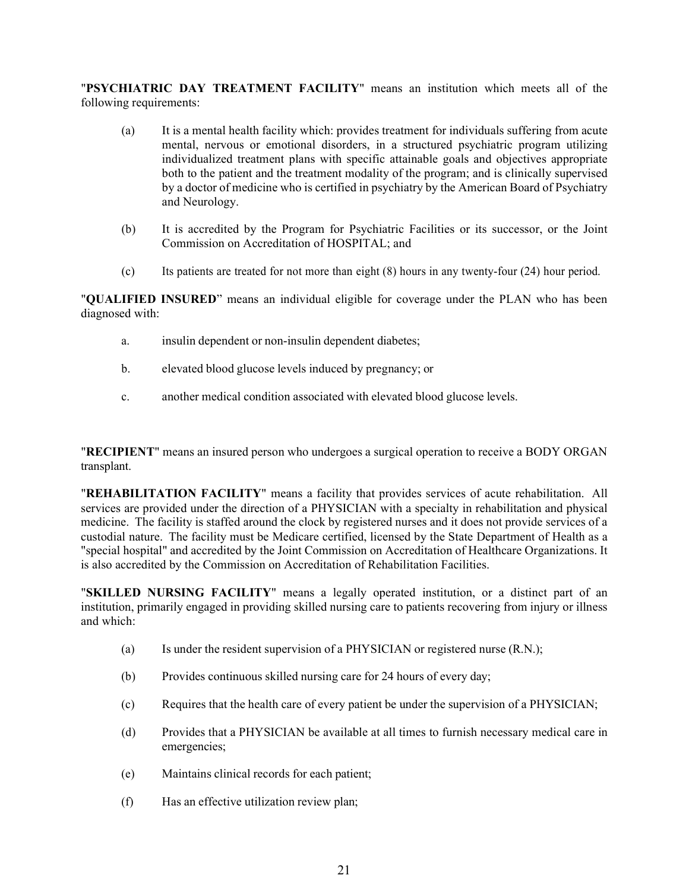"**PSYCHIATRIC DAY TREATMENT FACILITY**" means an institution which meets all of the following requirements:

(a) It is a mental health facility which: provides treatment for individuals suffering from acute mental, nervous or emotional disorders, in a structured psychiatric program utilizing individualized treatment plans with specific attainable goals and objectives appropriate both to the patient and the treatment modality of the program; and is clinically supervised by a doctor of medicine who is certified in psychiatry by the American Board of Psychiatry and Neurology.

(b) It is accredited by the Program for Psychiatric Facilities or its successor, or the Joint Commission on Accreditation of HOSPITAL; and

(c) Its patients are treated for not more than eight (8) hours in any twenty-four (24) hour period.

"**QUALIFIED INSURED**" means an individual eligible for coverage under the PLAN who has been diagnosed with:

a. insulin dependent or non-insulin dependent diabetes;

b. elevated blood glucose levels induced by pregnancy; or

c. another medical condition associated with elevated blood glucose levels.

"**RECIPIENT**" means an insured person who undergoes a surgical operation to receive a BODY ORGAN transplant.

"**REHABILITATION FACILITY**" means a facility that provides services of acute rehabilitation. All services are provided under the direction of a PHYSICIAN with a specialty in rehabilitation and physical medicine. The facility is staffed around the clock by registered nurses and it does not provide services of a custodial nature. The facility must be Medicare certified, licensed by the State Department of Health as a "special hospital" and accredited by the Joint Commission on Accreditation of Healthcare Organizations. It is also accredited by the Commission on Accreditation of Rehabilitation Facilities.

"**SKILLED NURSING FACILITY**" means a legally operated institution, or a distinct part of an institution, primarily engaged in providing skilled nursing care to patients recovering from injury or illness and which:

(a) Is under the resident supervision of a PHYSICIAN or registered nurse (R.N.);

(b) Provides continuous skilled nursing care for 24 hours of every day;

(c) Requires that the health care of every patient be under the supervision of a PHYSICIAN;

(d) Provides that a PHYSICIAN be available at all times to furnish necessary medical care in emergencies;

(e) Maintains clinical records for each patient;

(f) Has an effective utilization review plan;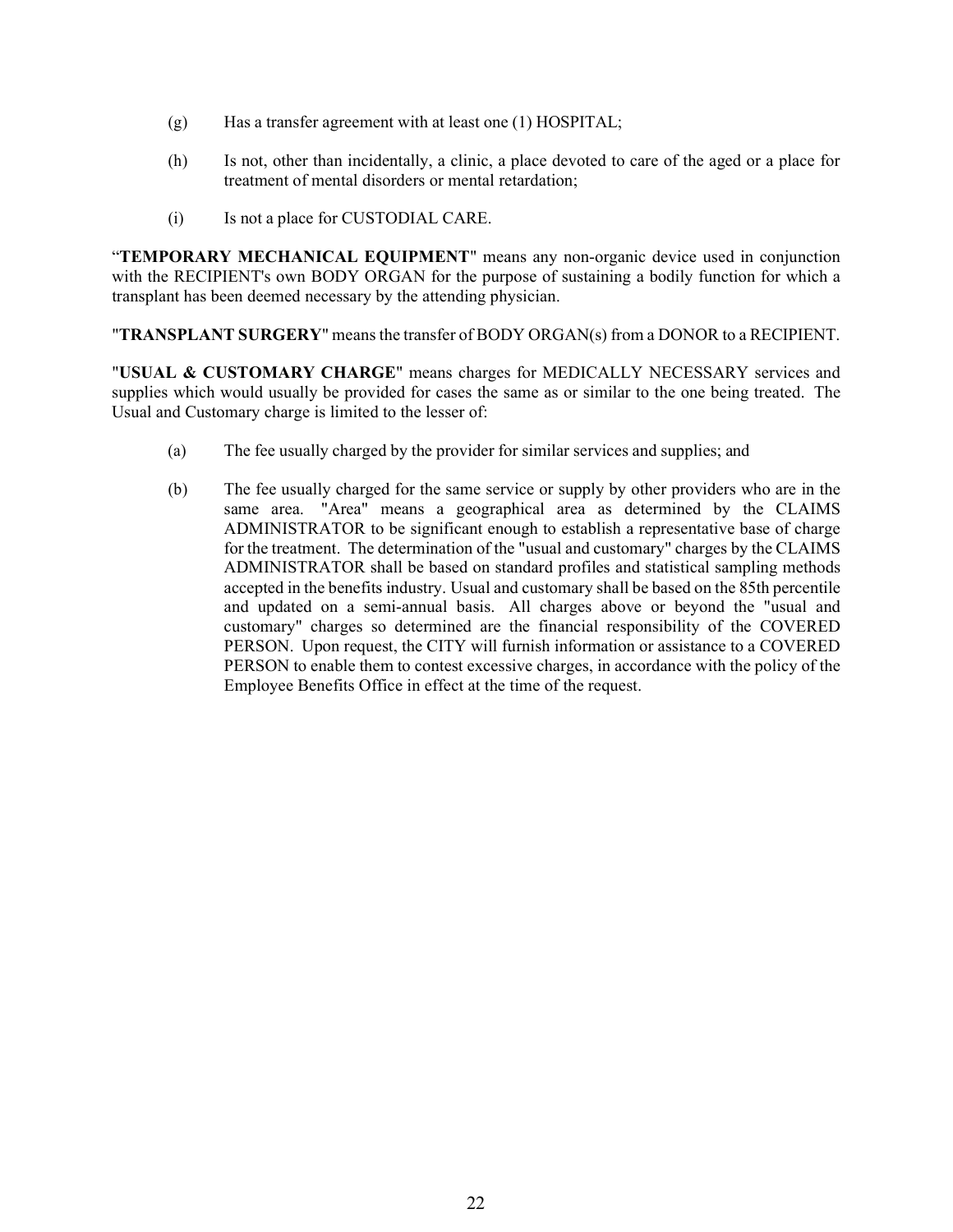(g) Has a transfer agreement with at least one (1) HOSPITAL;

(h) Is not, other than incidentally, a clinic, a place devoted to care of the aged or a place for treatment of mental disorders or mental retardation;

(i) Is not a place for CUSTODIAL CARE.

"**TEMPORARY MECHANICAL EQUIPMENT**" means any non-organic device used in conjunction with the RECIPIENT's own BODY ORGAN for the purpose of sustaining a bodily function for which a transplant has been deemed necessary by the attending physician.

"**TRANSPLANT SURGERY**" means the transfer of BODY ORGAN(s) from a DONOR to a RECIPIENT.

"**USUAL & CUSTOMARY CHARGE**" means charges for MEDICALLY NECESSARY services and supplies which would usually be provided for cases the same as or similar to the one being treated. The Usual and Customary charge is limited to the lesser of:

(a) The fee usually charged by the provider for similar services and supplies; and

(b) The fee usually charged for the same service or supply by other providers who are in the same area. "Area" means a geographical area as determined by the CLAIMS ADMINISTRATOR to be significant enough to establish a representative base of charge for the treatment. The determination of the "usual and customary" charges by the CLAIMS ADMINISTRATOR shall be based on standard profiles and statistical sampling methods accepted in the benefits industry. Usual and customary shall be based on the 85th percentile and updated on a semi-annual basis. All charges above or beyond the "usual and customary" charges so determined are the financial responsibility of the COVERED PERSON. Upon request, the CITY will furnish information or assistance to a COVERED PERSON to enable them to contest excessive charges, in accordance with the policy of the Employee Benefits Office in effect at the time of the request.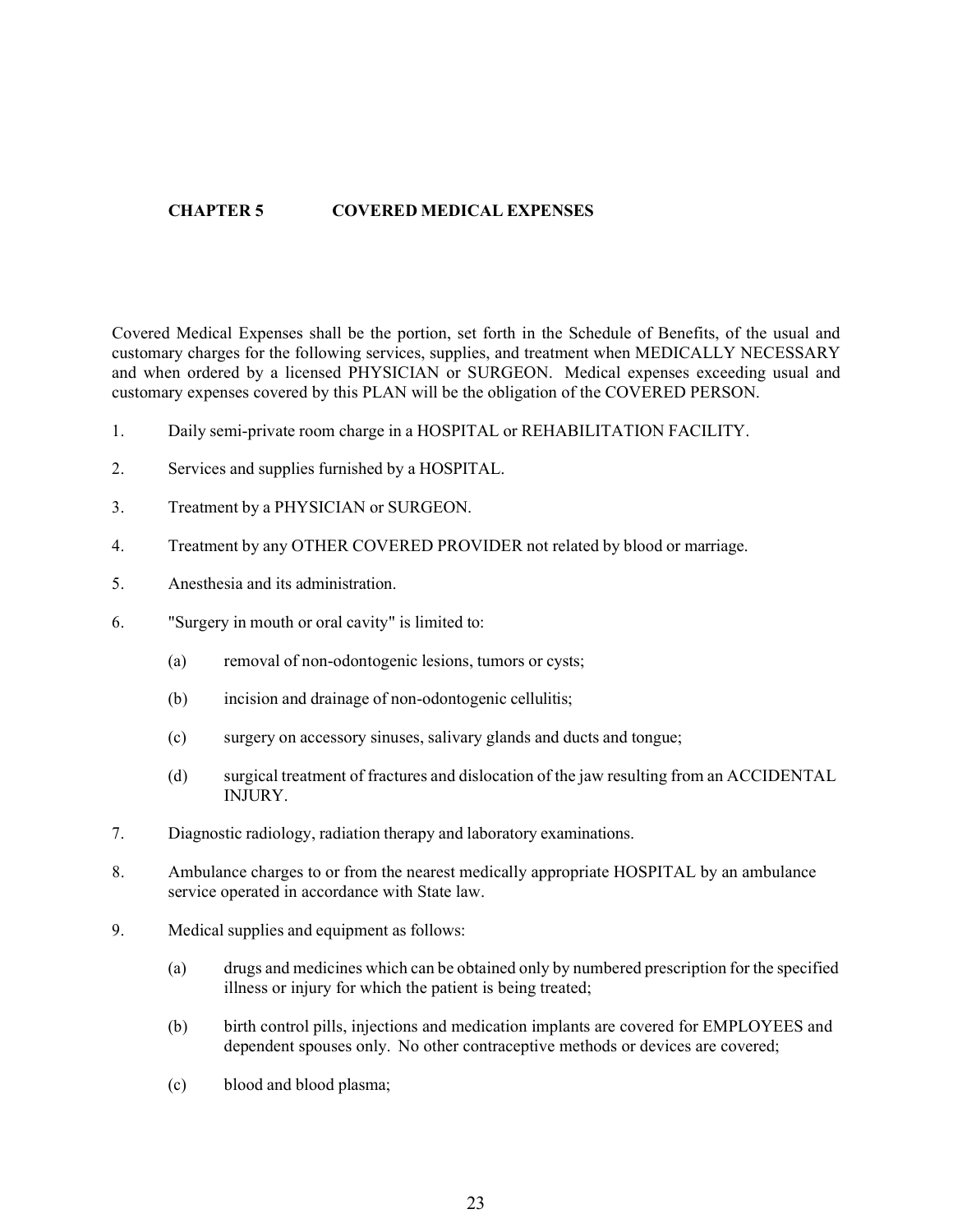## CHAPTER 5 COVERED MEDICAL EXPENSES

Covered Medical Expenses shall be the portion, set forth in the Schedule of Benefits, of the usual and customary charges for the following services, supplies, and treatment when MEDICALLY NECESSARY and when ordered by a licensed PHYSICIAN or SURGEON. Medical expenses exceeding usual and customary expenses covered by this PLAN will be the obligation of the COVERED PERSON.

1. Daily semi-private room charge in a HOSPITAL or REHABILITATION FACILITY.

2. Services and supplies furnished by a HOSPITAL.

3. Treatment by a PHYSICIAN or SURGEON.

4. Treatment by any OTHER COVERED PROVIDER not related by blood or marriage.

5. Anesthesia and its administration.

6. "Surgery in mouth or oral cavity" is limited to:

   (a) removal of non-odontogenic lesions, tumors or cysts;

   (b) incision and drainage of non-odontogenic cellulitis;

   (c) surgery on accessory sinuses, salivary glands and ducts and tongue;

   (d) surgical treatment of fractures and dislocation of the jaw resulting from an ACCIDENTAL INJURY.

7. Diagnostic radiology, radiation therapy and laboratory examinations.

8. Ambulance charges to or from the nearest medically appropriate HOSPITAL by an ambulance service operated in accordance with State law.

9. Medical supplies and equipment as follows:

   (a) drugs and medicines which can be obtained only by numbered prescription for the specified illness or injury for which the patient is being treated;

   (b) birth control pills, injections and medication implants are covered for EMPLOYEES and dependent spouses only. No other contraceptive methods or devices are covered;

   (c) blood and blood plasma;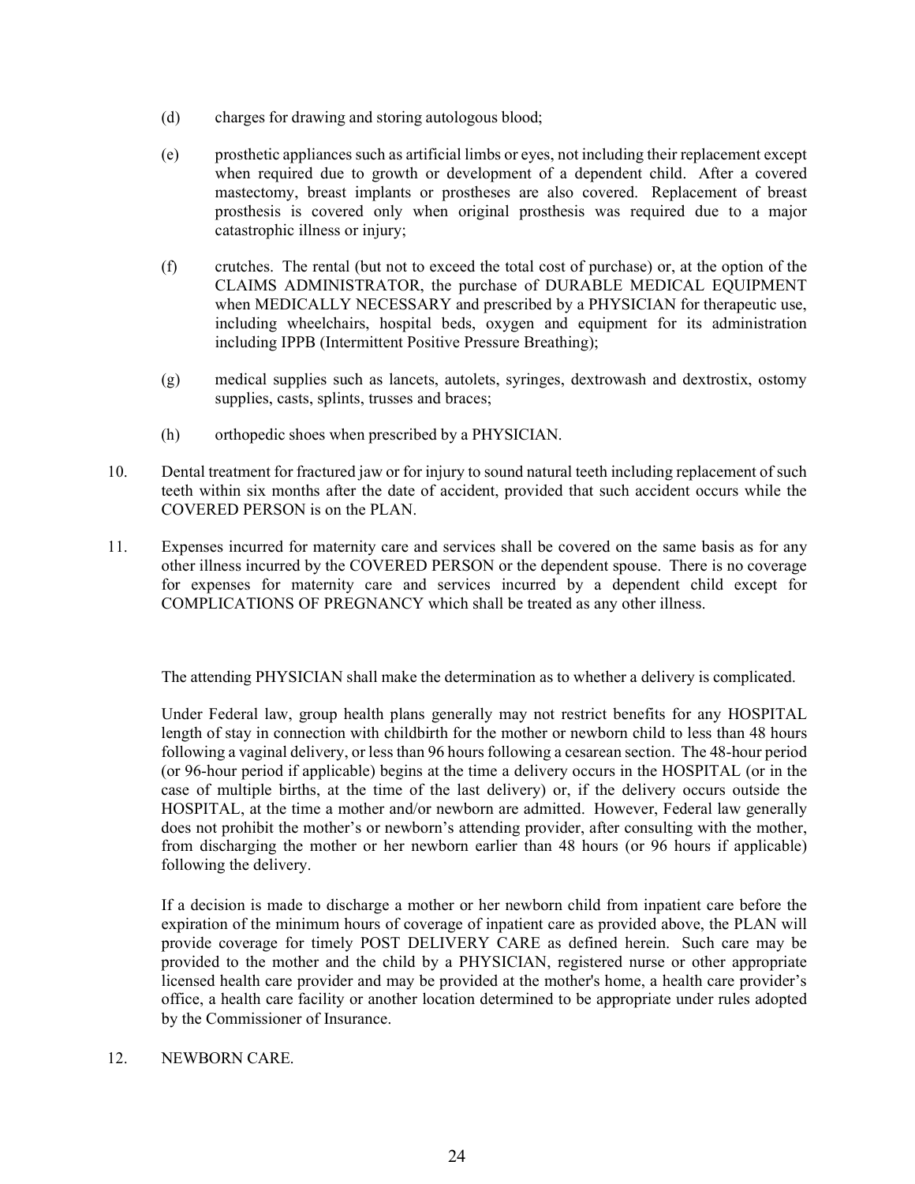(d) charges for drawing and storing autologous blood;

(e) prosthetic appliances such as artificial limbs or eyes, not including their replacement except when required due to growth or development of a dependent child. After a covered mastectomy, breast implants or prostheses are also covered. Replacement of breast prosthesis is covered only when original prosthesis was required due to a major catastrophic illness or injury;

(f) crutches. The rental (but not to exceed the total cost of purchase) or, at the option of the CLAIMS ADMINISTRATOR, the purchase of DURABLE MEDICAL EQUIPMENT when MEDICALLY NECESSARY and prescribed by a PHYSICIAN for therapeutic use, including wheelchairs, hospital beds, oxygen and equipment for its administration including IPPB (Intermittent Positive Pressure Breathing);

(g) medical supplies such as lancets, autolets, syringes, dextrowash and dextrostix, ostomy supplies, casts, splints, trusses and braces;

(h) orthopedic shoes when prescribed by a PHYSICIAN.

10. Dental treatment for fractured jaw or for injury to sound natural teeth including replacement of such teeth within six months after the date of accident, provided that such accident occurs while the COVERED PERSON is on the PLAN.

11. Expenses incurred for maternity care and services shall be covered on the same basis as for any other illness incurred by the COVERED PERSON or the dependent spouse. There is no coverage for expenses for maternity care and services incurred by a dependent child except for COMPLICATIONS OF PREGNANCY which shall be treated as any other illness.

    The attending PHYSICIAN shall make the determination as to whether a delivery is complicated.

    Under Federal law, group health plans generally may not restrict benefits for any HOSPITAL length of stay in connection with childbirth for the mother or newborn child to less than 48 hours following a vaginal delivery, or less than 96 hours following a cesarean section. The 48-hour period (or 96-hour period if applicable) begins at the time a delivery occurs in the HOSPITAL (or in the case of multiple births, at the time of the last delivery) or, if the delivery occurs outside the HOSPITAL, at the time a mother and/or newborn are admitted. However, Federal law generally does not prohibit the mother's or newborn's attending provider, after consulting with the mother, from discharging the mother or her newborn earlier than 48 hours (or 96 hours if applicable) following the delivery.

    If a decision is made to discharge a mother or her newborn child from inpatient care before the expiration of the minimum hours of coverage of inpatient care as provided above, the PLAN will provide coverage for timely POST DELIVERY CARE as defined herein. Such care may be provided to the mother and the child by a PHYSICIAN, registered nurse or other appropriate licensed health care provider and may be provided at the mother's home, a health care provider's office, a health care facility or another location determined to be appropriate under rules adopted by the Commissioner of Insurance.

12. NEWBORN CARE.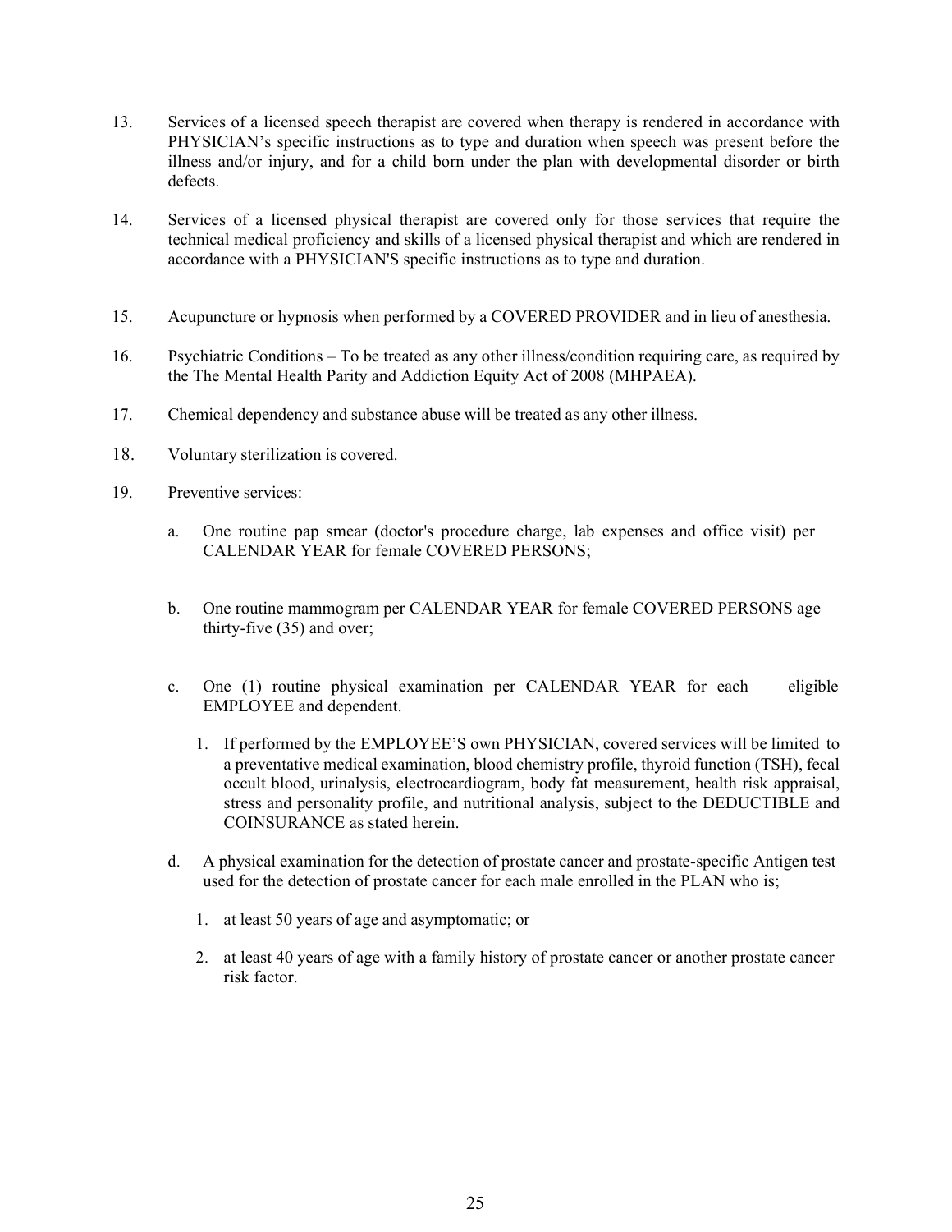13. Services of a licensed speech therapist are covered when therapy is rendered in accordance with PHYSICIAN's specific instructions as to type and duration when speech was present before the illness and/or injury, and for a child born under the plan with developmental disorder or birth defects.

14. Services of a licensed physical therapist are covered only for those services that require the technical medical proficiency and skills of a licensed physical therapist and which are rendered in accordance with a PHYSICIAN'S specific instructions as to type and duration.

15. Acupuncture or hypnosis when performed by a COVERED PROVIDER and in lieu of anesthesia.

16. Psychiatric Conditions – To be treated as any other illness/condition requiring care, as required by the The Mental Health Parity and Addiction Equity Act of 2008 (MHPAEA).

17. Chemical dependency and substance abuse will be treated as any other illness.

18. Voluntary sterilization is covered.

19. Preventive services:

    a. One routine pap smear (doctor's procedure charge, lab expenses and office visit) per CALENDAR YEAR for female COVERED PERSONS;

    b. One routine mammogram per CALENDAR YEAR for female COVERED PERSONS age thirty-five (35) and over;

    c. One (1) routine physical examination per CALENDAR YEAR for each eligible EMPLOYEE and dependent.

        1. If performed by the EMPLOYEE'S own PHYSICIAN, covered services will be limited to a preventative medical examination, blood chemistry profile, thyroid function (TSH), fecal occult blood, urinalysis, electrocardiogram, body fat measurement, health risk appraisal, stress and personality profile, and nutritional analysis, subject to the DEDUCTIBLE and COINSURANCE as stated herein.

    d. A physical examination for the detection of prostate cancer and prostate-specific Antigen test used for the detection of prostate cancer for each male enrolled in the PLAN who is;

        1. at least 50 years of age and asymptomatic; or

        2. at least 40 years of age with a family history of prostate cancer or another prostate cancer risk factor.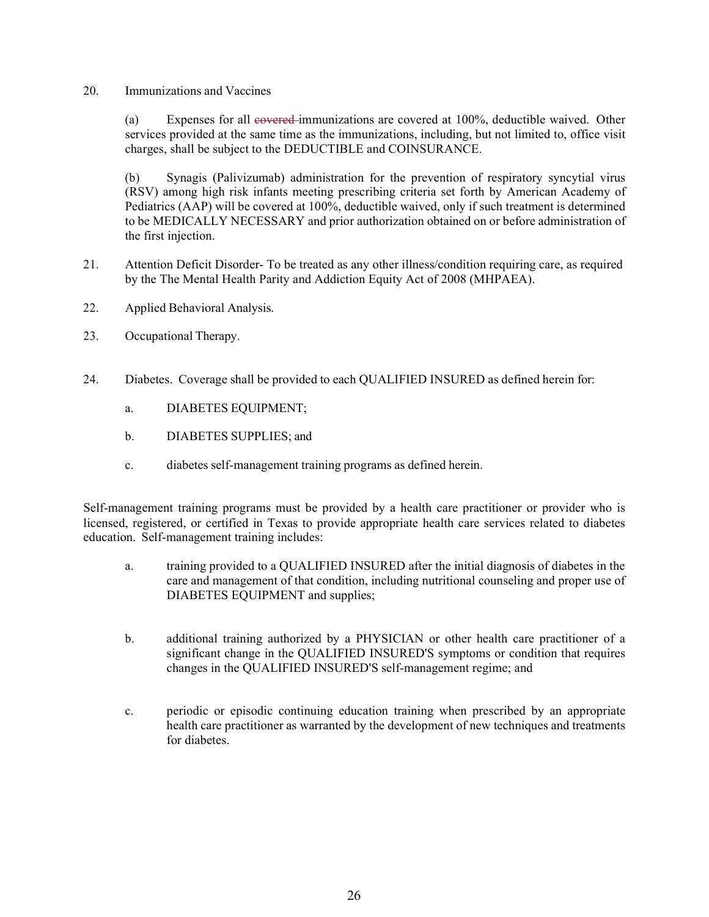20. Immunizations and Vaccines

    (a) Expenses for all ~~covered~~ immunizations are covered at 100%, deductible waived. Other services provided at the same time as the immunizations, including, but not limited to, office visit charges, shall be subject to the DEDUCTIBLE and COINSURANCE.

    (b) Synagis (Palivizumab) administration for the prevention of respiratory syncytial virus (RSV) among high risk infants meeting prescribing criteria set forth by American Academy of Pediatrics (AAP) will be covered at 100%, deductible waived, only if such treatment is determined to be MEDICALLY NECESSARY and prior authorization obtained on or before administration of the first injection.

21. Attention Deficit Disorder- To be treated as any other illness/condition requiring care, as required by the The Mental Health Parity and Addiction Equity Act of 2008 (MHPAEA).

22. Applied Behavioral Analysis.

23. Occupational Therapy.

24. Diabetes. Coverage shall be provided to each QUALIFIED INSURED as defined herein for:

    a. DIABETES EQUIPMENT;

    b. DIABETES SUPPLIES; and

    c. diabetes self-management training programs as defined herein.

Self-management training programs must be provided by a health care practitioner or provider who is licensed, registered, or certified in Texas to provide appropriate health care services related to diabetes education. Self-management training includes:

a. training provided to a QUALIFIED INSURED after the initial diagnosis of diabetes in the care and management of that condition, including nutritional counseling and proper use of DIABETES EQUIPMENT and supplies;

b. additional training authorized by a PHYSICIAN or other health care practitioner of a significant change in the QUALIFIED INSURED'S symptoms or condition that requires changes in the QUALIFIED INSURED'S self-management regime; and

c. periodic or episodic continuing education training when prescribed by an appropriate health care practitioner as warranted by the development of new techniques and treatments for diabetes.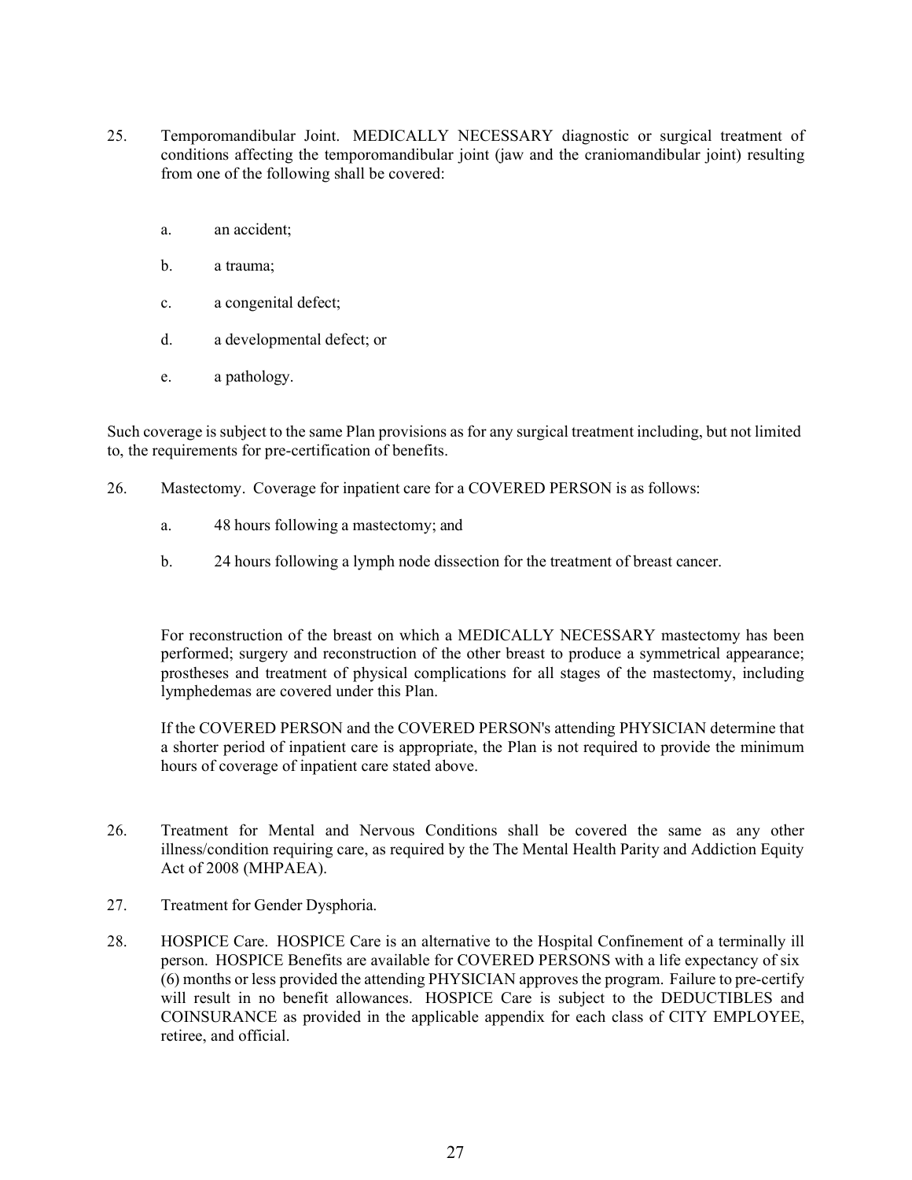25. Temporomandibular Joint. MEDICALLY NECESSARY diagnostic or surgical treatment of conditions affecting the temporomandibular joint (jaw and the craniomandibular joint) resulting from one of the following shall be covered:

    a. an accident;

    b. a trauma;

    c. a congenital defect;

    d. a developmental defect; or

    e. a pathology.

Such coverage is subject to the same Plan provisions as for any surgical treatment including, but not limited to, the requirements for pre-certification of benefits.

26. Mastectomy. Coverage for inpatient care for a COVERED PERSON is as follows:

    a. 48 hours following a mastectomy; and

    b. 24 hours following a lymph node dissection for the treatment of breast cancer.

    For reconstruction of the breast on which a MEDICALLY NECESSARY mastectomy has been performed; surgery and reconstruction of the other breast to produce a symmetrical appearance; prostheses and treatment of physical complications for all stages of the mastectomy, including lymphedemas are covered under this Plan.

    If the COVERED PERSON and the COVERED PERSON's attending PHYSICIAN determine that a shorter period of inpatient care is appropriate, the Plan is not required to provide the minimum hours of coverage of inpatient care stated above.

26. Treatment for Mental and Nervous Conditions shall be covered the same as any other illness/condition requiring care, as required by the The Mental Health Parity and Addiction Equity Act of 2008 (MHPAEA).

27. Treatment for Gender Dysphoria.

28. HOSPICE Care. HOSPICE Care is an alternative to the Hospital Confinement of a terminally ill person. HOSPICE Benefits are available for COVERED PERSONS with a life expectancy of six (6) months or less provided the attending PHYSICIAN approves the program. Failure to pre-certify will result in no benefit allowances. HOSPICE Care is subject to the DEDUCTIBLES and COINSURANCE as provided in the applicable appendix for each class of CITY EMPLOYEE, retiree, and official.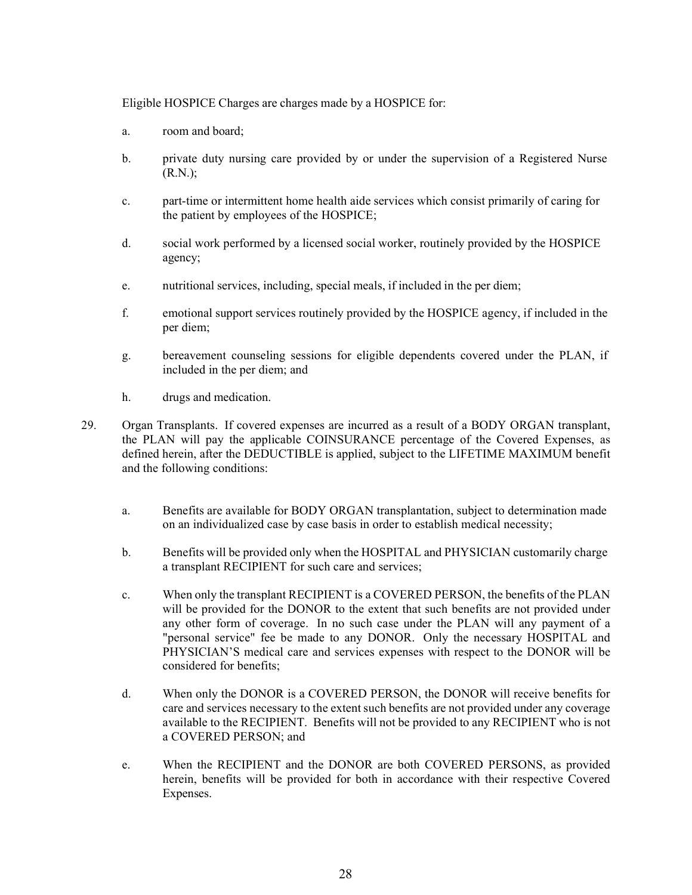Eligible HOSPICE Charges are charges made by a HOSPICE for:

a. room and board;

b. private duty nursing care provided by or under the supervision of a Registered Nurse (R.N.);

c. part-time or intermittent home health aide services which consist primarily of caring for the patient by employees of the HOSPICE;

d. social work performed by a licensed social worker, routinely provided by the HOSPICE agency;

e. nutritional services, including, special meals, if included in the per diem;

f. emotional support services routinely provided by the HOSPICE agency, if included in the per diem;

g. bereavement counseling sessions for eligible dependents covered under the PLAN, if included in the per diem; and

h. drugs and medication.

29. Organ Transplants. If covered expenses are incurred as a result of a BODY ORGAN transplant, the PLAN will pay the applicable COINSURANCE percentage of the Covered Expenses, as defined herein, after the DEDUCTIBLE is applied, subject to the LIFETIME MAXIMUM benefit and the following conditions:

   a. Benefits are available for BODY ORGAN transplantation, subject to determination made on an individualized case by case basis in order to establish medical necessity;

   b. Benefits will be provided only when the HOSPITAL and PHYSICIAN customarily charge a transplant RECIPIENT for such care and services;

   c. When only the transplant RECIPIENT is a COVERED PERSON, the benefits of the PLAN will be provided for the DONOR to the extent that such benefits are not provided under any other form of coverage. In no such case under the PLAN will any payment of a "personal service" fee be made to any DONOR. Only the necessary HOSPITAL and PHYSICIAN'S medical care and services expenses with respect to the DONOR will be considered for benefits;

   d. When only the DONOR is a COVERED PERSON, the DONOR will receive benefits for care and services necessary to the extent such benefits are not provided under any coverage available to the RECIPIENT. Benefits will not be provided to any RECIPIENT who is not a COVERED PERSON; and

   e. When the RECIPIENT and the DONOR are both COVERED PERSONS, as provided herein, benefits will be provided for both in accordance with their respective Covered Expenses.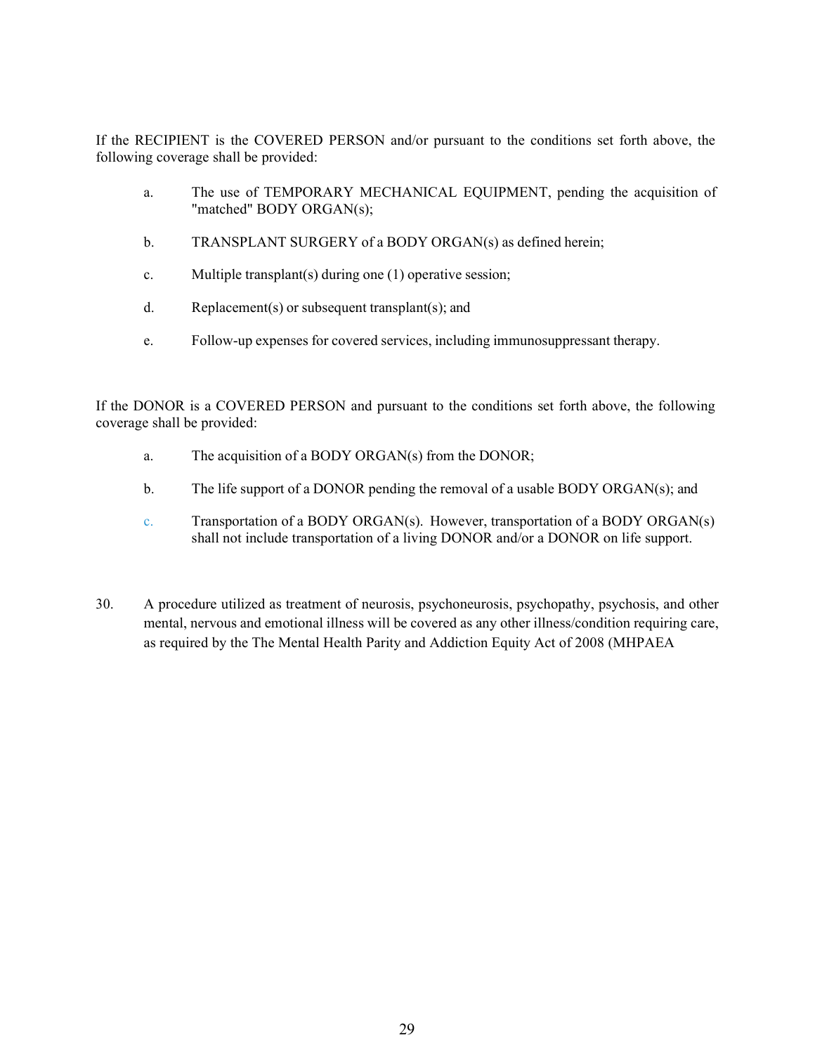If the RECIPIENT is the COVERED PERSON and/or pursuant to the conditions set forth above, the following coverage shall be provided:

a. The use of TEMPORARY MECHANICAL EQUIPMENT, pending the acquisition of "matched" BODY ORGAN(s);

b. TRANSPLANT SURGERY of a BODY ORGAN(s) as defined herein;

c. Multiple transplant(s) during one (1) operative session;

d. Replacement(s) or subsequent transplant(s); and

e. Follow-up expenses for covered services, including immunosuppressant therapy.

If the DONOR is a COVERED PERSON and pursuant to the conditions set forth above, the following coverage shall be provided:

a. The acquisition of a BODY ORGAN(s) from the DONOR;

b. The life support of a DONOR pending the removal of a usable BODY ORGAN(s); and

c. Transportation of a BODY ORGAN(s). However, transportation of a BODY ORGAN(s) shall not include transportation of a living DONOR and/or a DONOR on life support.

30. A procedure utilized as treatment of neurosis, psychoneurosis, psychopathy, psychosis, and other mental, nervous and emotional illness will be covered as any other illness/condition requiring care, as required by the The Mental Health Parity and Addiction Equity Act of 2008 (MHPAEA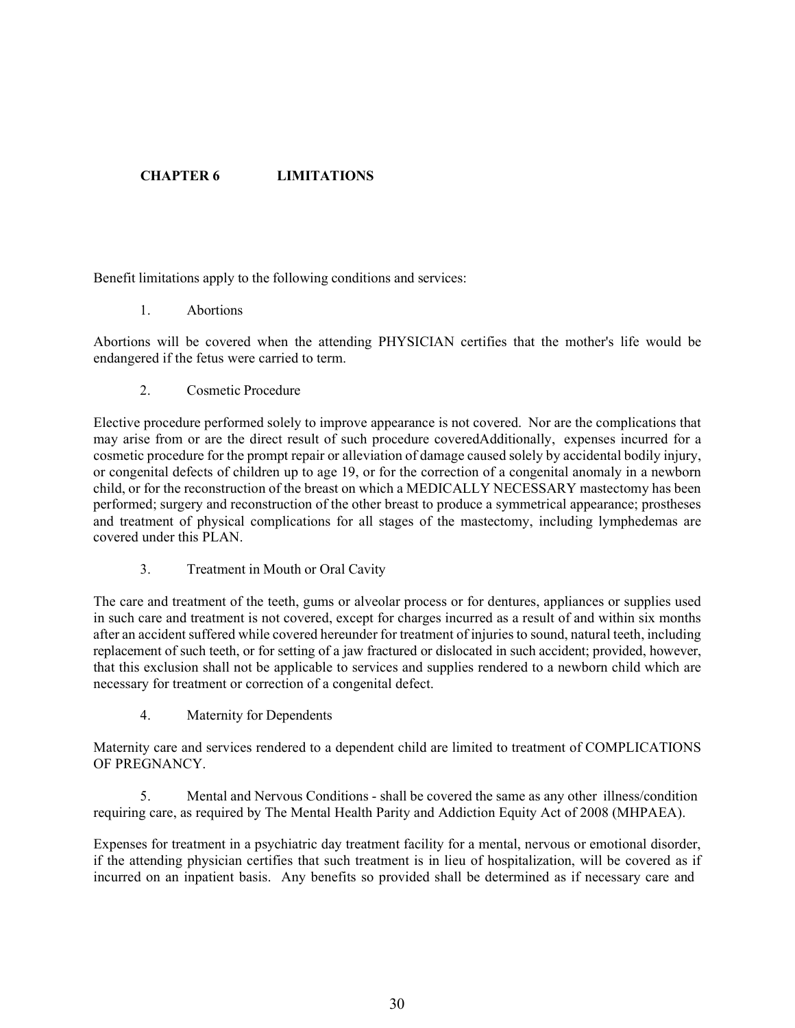# CHAPTER 6 LIMITATIONS

Benefit limitations apply to the following conditions and services:

1. Abortions

Abortions will be covered when the attending PHYSICIAN certifies that the mother's life would be endangered if the fetus were carried to term.

2. Cosmetic Procedure

Elective procedure performed solely to improve appearance is not covered. Nor are the complications that may arise from or are the direct result of such procedure coveredAdditionally, expenses incurred for a cosmetic procedure for the prompt repair or alleviation of damage caused solely by accidental bodily injury, or congenital defects of children up to age 19, or for the correction of a congenital anomaly in a newborn child, or for the reconstruction of the breast on which a MEDICALLY NECESSARY mastectomy has been performed; surgery and reconstruction of the other breast to produce a symmetrical appearance; prostheses and treatment of physical complications for all stages of the mastectomy, including lymphedemas are covered under this PLAN.

3. Treatment in Mouth or Oral Cavity

The care and treatment of the teeth, gums or alveolar process or for dentures, appliances or supplies used in such care and treatment is not covered, except for charges incurred as a result of and within six months after an accident suffered while covered hereunder for treatment of injuries to sound, natural teeth, including replacement of such teeth, or for setting of a jaw fractured or dislocated in such accident; provided, however, that this exclusion shall not be applicable to services and supplies rendered to a newborn child which are necessary for treatment or correction of a congenital defect.

4. Maternity for Dependents

Maternity care and services rendered to a dependent child are limited to treatment of COMPLICATIONS OF PREGNANCY.

5. Mental and Nervous Conditions - shall be covered the same as any other illness/condition requiring care, as required by The Mental Health Parity and Addiction Equity Act of 2008 (MHPAEA).

Expenses for treatment in a psychiatric day treatment facility for a mental, nervous or emotional disorder, if the attending physician certifies that such treatment is in lieu of hospitalization, will be covered as if incurred on an inpatient basis. Any benefits so provided shall be determined as if necessary care and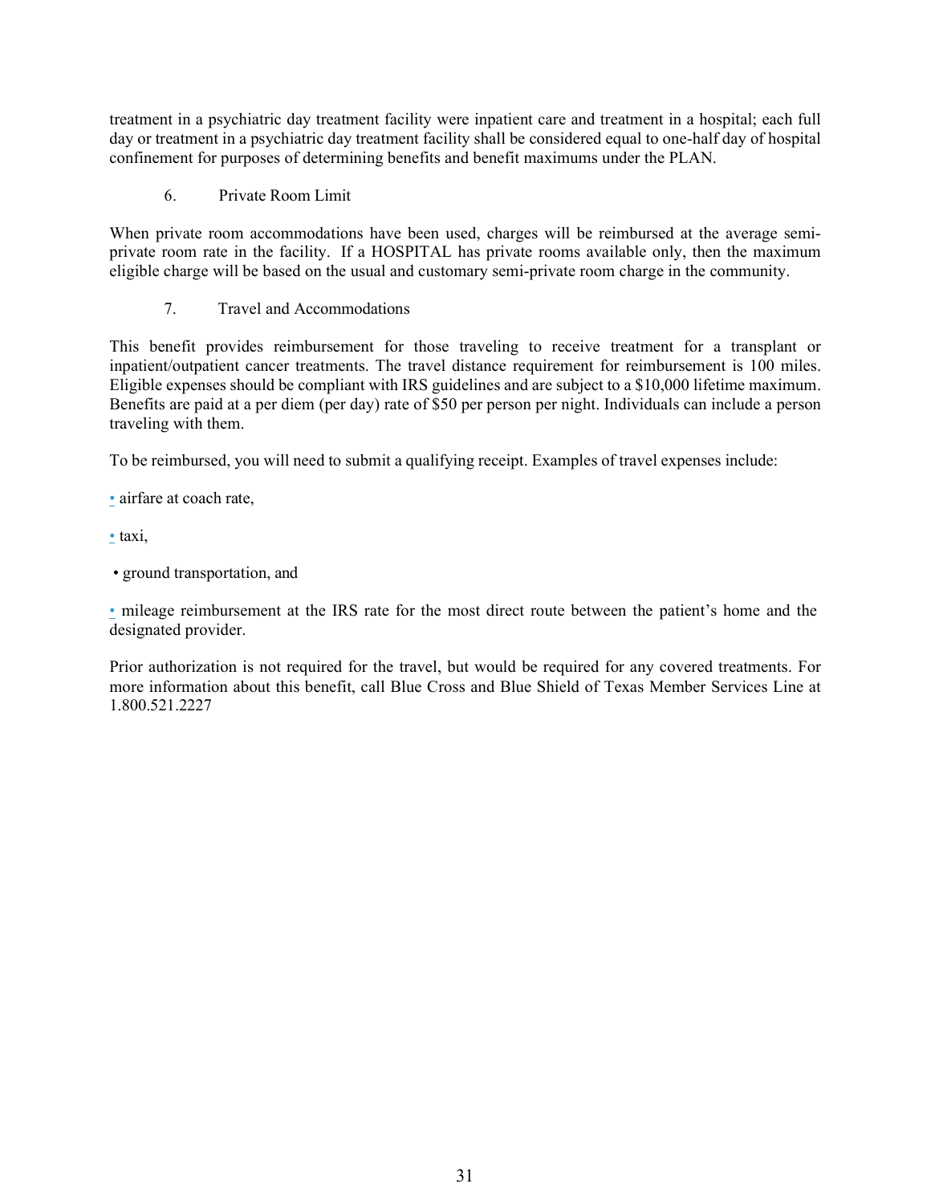treatment in a psychiatric day treatment facility were inpatient care and treatment in a hospital; each full day or treatment in a psychiatric day treatment facility shall be considered equal to one-half day of hospital confinement for purposes of determining benefits and benefit maximums under the PLAN.

6. Private Room Limit

When private room accommodations have been used, charges will be reimbursed at the average semi-private room rate in the facility. If a HOSPITAL has private rooms available only, then the maximum eligible charge will be based on the usual and customary semi-private room charge in the community.

7. Travel and Accommodations

This benefit provides reimbursement for those traveling to receive treatment for a transplant or inpatient/outpatient cancer treatments. The travel distance requirement for reimbursement is 100 miles. Eligible expenses should be compliant with IRS guidelines and are subject to a $10,000 lifetime maximum. Benefits are paid at a per diem (per day) rate of $50 per person per night. Individuals can include a person traveling with them.

To be reimbursed, you will need to submit a qualifying receipt. Examples of travel expenses include:

- airfare at coach rate,
- taxi,
- ground transportation, and
- mileage reimbursement at the IRS rate for the most direct route between the patient's home and the designated provider.

Prior authorization is not required for the travel, but would be required for any covered treatments. For more information about this benefit, call Blue Cross and Blue Shield of Texas Member Services Line at 1.800.521.2227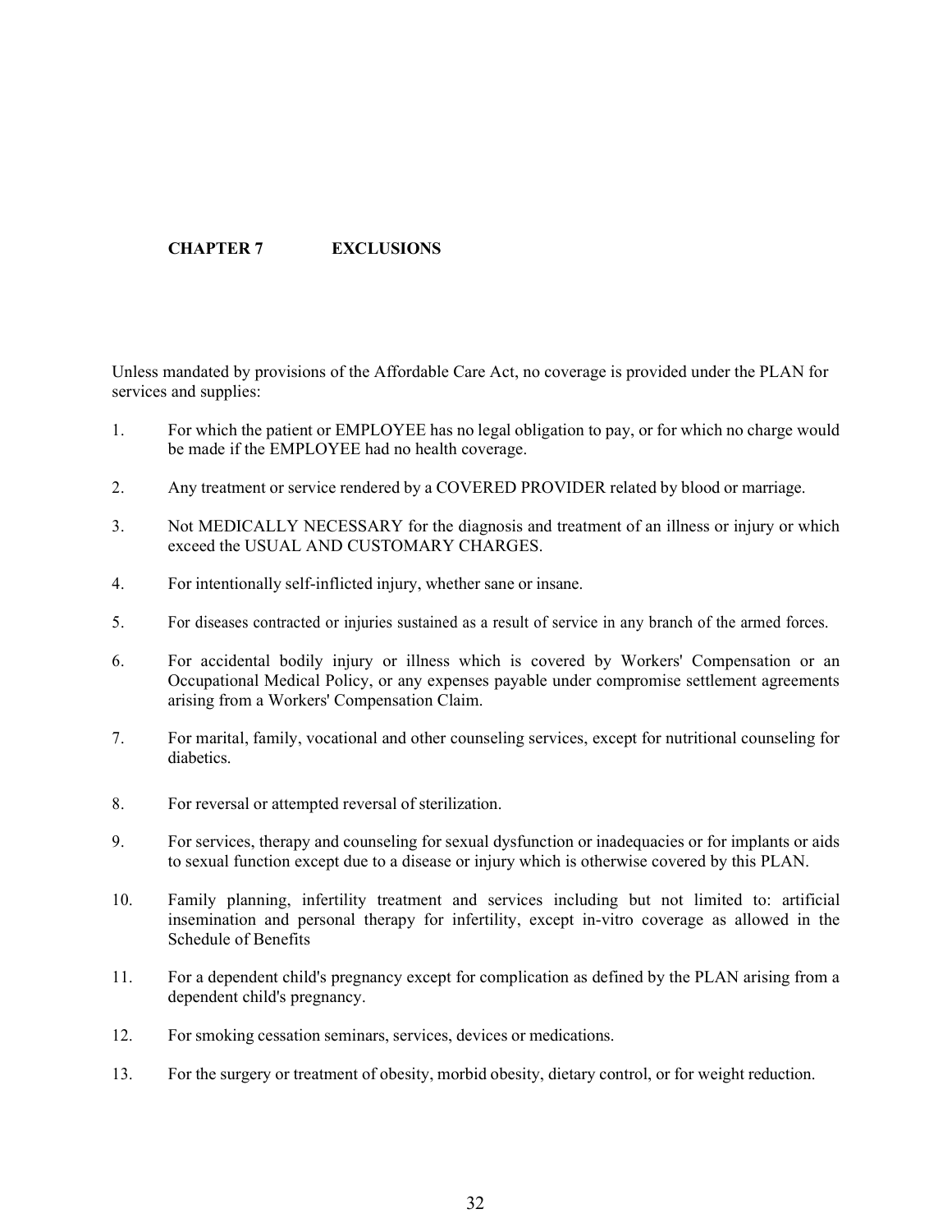# CHAPTER 7 EXCLUSIONS

Unless mandated by provisions of the Affordable Care Act, no coverage is provided under the PLAN for services and supplies:

1. For which the patient or EMPLOYEE has no legal obligation to pay, or for which no charge would be made if the EMPLOYEE had no health coverage.

2. Any treatment or service rendered by a COVERED PROVIDER related by blood or marriage.

3. Not MEDICALLY NECESSARY for the diagnosis and treatment of an illness or injury or which exceed the USUAL AND CUSTOMARY CHARGES.

4. For intentionally self-inflicted injury, whether sane or insane.

5. For diseases contracted or injuries sustained as a result of service in any branch of the armed forces.

6. For accidental bodily injury or illness which is covered by Workers' Compensation or an Occupational Medical Policy, or any expenses payable under compromise settlement agreements arising from a Workers' Compensation Claim.

7. For marital, family, vocational and other counseling services, except for nutritional counseling for diabetics.

8. For reversal or attempted reversal of sterilization.

9. For services, therapy and counseling for sexual dysfunction or inadequacies or for implants or aids to sexual function except due to a disease or injury which is otherwise covered by this PLAN.

10. Family planning, infertility treatment and services including but not limited to: artificial insemination and personal therapy for infertility, except in-vitro coverage as allowed in the Schedule of Benefits

11. For a dependent child's pregnancy except for complication as defined by the PLAN arising from a dependent child's pregnancy.

12. For smoking cessation seminars, services, devices or medications.

13. For the surgery or treatment of obesity, morbid obesity, dietary control, or for weight reduction.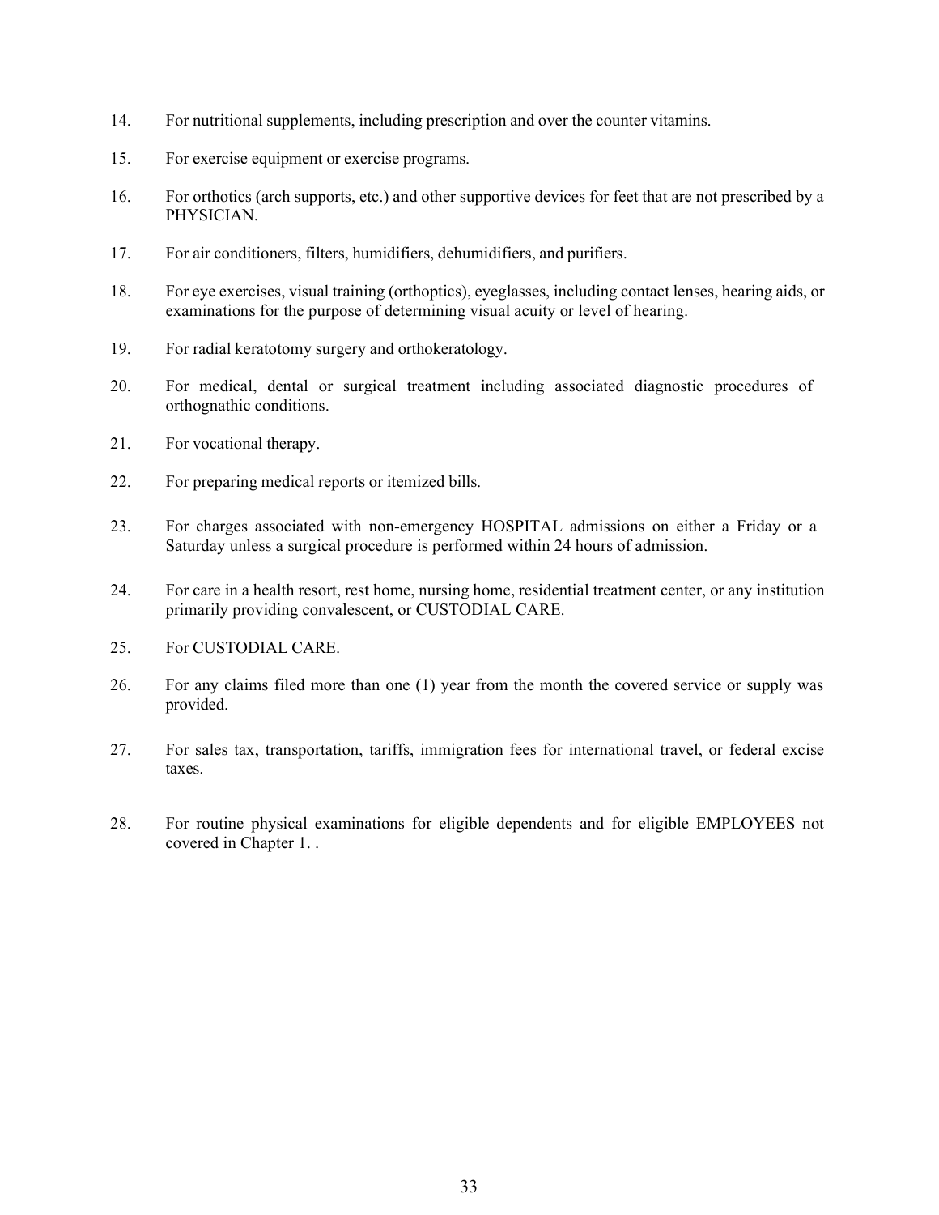14. For nutritional supplements, including prescription and over the counter vitamins.

15. For exercise equipment or exercise programs.

16. For orthotics (arch supports, etc.) and other supportive devices for feet that are not prescribed by a PHYSICIAN.

17. For air conditioners, filters, humidifiers, dehumidifiers, and purifiers.

18. For eye exercises, visual training (orthoptics), eyeglasses, including contact lenses, hearing aids, or examinations for the purpose of determining visual acuity or level of hearing.

19. For radial keratotomy surgery and orthokeratology.

20. For medical, dental or surgical treatment including associated diagnostic procedures of orthognathic conditions.

21. For vocational therapy.

22. For preparing medical reports or itemized bills.

23. For charges associated with non-emergency HOSPITAL admissions on either a Friday or a Saturday unless a surgical procedure is performed within 24 hours of admission.

24. For care in a health resort, rest home, nursing home, residential treatment center, or any institution primarily providing convalescent, or CUSTODIAL CARE.

25. For CUSTODIAL CARE.

26. For any claims filed more than one (1) year from the month the covered service or supply was provided.

27. For sales tax, transportation, tariffs, immigration fees for international travel, or federal excise taxes.

28. For routine physical examinations for eligible dependents and for eligible EMPLOYEES not covered in Chapter 1. .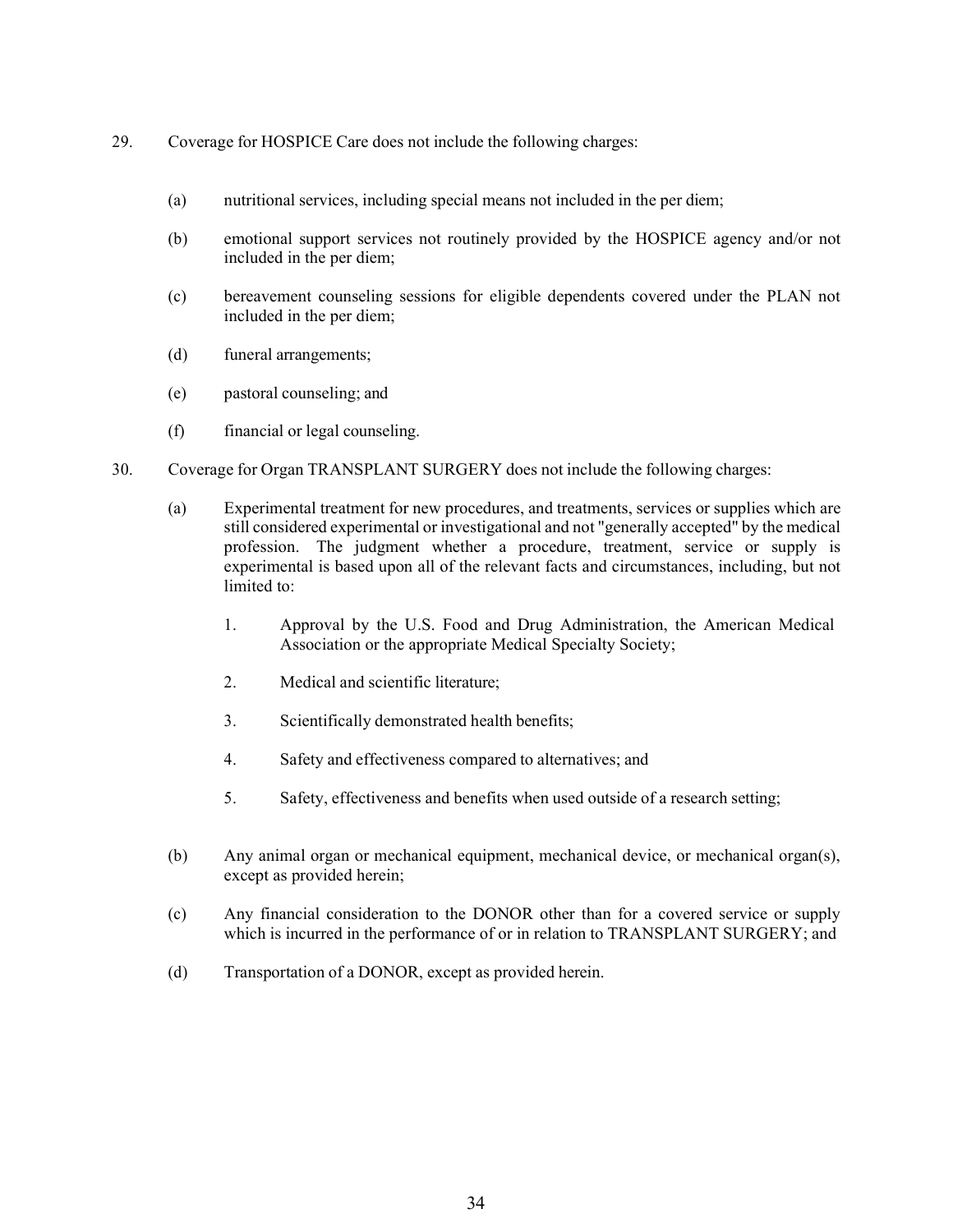29. Coverage for HOSPICE Care does not include the following charges:

    (a) nutritional services, including special means not included in the per diem;

    (b) emotional support services not routinely provided by the HOSPICE agency and/or not included in the per diem;

    (c) bereavement counseling sessions for eligible dependents covered under the PLAN not included in the per diem;

    (d) funeral arrangements;

    (e) pastoral counseling; and

    (f) financial or legal counseling.

30. Coverage for Organ TRANSPLANT SURGERY does not include the following charges:

    (a) Experimental treatment for new procedures, and treatments, services or supplies which are still considered experimental or investigational and not "generally accepted" by the medical profession. The judgment whether a procedure, treatment, service or supply is experimental is based upon all of the relevant facts and circumstances, including, but not limited to:

        1. Approval by the U.S. Food and Drug Administration, the American Medical Association or the appropriate Medical Specialty Society;

        2. Medical and scientific literature;

        3. Scientifically demonstrated health benefits;

        4. Safety and effectiveness compared to alternatives; and

        5. Safety, effectiveness and benefits when used outside of a research setting;

    (b) Any animal organ or mechanical equipment, mechanical device, or mechanical organ(s), except as provided herein;

    (c) Any financial consideration to the DONOR other than for a covered service or supply which is incurred in the performance of or in relation to TRANSPLANT SURGERY; and

    (d) Transportation of a DONOR, except as provided herein.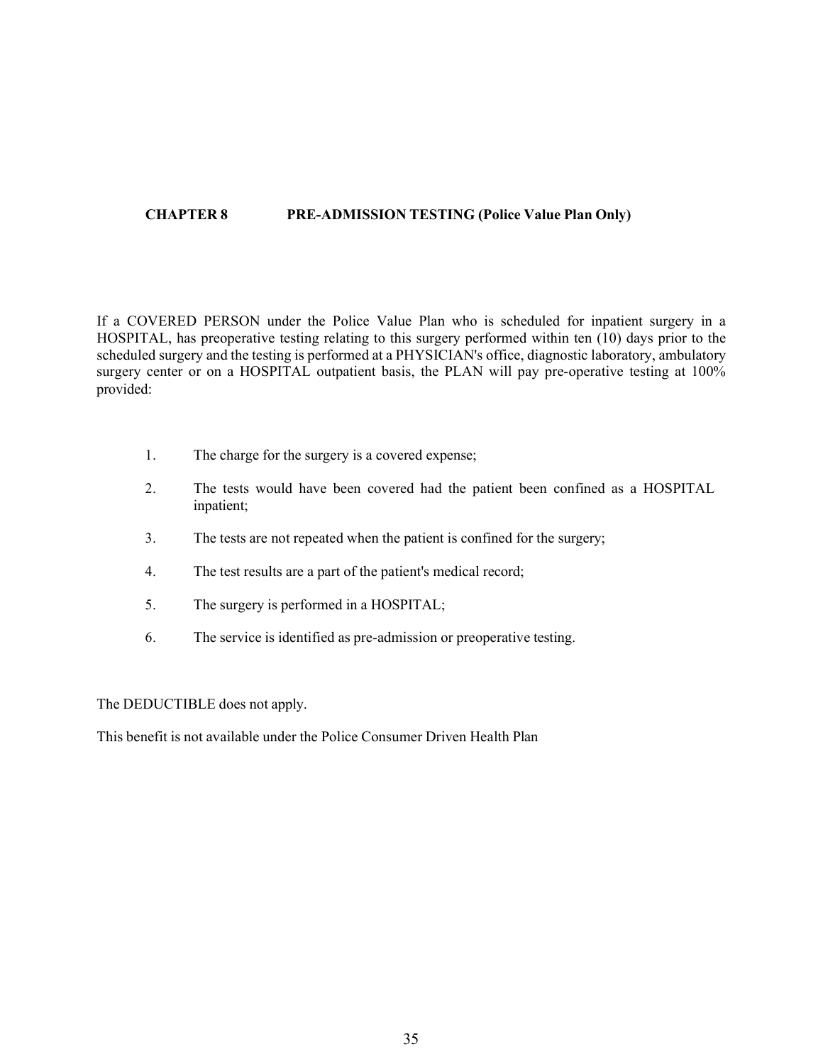## CHAPTER 8 PRE-ADMISSION TESTING (Police Value Plan Only)

If a COVERED PERSON under the Police Value Plan who is scheduled for inpatient surgery in a HOSPITAL, has preoperative testing relating to this surgery performed within ten (10) days prior to the scheduled surgery and the testing is performed at a PHYSICIAN's office, diagnostic laboratory, ambulatory surgery center or on a HOSPITAL outpatient basis, the PLAN will pay pre-operative testing at 100% provided:

1. The charge for the surgery is a covered expense;
2. The tests would have been covered had the patient been confined as a HOSPITAL inpatient;
3. The tests are not repeated when the patient is confined for the surgery;
4. The test results are a part of the patient's medical record;
5. The surgery is performed in a HOSPITAL;
6. The service is identified as pre-admission or preoperative testing.

The DEDUCTIBLE does not apply.

This benefit is not available under the Police Consumer Driven Health Plan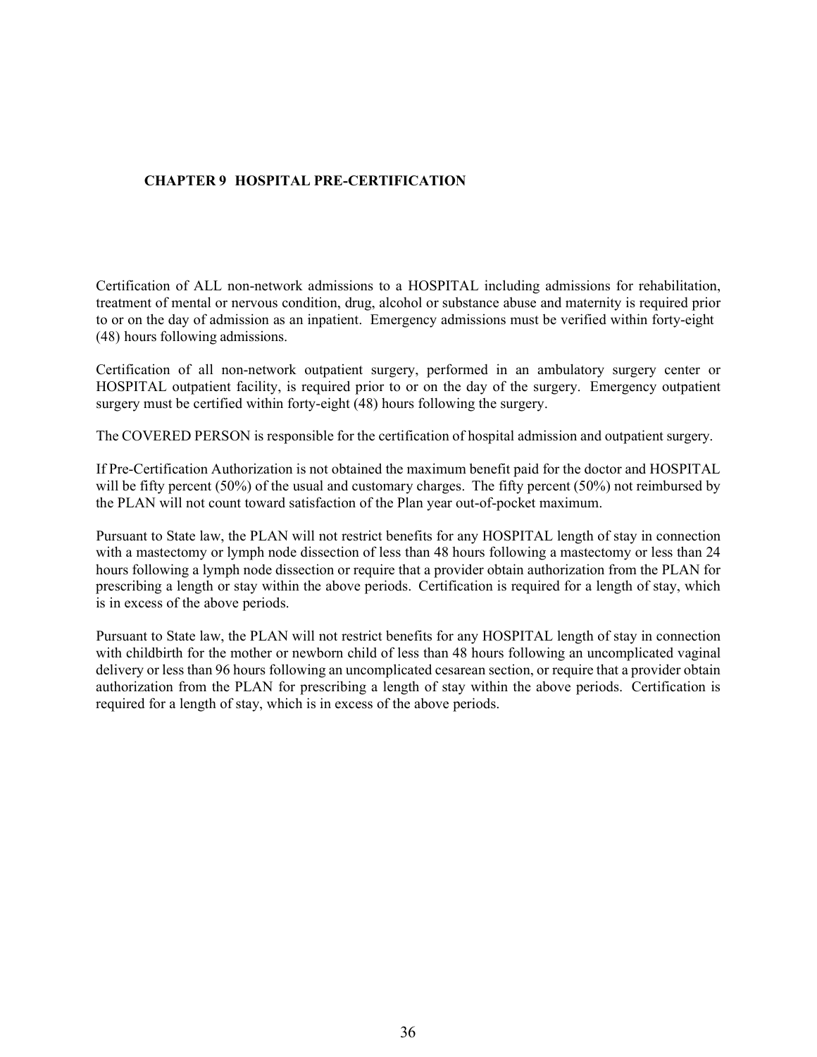# CHAPTER 9 HOSPITAL PRE-CERTIFICATION

Certification of ALL non-network admissions to a HOSPITAL including admissions for rehabilitation, treatment of mental or nervous condition, drug, alcohol or substance abuse and maternity is required prior to or on the day of admission as an inpatient. Emergency admissions must be verified within forty-eight (48) hours following admissions.

Certification of all non-network outpatient surgery, performed in an ambulatory surgery center or HOSPITAL outpatient facility, is required prior to or on the day of the surgery. Emergency outpatient surgery must be certified within forty-eight (48) hours following the surgery.

The COVERED PERSON is responsible for the certification of hospital admission and outpatient surgery.

If Pre-Certification Authorization is not obtained the maximum benefit paid for the doctor and HOSPITAL will be fifty percent (50%) of the usual and customary charges. The fifty percent (50%) not reimbursed by the PLAN will not count toward satisfaction of the Plan year out-of-pocket maximum.

Pursuant to State law, the PLAN will not restrict benefits for any HOSPITAL length of stay in connection with a mastectomy or lymph node dissection of less than 48 hours following a mastectomy or less than 24 hours following a lymph node dissection or require that a provider obtain authorization from the PLAN for prescribing a length or stay within the above periods. Certification is required for a length of stay, which is in excess of the above periods.

Pursuant to State law, the PLAN will not restrict benefits for any HOSPITAL length of stay in connection with childbirth for the mother or newborn child of less than 48 hours following an uncomplicated vaginal delivery or less than 96 hours following an uncomplicated cesarean section, or require that a provider obtain authorization from the PLAN for prescribing a length of stay within the above periods. Certification is required for a length of stay, which is in excess of the above periods.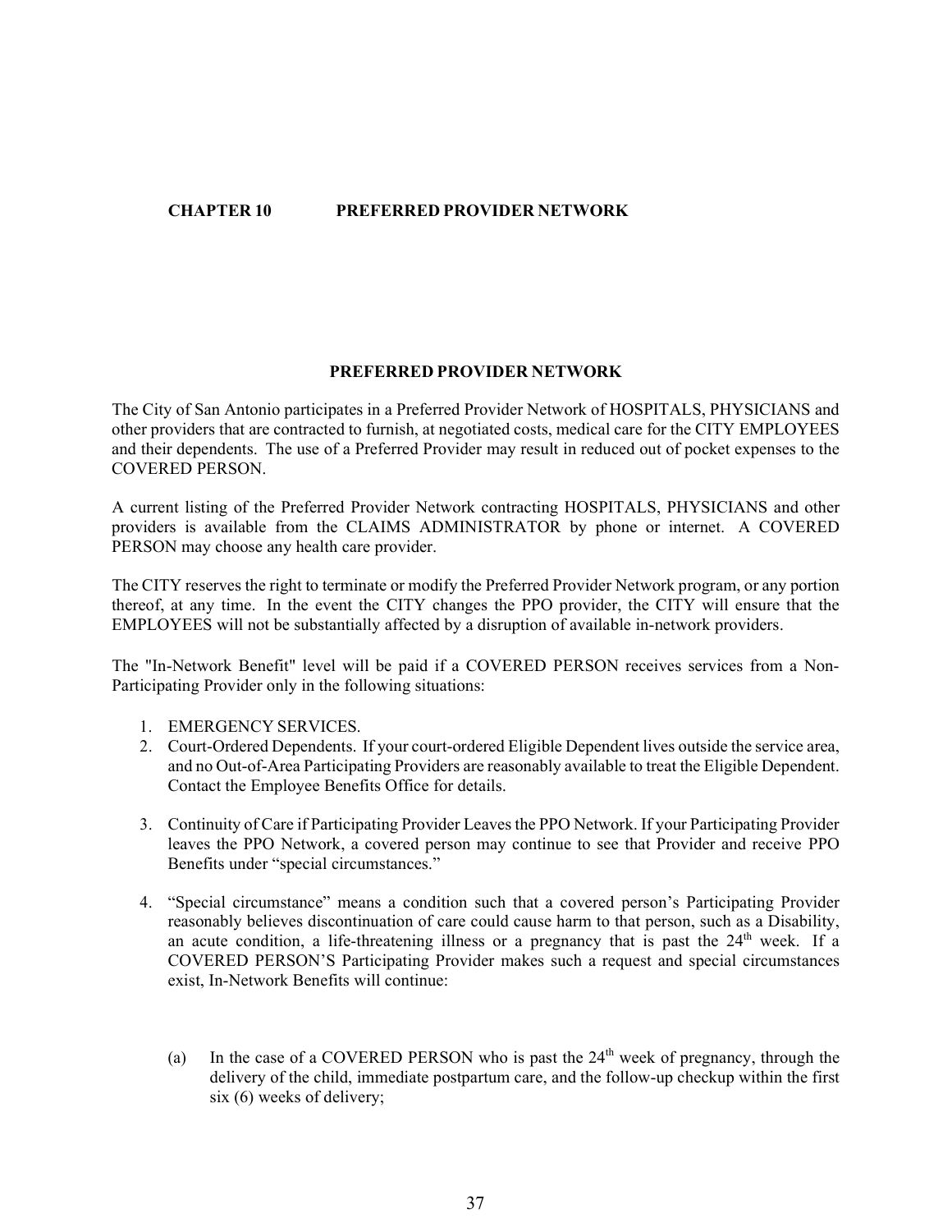# CHAPTER 10 PREFERRED PROVIDER NETWORK

## PREFERRED PROVIDER NETWORK

The City of San Antonio participates in a Preferred Provider Network of HOSPITALS, PHYSICIANS and other providers that are contracted to furnish, at negotiated costs, medical care for the CITY EMPLOYEES and their dependents. The use of a Preferred Provider may result in reduced out of pocket expenses to the COVERED PERSON.

A current listing of the Preferred Provider Network contracting HOSPITALS, PHYSICIANS and other providers is available from the CLAIMS ADMINISTRATOR by phone or internet. A COVERED PERSON may choose any health care provider.

The CITY reserves the right to terminate or modify the Preferred Provider Network program, or any portion thereof, at any time. In the event the CITY changes the PPO provider, the CITY will ensure that the EMPLOYEES will not be substantially affected by a disruption of available in-network providers.

The "In-Network Benefit" level will be paid if a COVERED PERSON receives services from a Non-Participating Provider only in the following situations:

1. EMERGENCY SERVICES.
2. Court-Ordered Dependents. If your court-ordered Eligible Dependent lives outside the service area, and no Out-of-Area Participating Providers are reasonably available to treat the Eligible Dependent. Contact the Employee Benefits Office for details.
3. Continuity of Care if Participating Provider Leaves the PPO Network. If your Participating Provider leaves the PPO Network, a covered person may continue to see that Provider and receive PPO Benefits under "special circumstances."
4. "Special circumstance" means a condition such that a covered person's Participating Provider reasonably believes discontinuation of care could cause harm to that person, such as a Disability, an acute condition, a life-threatening illness or a pregnancy that is past the 24th week. If a COVERED PERSON'S Participating Provider makes such a request and special circumstances exist, In-Network Benefits will continue:

   (a) In the case of a COVERED PERSON who is past the 24th week of pregnancy, through the delivery of the child, immediate postpartum care, and the follow-up checkup within the first six (6) weeks of delivery;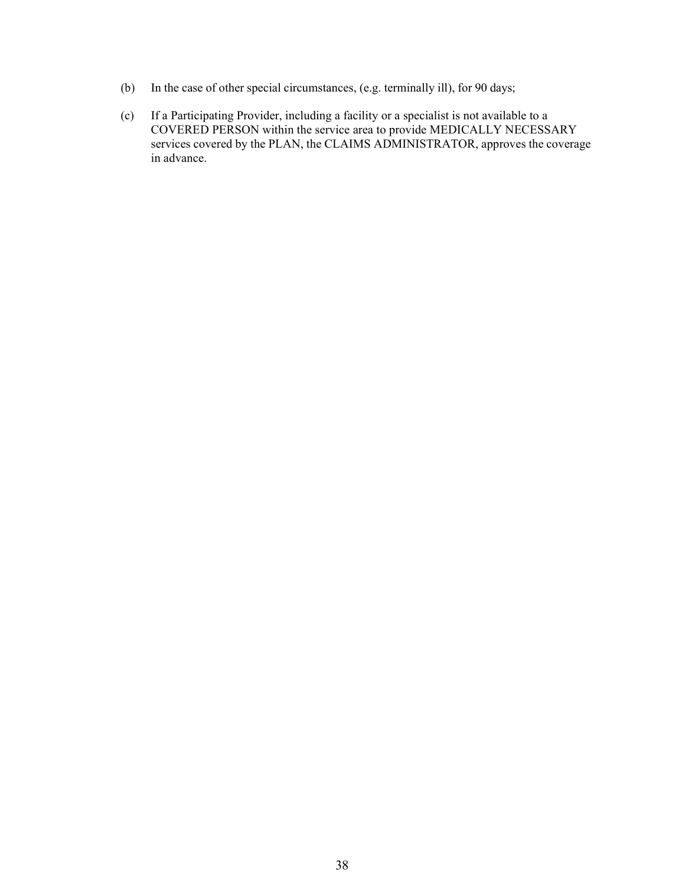(b) In the case of other special circumstances, (e.g. terminally ill), for 90 days;

(c) If a Participating Provider, including a facility or a specialist is not available to a COVERED PERSON within the service area to provide MEDICALLY NECESSARY services covered by the PLAN, the CLAIMS ADMINISTRATOR, approves the coverage in advance.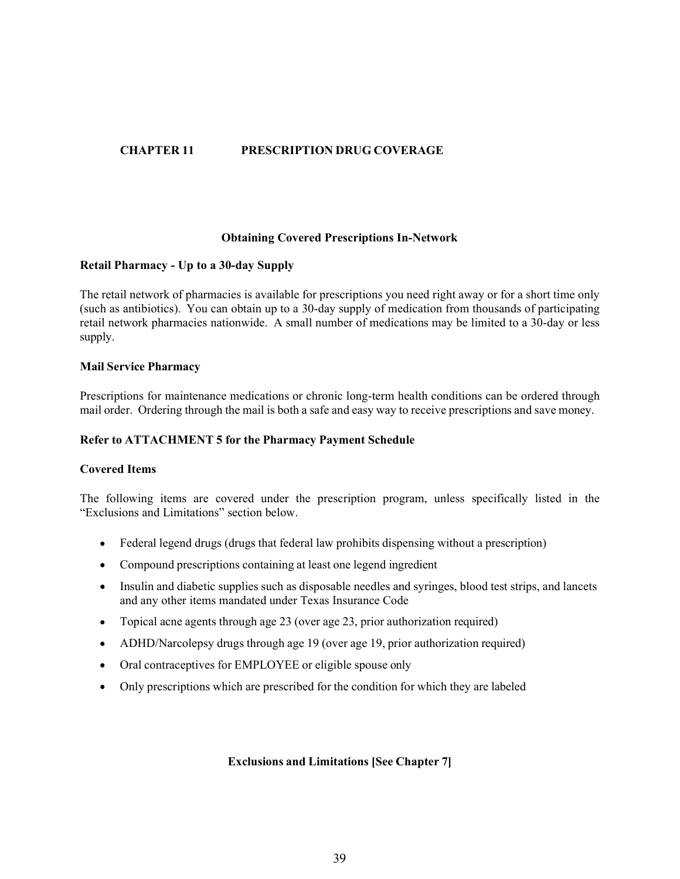# CHAPTER 11 PRESCRIPTION DRUG COVERAGE

## Obtaining Covered Prescriptions In-Network

**Retail Pharmacy - Up to a 30-day Supply**

The retail network of pharmacies is available for prescriptions you need right away or for a short time only (such as antibiotics). You can obtain up to a 30-day supply of medication from thousands of participating retail network pharmacies nationwide. A small number of medications may be limited to a 30-day or less supply.

**Mail Service Pharmacy**

Prescriptions for maintenance medications or chronic long-term health conditions can be ordered through mail order. Ordering through the mail is both a safe and easy way to receive prescriptions and save money.

**Refer to ATTACHMENT 5 for the Pharmacy Payment Schedule**

**Covered Items**

The following items are covered under the prescription program, unless specifically listed in the "Exclusions and Limitations" section below.

- Federal legend drugs (drugs that federal law prohibits dispensing without a prescription)
- Compound prescriptions containing at least one legend ingredient
- Insulin and diabetic supplies such as disposable needles and syringes, blood test strips, and lancets and any other items mandated under Texas Insurance Code
- Topical acne agents through age 23 (over age 23, prior authorization required)
- ADHD/Narcolepsy drugs through age 19 (over age 19, prior authorization required)
- Oral contraceptives for EMPLOYEE or eligible spouse only
- Only prescriptions which are prescribed for the condition for which they are labeled

## Exclusions and Limitations [See Chapter 7]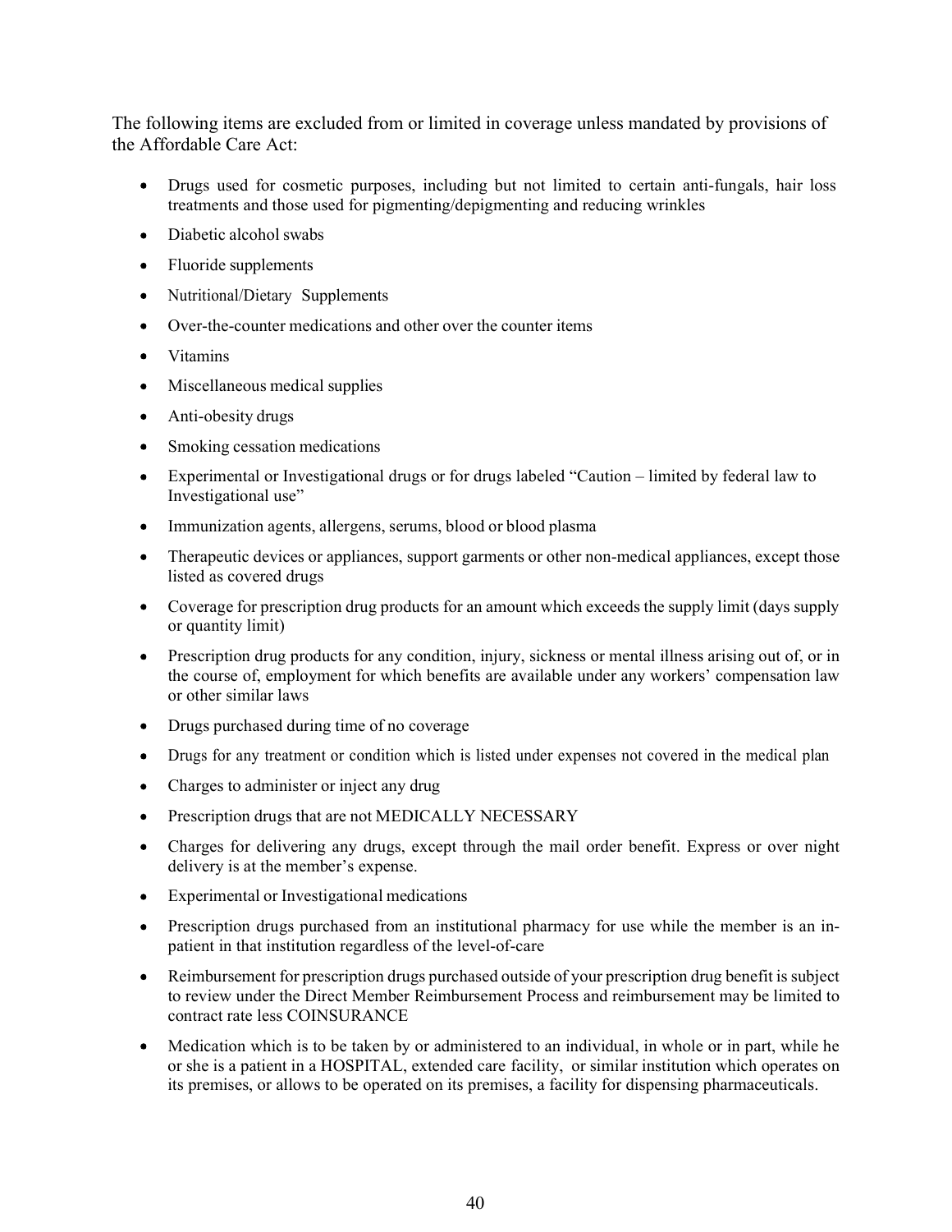The following items are excluded from or limited in coverage unless mandated by provisions of the Affordable Care Act:

- Drugs used for cosmetic purposes, including but not limited to certain anti-fungals, hair loss treatments and those used for pigmenting/depigmenting and reducing wrinkles
- Diabetic alcohol swabs
- Fluoride supplements
- Nutritional/Dietary Supplements
- Over-the-counter medications and other over the counter items
- Vitamins
- Miscellaneous medical supplies
- Anti-obesity drugs
- Smoking cessation medications
- Experimental or Investigational drugs or for drugs labeled "Caution – limited by federal law to Investigational use"
- Immunization agents, allergens, serums, blood or blood plasma
- Therapeutic devices or appliances, support garments or other non-medical appliances, except those listed as covered drugs
- Coverage for prescription drug products for an amount which exceeds the supply limit (days supply or quantity limit)
- Prescription drug products for any condition, injury, sickness or mental illness arising out of, or in the course of, employment for which benefits are available under any workers' compensation law or other similar laws
- Drugs purchased during time of no coverage
- Drugs for any treatment or condition which is listed under expenses not covered in the medical plan
- Charges to administer or inject any drug
- Prescription drugs that are not MEDICALLY NECESSARY
- Charges for delivering any drugs, except through the mail order benefit. Express or over night delivery is at the member's expense.
- Experimental or Investigational medications
- Prescription drugs purchased from an institutional pharmacy for use while the member is an in-patient in that institution regardless of the level-of-care
- Reimbursement for prescription drugs purchased outside of your prescription drug benefit is subject to review under the Direct Member Reimbursement Process and reimbursement may be limited to contract rate less COINSURANCE
- Medication which is to be taken by or administered to an individual, in whole or in part, while he or she is a patient in a HOSPITAL, extended care facility, or similar institution which operates on its premises, or allows to be operated on its premises, a facility for dispensing pharmaceuticals.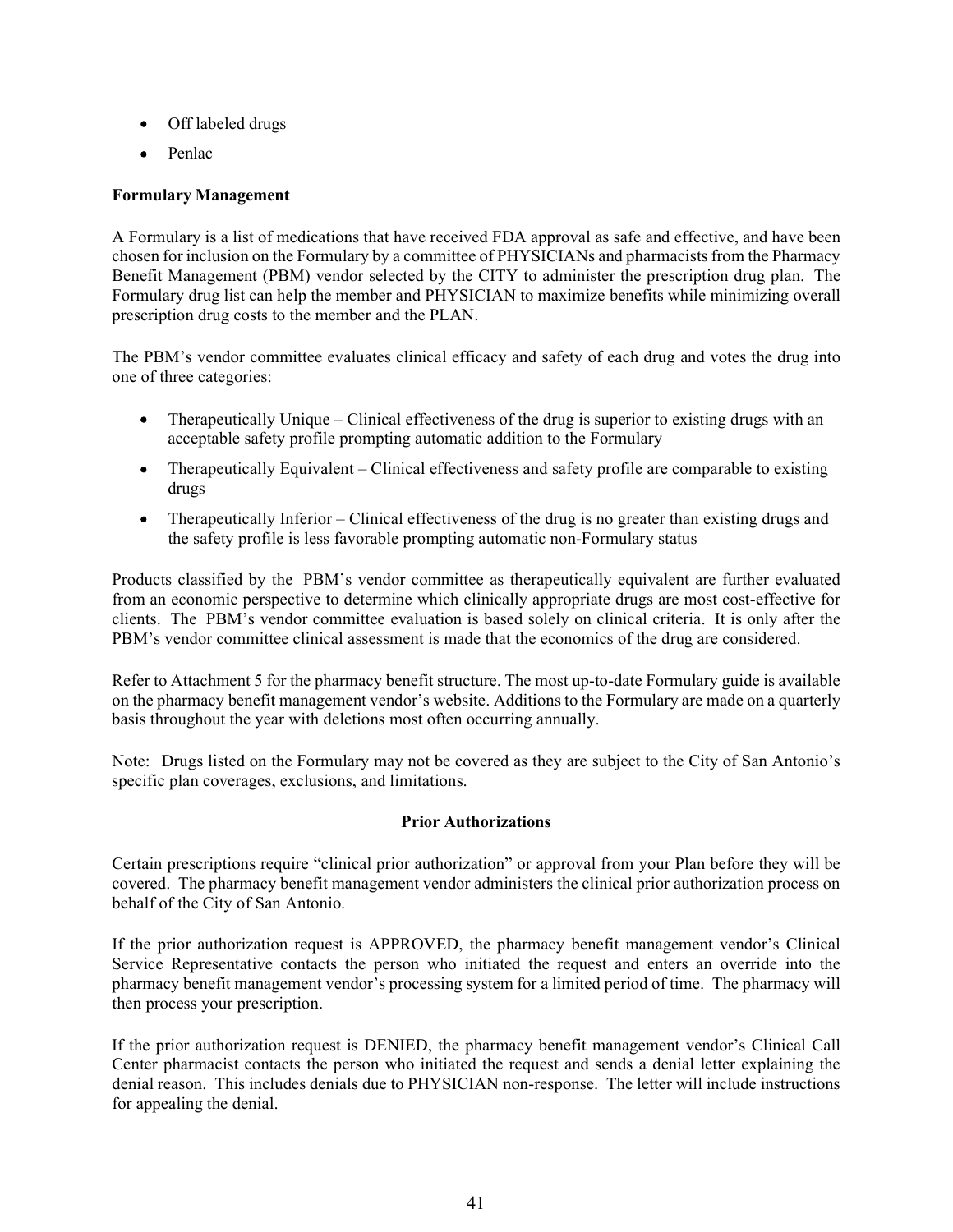- Off labeled drugs
- Penlac

**Formulary Management**

A Formulary is a list of medications that have received FDA approval as safe and effective, and have been chosen for inclusion on the Formulary by a committee of PHYSICIANs and pharmacists from the Pharmacy Benefit Management (PBM) vendor selected by the CITY to administer the prescription drug plan. The Formulary drug list can help the member and PHYSICIAN to maximize benefits while minimizing overall prescription drug costs to the member and the PLAN.

The PBM's vendor committee evaluates clinical efficacy and safety of each drug and votes the drug into one of three categories:

- Therapeutically Unique – Clinical effectiveness of the drug is superior to existing drugs with an acceptable safety profile prompting automatic addition to the Formulary
- Therapeutically Equivalent – Clinical effectiveness and safety profile are comparable to existing drugs
- Therapeutically Inferior – Clinical effectiveness of the drug is no greater than existing drugs and the safety profile is less favorable prompting automatic non-Formulary status

Products classified by the PBM's vendor committee as therapeutically equivalent are further evaluated from an economic perspective to determine which clinically appropriate drugs are most cost-effective for clients. The PBM's vendor committee evaluation is based solely on clinical criteria. It is only after the PBM's vendor committee clinical assessment is made that the economics of the drug are considered.

Refer to Attachment 5 for the pharmacy benefit structure. The most up-to-date Formulary guide is available on the pharmacy benefit management vendor's website. Additions to the Formulary are made on a quarterly basis throughout the year with deletions most often occurring annually.

Note: Drugs listed on the Formulary may not be covered as they are subject to the City of San Antonio's specific plan coverages, exclusions, and limitations.

**Prior Authorizations**

Certain prescriptions require "clinical prior authorization" or approval from your Plan before they will be covered. The pharmacy benefit management vendor administers the clinical prior authorization process on behalf of the City of San Antonio.

If the prior authorization request is APPROVED, the pharmacy benefit management vendor's Clinical Service Representative contacts the person who initiated the request and enters an override into the pharmacy benefit management vendor's processing system for a limited period of time. The pharmacy will then process your prescription.

If the prior authorization request is DENIED, the pharmacy benefit management vendor's Clinical Call Center pharmacist contacts the person who initiated the request and sends a denial letter explaining the denial reason. This includes denials due to PHYSICIAN non-response. The letter will include instructions for appealing the denial.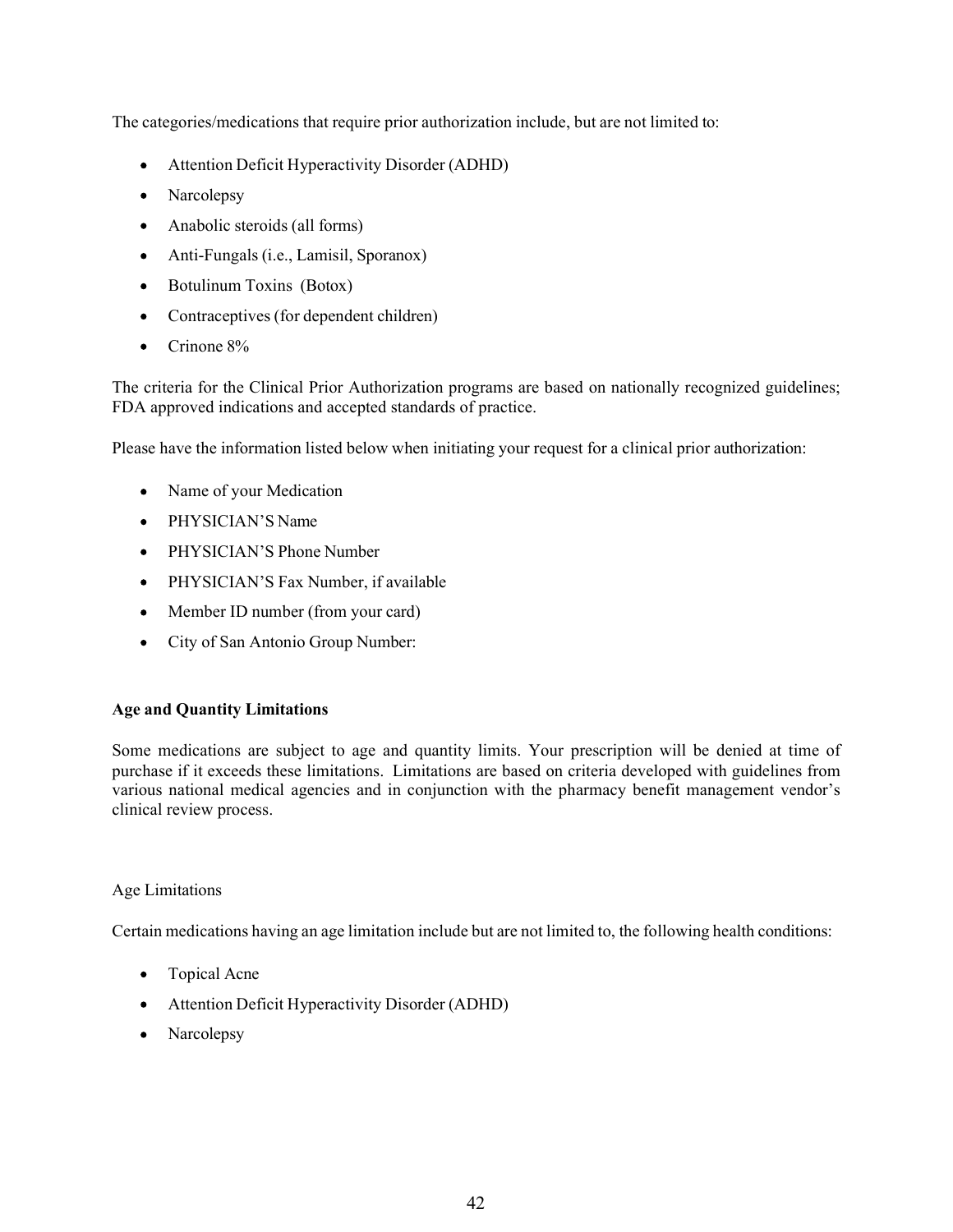The categories/medications that require prior authorization include, but are not limited to:

- Attention Deficit Hyperactivity Disorder (ADHD)
- Narcolepsy
- Anabolic steroids (all forms)
- Anti-Fungals (i.e., Lamisil, Sporanox)
- Botulinum Toxins (Botox)
- Contraceptives (for dependent children)
- Crinone 8%

The criteria for the Clinical Prior Authorization programs are based on nationally recognized guidelines; FDA approved indications and accepted standards of practice.

Please have the information listed below when initiating your request for a clinical prior authorization:

- Name of your Medication
- PHYSICIAN'S Name
- PHYSICIAN'S Phone Number
- PHYSICIAN'S Fax Number, if available
- Member ID number (from your card)
- City of San Antonio Group Number:

**Age and Quantity Limitations**

Some medications are subject to age and quantity limits. Your prescription will be denied at time of purchase if it exceeds these limitations. Limitations are based on criteria developed with guidelines from various national medical agencies and in conjunction with the pharmacy benefit management vendor's clinical review process.

Age Limitations

Certain medications having an age limitation include but are not limited to, the following health conditions:

- Topical Acne
- Attention Deficit Hyperactivity Disorder (ADHD)
- Narcolepsy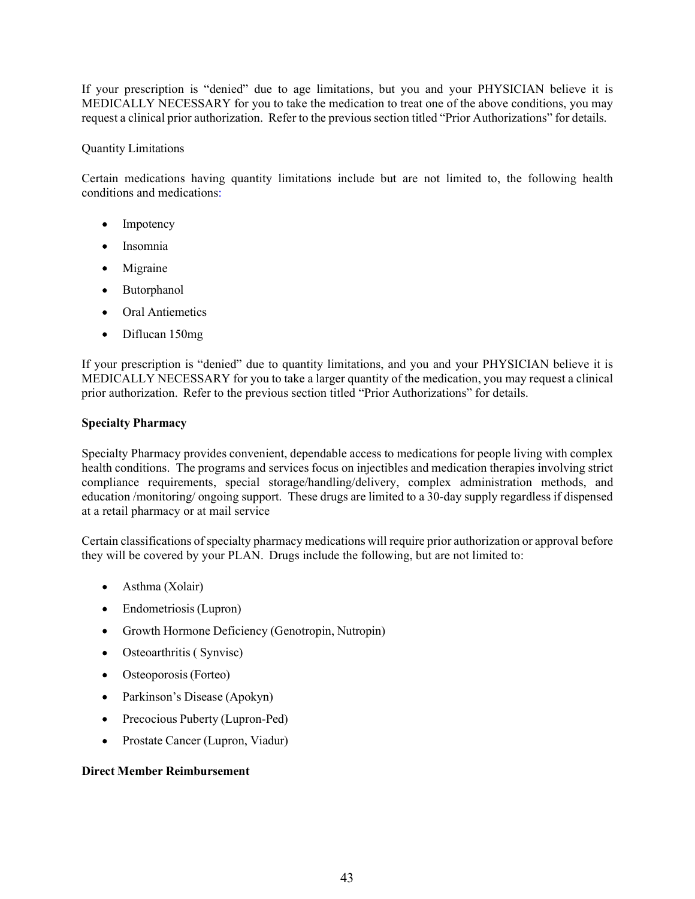If your prescription is "denied" due to age limitations, but you and your PHYSICIAN believe it is MEDICALLY NECESSARY for you to take the medication to treat one of the above conditions, you may request a clinical prior authorization. Refer to the previous section titled "Prior Authorizations" for details.

Quantity Limitations

Certain medications having quantity limitations include but are not limited to, the following health conditions and medications:

- Impotency
- Insomnia
- Migraine
- Butorphanol
- Oral Antiemetics
- Diflucan 150mg

If your prescription is "denied" due to quantity limitations, and you and your PHYSICIAN believe it is MEDICALLY NECESSARY for you to take a larger quantity of the medication, you may request a clinical prior authorization. Refer to the previous section titled "Prior Authorizations" for details.

**Specialty Pharmacy**

Specialty Pharmacy provides convenient, dependable access to medications for people living with complex health conditions. The programs and services focus on injectibles and medication therapies involving strict compliance requirements, special storage/handling/delivery, complex administration methods, and education /monitoring/ ongoing support. These drugs are limited to a 30-day supply regardless if dispensed at a retail pharmacy or at mail service

Certain classifications of specialty pharmacy medications will require prior authorization or approval before they will be covered by your PLAN. Drugs include the following, but are not limited to:

- Asthma (Xolair)
- Endometriosis (Lupron)
- Growth Hormone Deficiency (Genotropin, Nutropin)
- Osteoarthritis ( Synvisc)
- Osteoporosis (Forteo)
- Parkinson's Disease (Apokyn)
- Precocious Puberty (Lupron-Ped)
- Prostate Cancer (Lupron, Viadur)

**Direct Member Reimbursement**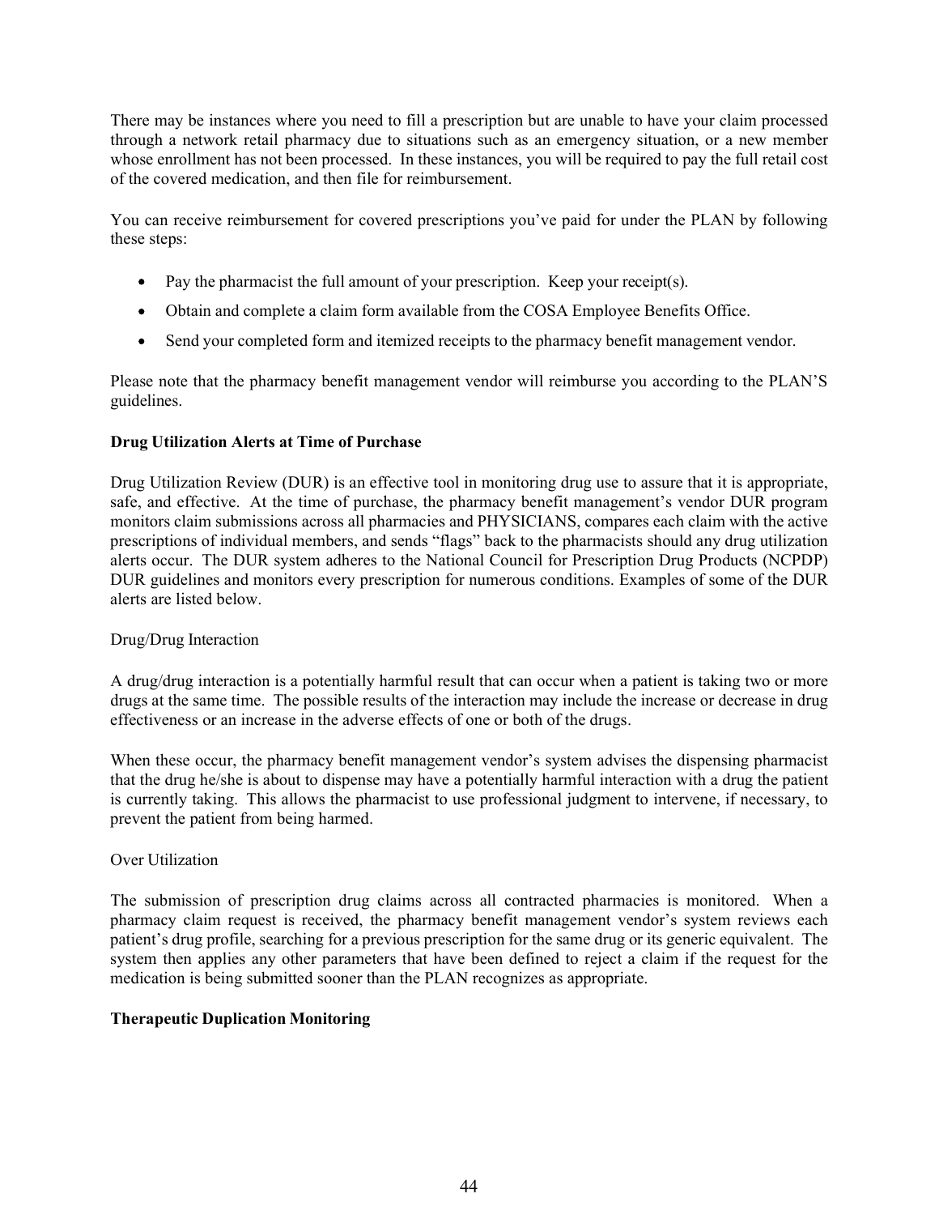There may be instances where you need to fill a prescription but are unable to have your claim processed through a network retail pharmacy due to situations such as an emergency situation, or a new member whose enrollment has not been processed. In these instances, you will be required to pay the full retail cost of the covered medication, and then file for reimbursement.

You can receive reimbursement for covered prescriptions you've paid for under the PLAN by following these steps:

- Pay the pharmacist the full amount of your prescription. Keep your receipt(s).
- Obtain and complete a claim form available from the COSA Employee Benefits Office.
- Send your completed form and itemized receipts to the pharmacy benefit management vendor.

Please note that the pharmacy benefit management vendor will reimburse you according to the PLAN'S guidelines.

**Drug Utilization Alerts at Time of Purchase**

Drug Utilization Review (DUR) is an effective tool in monitoring drug use to assure that it is appropriate, safe, and effective. At the time of purchase, the pharmacy benefit management's vendor DUR program monitors claim submissions across all pharmacies and PHYSICIANS, compares each claim with the active prescriptions of individual members, and sends "flags" back to the pharmacists should any drug utilization alerts occur. The DUR system adheres to the National Council for Prescription Drug Products (NCPDP) DUR guidelines and monitors every prescription for numerous conditions. Examples of some of the DUR alerts are listed below.

Drug/Drug Interaction

A drug/drug interaction is a potentially harmful result that can occur when a patient is taking two or more drugs at the same time. The possible results of the interaction may include the increase or decrease in drug effectiveness or an increase in the adverse effects of one or both of the drugs.

When these occur, the pharmacy benefit management vendor's system advises the dispensing pharmacist that the drug he/she is about to dispense may have a potentially harmful interaction with a drug the patient is currently taking. This allows the pharmacist to use professional judgment to intervene, if necessary, to prevent the patient from being harmed.

Over Utilization

The submission of prescription drug claims across all contracted pharmacies is monitored. When a pharmacy claim request is received, the pharmacy benefit management vendor's system reviews each patient's drug profile, searching for a previous prescription for the same drug or its generic equivalent. The system then applies any other parameters that have been defined to reject a claim if the request for the medication is being submitted sooner than the PLAN recognizes as appropriate.

**Therapeutic Duplication Monitoring**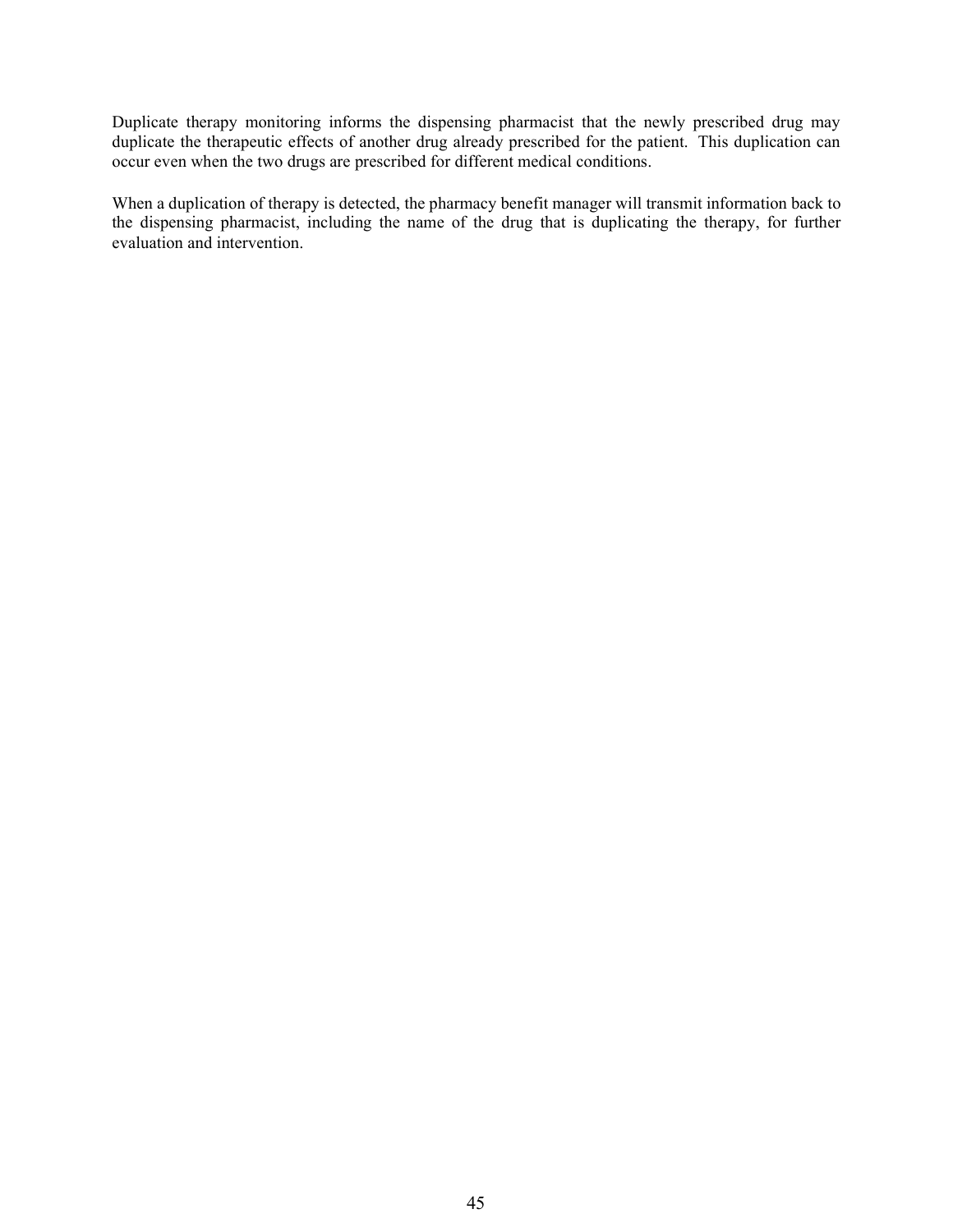Duplicate therapy monitoring informs the dispensing pharmacist that the newly prescribed drug may duplicate the therapeutic effects of another drug already prescribed for the patient. This duplication can occur even when the two drugs are prescribed for different medical conditions.

When a duplication of therapy is detected, the pharmacy benefit manager will transmit information back to the dispensing pharmacist, including the name of the drug that is duplicating the therapy, for further evaluation and intervention.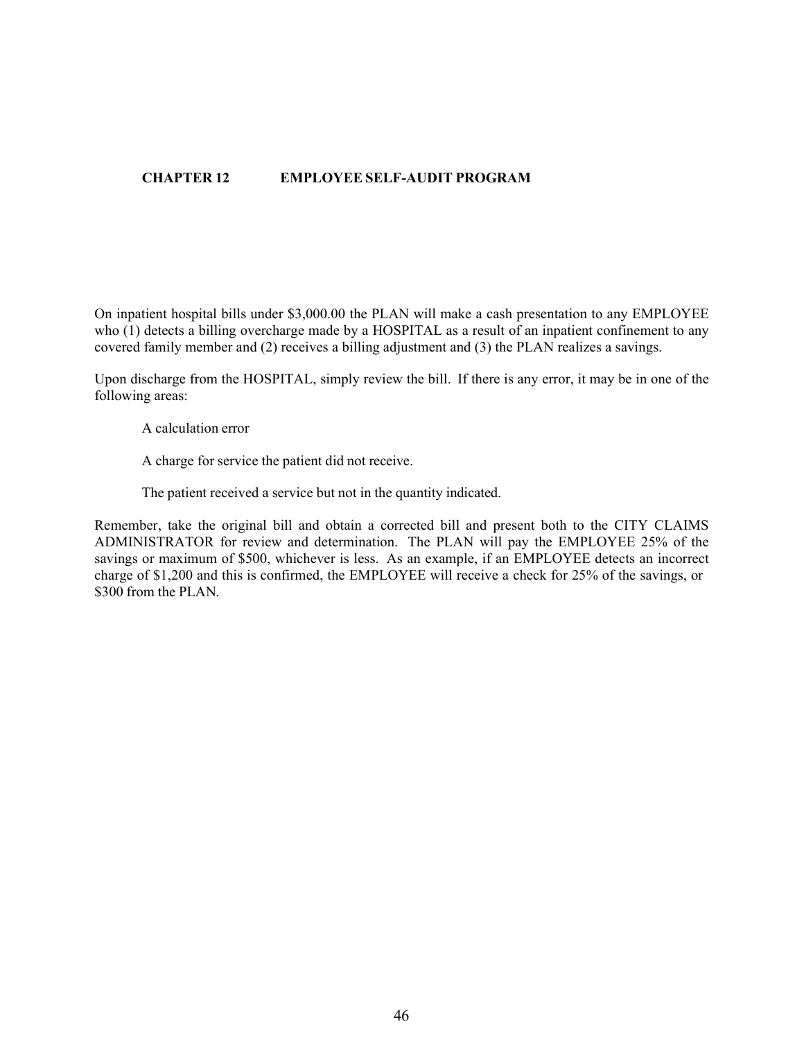## CHAPTER 12 EMPLOYEE SELF-AUDIT PROGRAM

On inpatient hospital bills under $3,000.00 the PLAN will make a cash presentation to any EMPLOYEE who (1) detects a billing overcharge made by a HOSPITAL as a result of an inpatient confinement to any covered family member and (2) receives a billing adjustment and (3) the PLAN realizes a savings.

Upon discharge from the HOSPITAL, simply review the bill. If there is any error, it may be in one of the following areas:

A calculation error

A charge for service the patient did not receive.

The patient received a service but not in the quantity indicated.

Remember, take the original bill and obtain a corrected bill and present both to the CITY CLAIMS ADMINISTRATOR for review and determination. The PLAN will pay the EMPLOYEE 25% of the savings or maximum of $500, whichever is less. As an example, if an EMPLOYEE detects an incorrect charge of $1,200 and this is confirmed, the EMPLOYEE will receive a check for 25% of the savings, or $300 from the PLAN.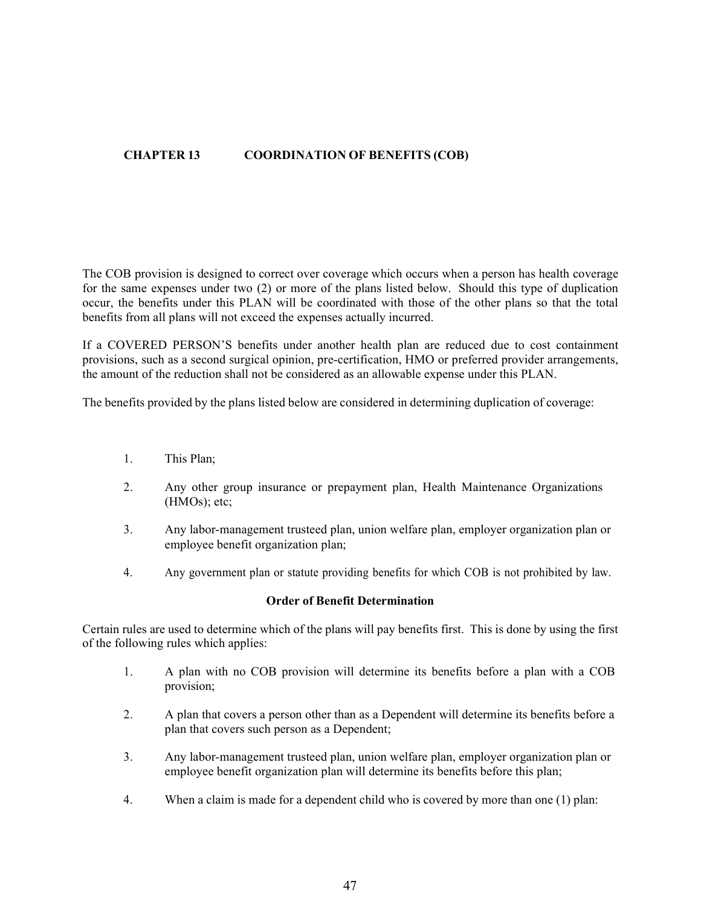# CHAPTER 13 COORDINATION OF BENEFITS (COB)

The COB provision is designed to correct over coverage which occurs when a person has health coverage for the same expenses under two (2) or more of the plans listed below. Should this type of duplication occur, the benefits under this PLAN will be coordinated with those of the other plans so that the total benefits from all plans will not exceed the expenses actually incurred.

If a COVERED PERSON'S benefits under another health plan are reduced due to cost containment provisions, such as a second surgical opinion, pre-certification, HMO or preferred provider arrangements, the amount of the reduction shall not be considered as an allowable expense under this PLAN.

The benefits provided by the plans listed below are considered in determining duplication of coverage:

1. This Plan;
2. Any other group insurance or prepayment plan, Health Maintenance Organizations (HMOs); etc;
3. Any labor-management trusteed plan, union welfare plan, employer organization plan or employee benefit organization plan;
4. Any government plan or statute providing benefits for which COB is not prohibited by law.

### Order of Benefit Determination

Certain rules are used to determine which of the plans will pay benefits first. This is done by using the first of the following rules which applies:

1. A plan with no COB provision will determine its benefits before a plan with a COB provision;
2. A plan that covers a person other than as a Dependent will determine its benefits before a plan that covers such person as a Dependent;
3. Any labor-management trusteed plan, union welfare plan, employer organization plan or employee benefit organization plan will determine its benefits before this plan;
4. When a claim is made for a dependent child who is covered by more than one (1) plan: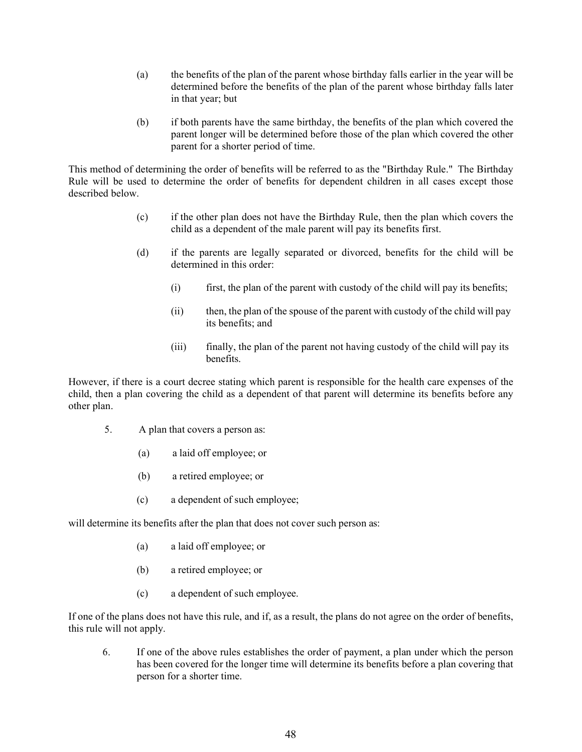(a) the benefits of the plan of the parent whose birthday falls earlier in the year will be determined before the benefits of the plan of the parent whose birthday falls later in that year; but

(b) if both parents have the same birthday, the benefits of the plan which covered the parent longer will be determined before those of the plan which covered the other parent for a shorter period of time.

This method of determining the order of benefits will be referred to as the "Birthday Rule." The Birthday Rule will be used to determine the order of benefits for dependent children in all cases except those described below.

(c) if the other plan does not have the Birthday Rule, then the plan which covers the child as a dependent of the male parent will pay its benefits first.

(d) if the parents are legally separated or divorced, benefits for the child will be determined in this order:

   (i) first, the plan of the parent with custody of the child will pay its benefits;

   (ii) then, the plan of the spouse of the parent with custody of the child will pay its benefits; and

   (iii) finally, the plan of the parent not having custody of the child will pay its benefits.

However, if there is a court decree stating which parent is responsible for the health care expenses of the child, then a plan covering the child as a dependent of that parent will determine its benefits before any other plan.

5. A plan that covers a person as:

   (a) a laid off employee; or

   (b) a retired employee; or

   (c) a dependent of such employee;

will determine its benefits after the plan that does not cover such person as:

   (a) a laid off employee; or

   (b) a retired employee; or

   (c) a dependent of such employee.

If one of the plans does not have this rule, and if, as a result, the plans do not agree on the order of benefits, this rule will not apply.

6. If one of the above rules establishes the order of payment, a plan under which the person has been covered for the longer time will determine its benefits before a plan covering that person for a shorter time.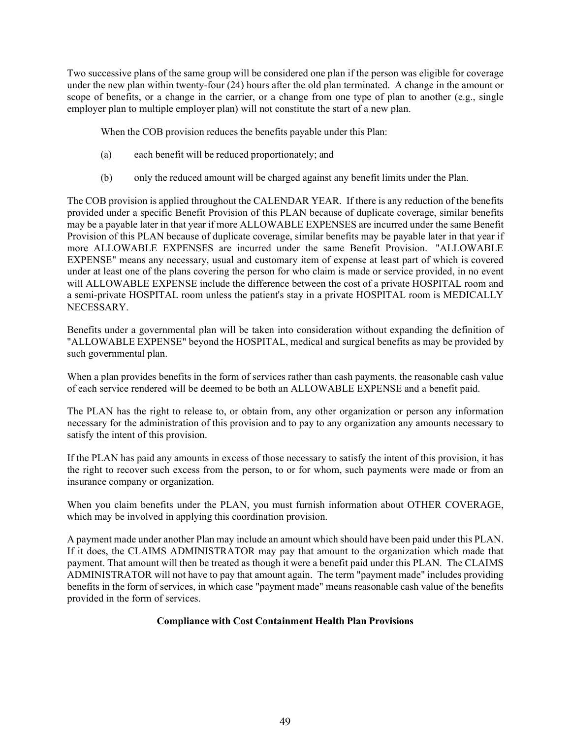Two successive plans of the same group will be considered one plan if the person was eligible for coverage under the new plan within twenty-four (24) hours after the old plan terminated. A change in the amount or scope of benefits, or a change in the carrier, or a change from one type of plan to another (e.g., single employer plan to multiple employer plan) will not constitute the start of a new plan.

When the COB provision reduces the benefits payable under this Plan:

(a) each benefit will be reduced proportionately; and

(b) only the reduced amount will be charged against any benefit limits under the Plan.

The COB provision is applied throughout the CALENDAR YEAR. If there is any reduction of the benefits provided under a specific Benefit Provision of this PLAN because of duplicate coverage, similar benefits may be a payable later in that year if more ALLOWABLE EXPENSES are incurred under the same Benefit Provision of this PLAN because of duplicate coverage, similar benefits may be payable later in that year if more ALLOWABLE EXPENSES are incurred under the same Benefit Provision. "ALLOWABLE EXPENSE" means any necessary, usual and customary item of expense at least part of which is covered under at least one of the plans covering the person for who claim is made or service provided, in no event will ALLOWABLE EXPENSE include the difference between the cost of a private HOSPITAL room and a semi-private HOSPITAL room unless the patient's stay in a private HOSPITAL room is MEDICALLY NECESSARY.

Benefits under a governmental plan will be taken into consideration without expanding the definition of "ALLOWABLE EXPENSE" beyond the HOSPITAL, medical and surgical benefits as may be provided by such governmental plan.

When a plan provides benefits in the form of services rather than cash payments, the reasonable cash value of each service rendered will be deemed to be both an ALLOWABLE EXPENSE and a benefit paid.

The PLAN has the right to release to, or obtain from, any other organization or person any information necessary for the administration of this provision and to pay to any organization any amounts necessary to satisfy the intent of this provision.

If the PLAN has paid any amounts in excess of those necessary to satisfy the intent of this provision, it has the right to recover such excess from the person, to or for whom, such payments were made or from an insurance company or organization.

When you claim benefits under the PLAN, you must furnish information about OTHER COVERAGE, which may be involved in applying this coordination provision.

A payment made under another Plan may include an amount which should have been paid under this PLAN. If it does, the CLAIMS ADMINISTRATOR may pay that amount to the organization which made that payment. That amount will then be treated as though it were a benefit paid under this PLAN. The CLAIMS ADMINISTRATOR will not have to pay that amount again. The term "payment made" includes providing benefits in the form of services, in which case "payment made" means reasonable cash value of the benefits provided in the form of services.

**Compliance with Cost Containment Health Plan Provisions**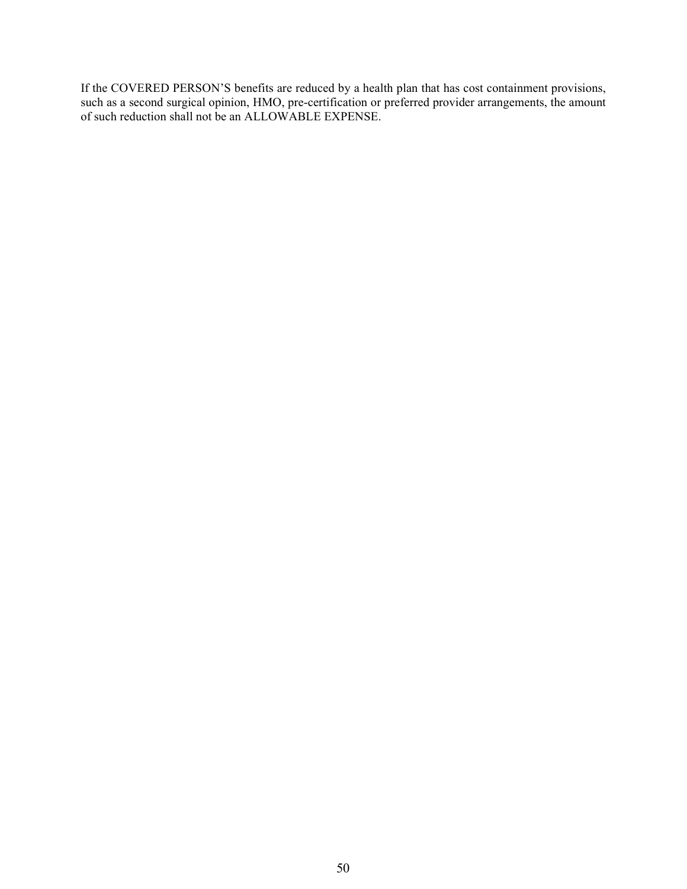If the COVERED PERSON'S benefits are reduced by a health plan that has cost containment provisions, such as a second surgical opinion, HMO, pre-certification or preferred provider arrangements, the amount of such reduction shall not be an ALLOWABLE EXPENSE.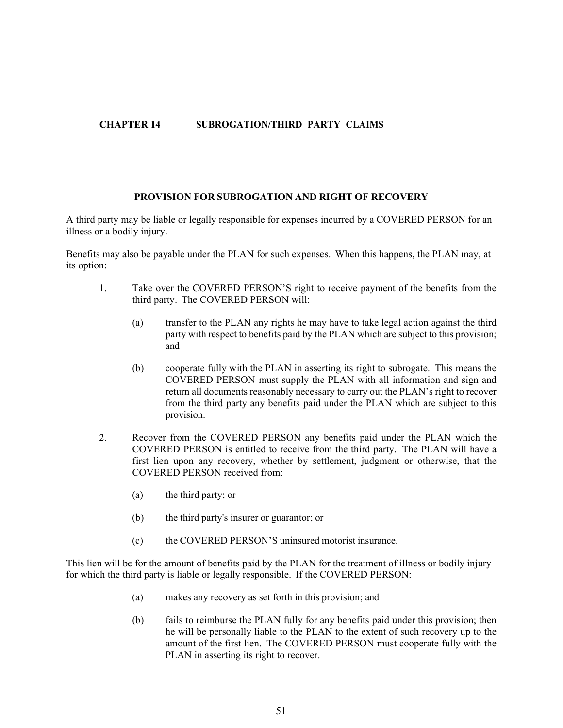# CHAPTER 14 SUBROGATION/THIRD PARTY CLAIMS

## PROVISION FOR SUBROGATION AND RIGHT OF RECOVERY

A third party may be liable or legally responsible for expenses incurred by a COVERED PERSON for an illness or a bodily injury.

Benefits may also be payable under the PLAN for such expenses. When this happens, the PLAN may, at its option:

1. Take over the COVERED PERSON'S right to receive payment of the benefits from the third party. The COVERED PERSON will:

   (a) transfer to the PLAN any rights he may have to take legal action against the third party with respect to benefits paid by the PLAN which are subject to this provision; and

   (b) cooperate fully with the PLAN in asserting its right to subrogate. This means the COVERED PERSON must supply the PLAN with all information and sign and return all documents reasonably necessary to carry out the PLAN's right to recover from the third party any benefits paid under the PLAN which are subject to this provision.

2. Recover from the COVERED PERSON any benefits paid under the PLAN which the COVERED PERSON is entitled to receive from the third party. The PLAN will have a first lien upon any recovery, whether by settlement, judgment or otherwise, that the COVERED PERSON received from:

   (a) the third party; or

   (b) the third party's insurer or guarantor; or

   (c) the COVERED PERSON'S uninsured motorist insurance.

This lien will be for the amount of benefits paid by the PLAN for the treatment of illness or bodily injury for which the third party is liable or legally responsible. If the COVERED PERSON:

(a) makes any recovery as set forth in this provision; and

(b) fails to reimburse the PLAN fully for any benefits paid under this provision; then he will be personally liable to the PLAN to the extent of such recovery up to the amount of the first lien. The COVERED PERSON must cooperate fully with the PLAN in asserting its right to recover.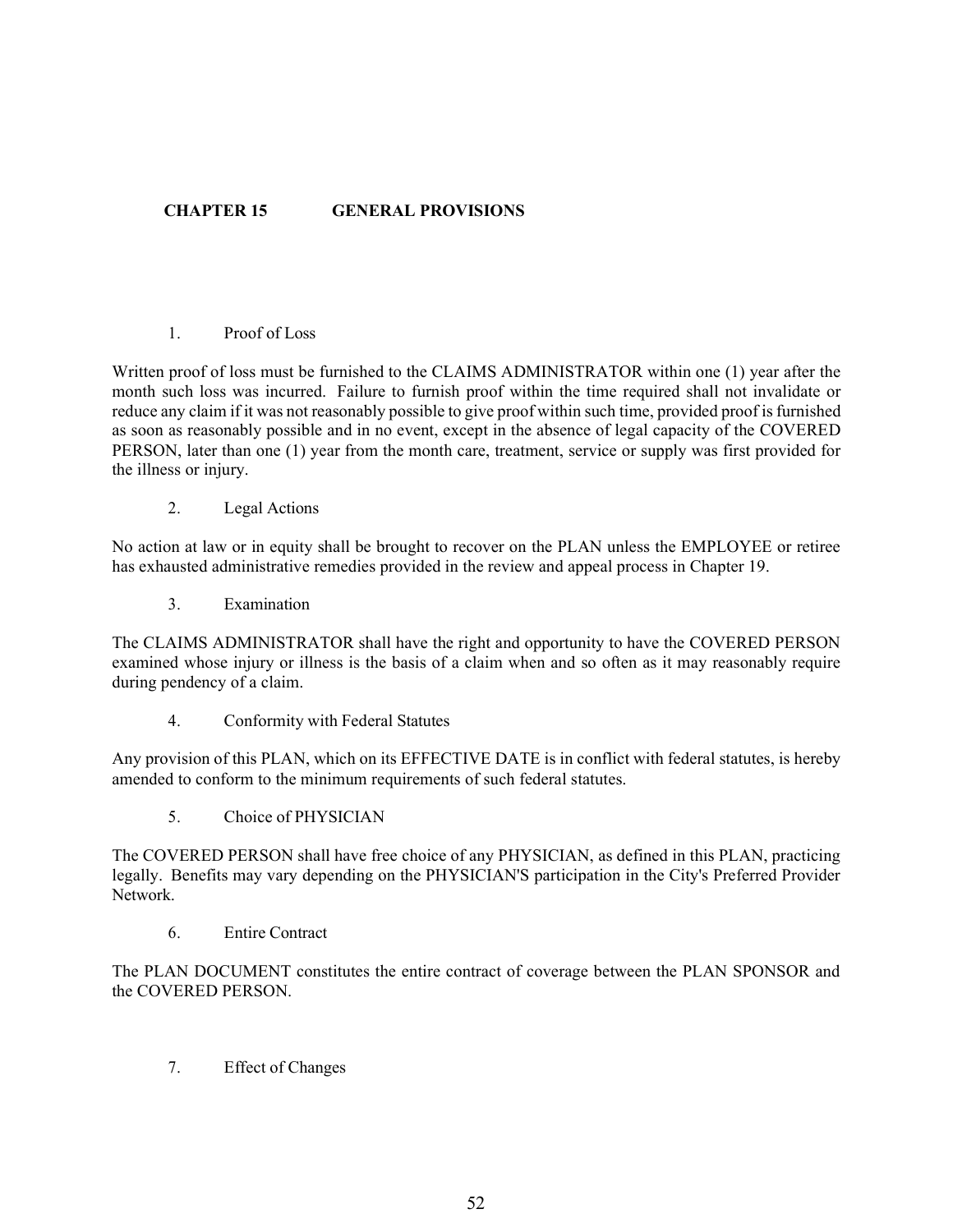## CHAPTER 15 GENERAL PROVISIONS

1. Proof of Loss

Written proof of loss must be furnished to the CLAIMS ADMINISTRATOR within one (1) year after the month such loss was incurred. Failure to furnish proof within the time required shall not invalidate or reduce any claim if it was not reasonably possible to give proof within such time, provided proof is furnished as soon as reasonably possible and in no event, except in the absence of legal capacity of the COVERED PERSON, later than one (1) year from the month care, treatment, service or supply was first provided for the illness or injury.

2. Legal Actions

No action at law or in equity shall be brought to recover on the PLAN unless the EMPLOYEE or retiree has exhausted administrative remedies provided in the review and appeal process in Chapter 19.

3. Examination

The CLAIMS ADMINISTRATOR shall have the right and opportunity to have the COVERED PERSON examined whose injury or illness is the basis of a claim when and so often as it may reasonably require during pendency of a claim.

4. Conformity with Federal Statutes

Any provision of this PLAN, which on its EFFECTIVE DATE is in conflict with federal statutes, is hereby amended to conform to the minimum requirements of such federal statutes.

5. Choice of PHYSICIAN

The COVERED PERSON shall have free choice of any PHYSICIAN, as defined in this PLAN, practicing legally. Benefits may vary depending on the PHYSICIAN'S participation in the City's Preferred Provider Network.

6. Entire Contract

The PLAN DOCUMENT constitutes the entire contract of coverage between the PLAN SPONSOR and the COVERED PERSON.

7. Effect of Changes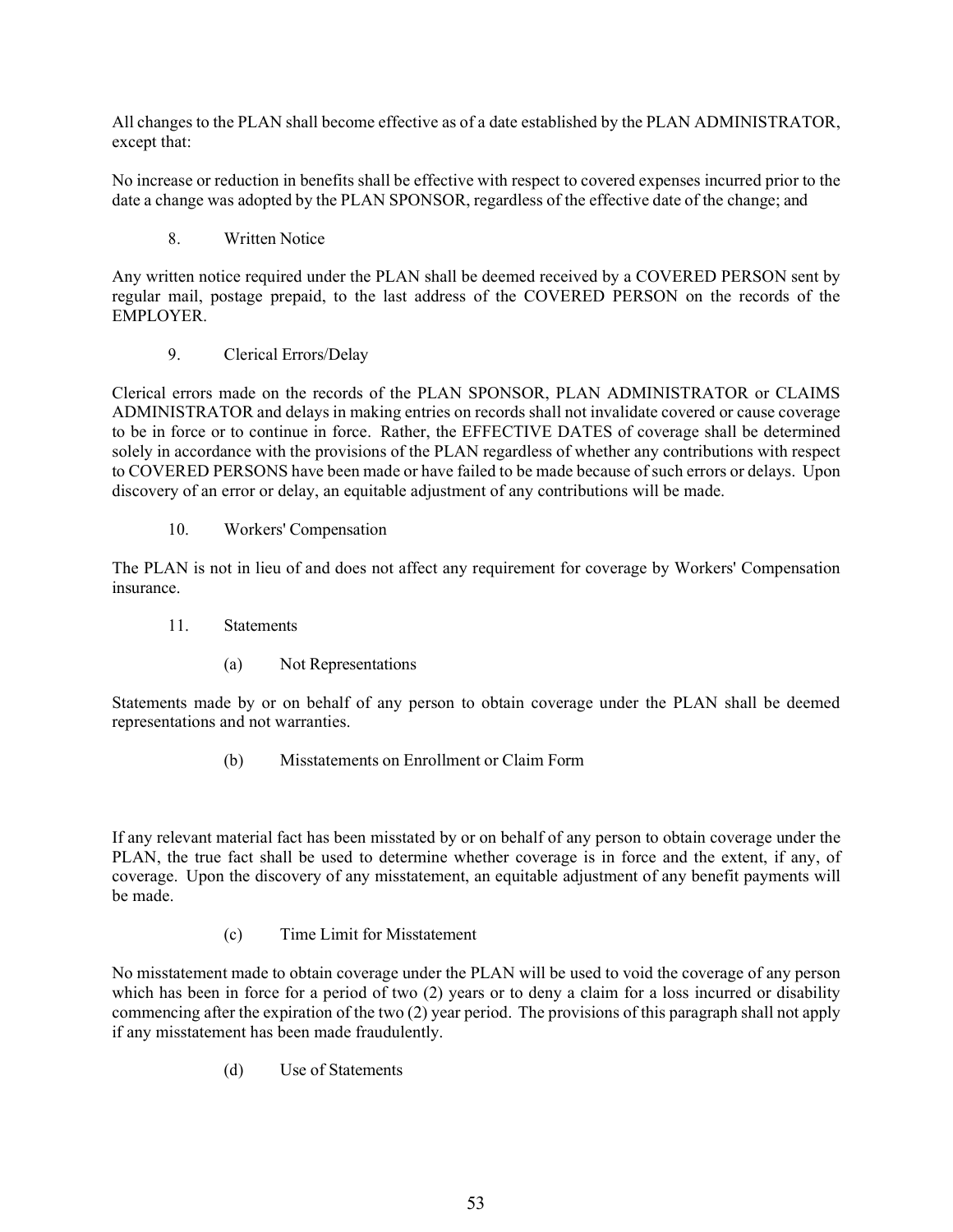All changes to the PLAN shall become effective as of a date established by the PLAN ADMINISTRATOR, except that:

No increase or reduction in benefits shall be effective with respect to covered expenses incurred prior to the date a change was adopted by the PLAN SPONSOR, regardless of the effective date of the change; and

8. Written Notice

Any written notice required under the PLAN shall be deemed received by a COVERED PERSON sent by regular mail, postage prepaid, to the last address of the COVERED PERSON on the records of the EMPLOYER.

9. Clerical Errors/Delay

Clerical errors made on the records of the PLAN SPONSOR, PLAN ADMINISTRATOR or CLAIMS ADMINISTRATOR and delays in making entries on records shall not invalidate covered or cause coverage to be in force or to continue in force. Rather, the EFFECTIVE DATES of coverage shall be determined solely in accordance with the provisions of the PLAN regardless of whether any contributions with respect to COVERED PERSONS have been made or have failed to be made because of such errors or delays. Upon discovery of an error or delay, an equitable adjustment of any contributions will be made.

10. Workers' Compensation

The PLAN is not in lieu of and does not affect any requirement for coverage by Workers' Compensation insurance.

11. Statements

(a) Not Representations

Statements made by or on behalf of any person to obtain coverage under the PLAN shall be deemed representations and not warranties.

(b) Misstatements on Enrollment or Claim Form

If any relevant material fact has been misstated by or on behalf of any person to obtain coverage under the PLAN, the true fact shall be used to determine whether coverage is in force and the extent, if any, of coverage. Upon the discovery of any misstatement, an equitable adjustment of any benefit payments will be made.

(c) Time Limit for Misstatement

No misstatement made to obtain coverage under the PLAN will be used to void the coverage of any person which has been in force for a period of two (2) years or to deny a claim for a loss incurred or disability commencing after the expiration of the two (2) year period. The provisions of this paragraph shall not apply if any misstatement has been made fraudulently.

(d) Use of Statements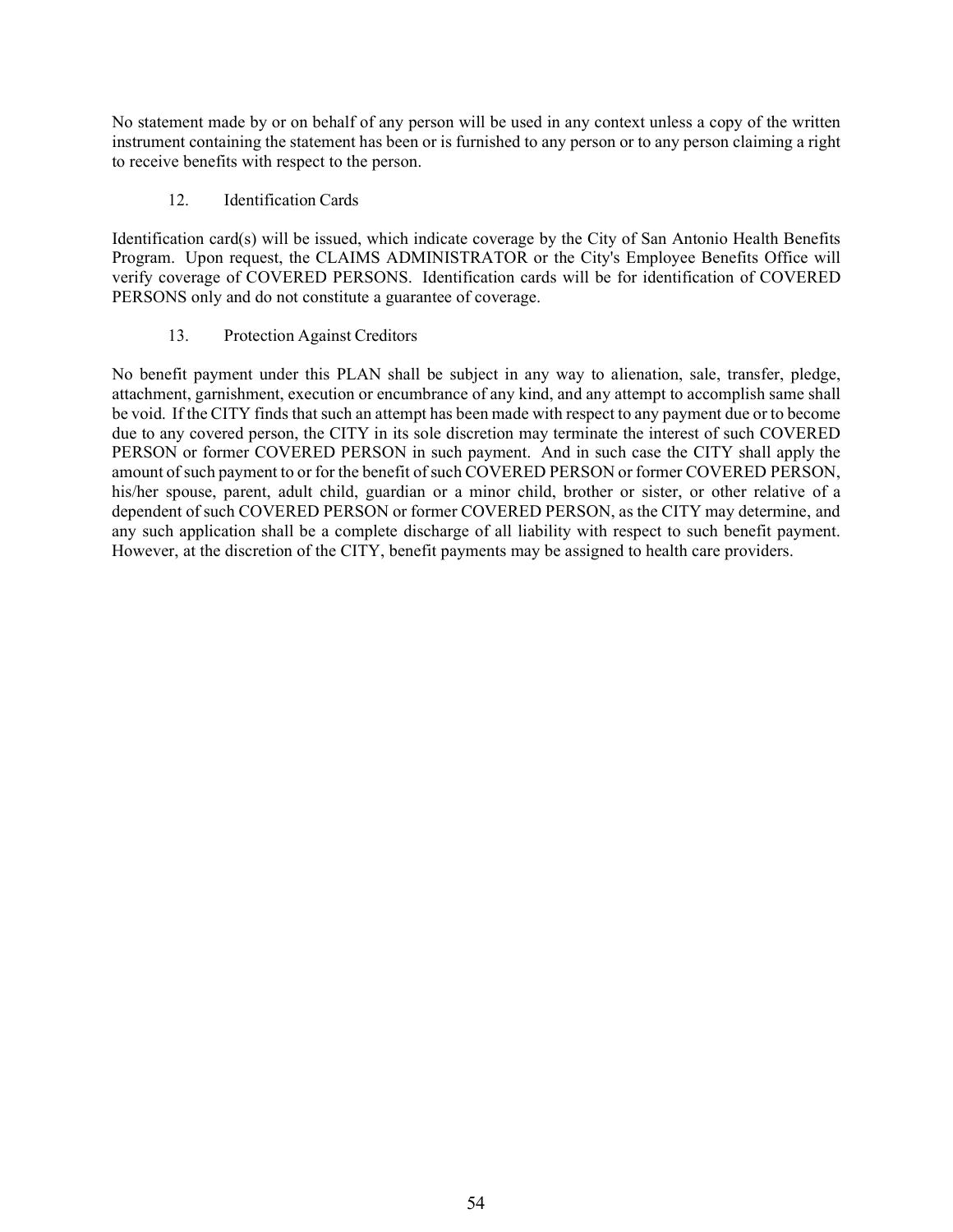No statement made by or on behalf of any person will be used in any context unless a copy of the written instrument containing the statement has been or is furnished to any person or to any person claiming a right to receive benefits with respect to the person.

12. Identification Cards

Identification card(s) will be issued, which indicate coverage by the City of San Antonio Health Benefits Program. Upon request, the CLAIMS ADMINISTRATOR or the City's Employee Benefits Office will verify coverage of COVERED PERSONS. Identification cards will be for identification of COVERED PERSONS only and do not constitute a guarantee of coverage.

13. Protection Against Creditors

No benefit payment under this PLAN shall be subject in any way to alienation, sale, transfer, pledge, attachment, garnishment, execution or encumbrance of any kind, and any attempt to accomplish same shall be void. If the CITY finds that such an attempt has been made with respect to any payment due or to become due to any covered person, the CITY in its sole discretion may terminate the interest of such COVERED PERSON or former COVERED PERSON in such payment. And in such case the CITY shall apply the amount of such payment to or for the benefit of such COVERED PERSON or former COVERED PERSON, his/her spouse, parent, adult child, guardian or a minor child, brother or sister, or other relative of a dependent of such COVERED PERSON or former COVERED PERSON, as the CITY may determine, and any such application shall be a complete discharge of all liability with respect to such benefit payment. However, at the discretion of the CITY, benefit payments may be assigned to health care providers.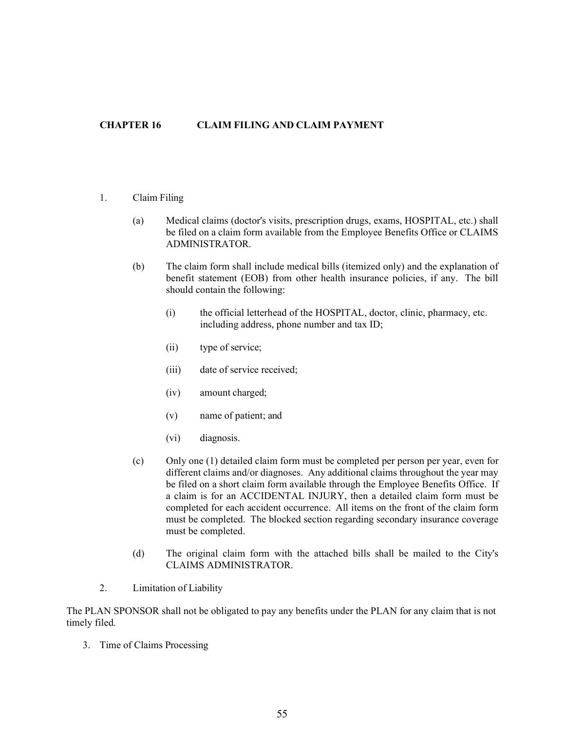# CHAPTER 16 CLAIM FILING AND CLAIM PAYMENT

1. Claim Filing

   (a) Medical claims (doctor's visits, prescription drugs, exams, HOSPITAL, etc.) shall be filed on a claim form available from the Employee Benefits Office or CLAIMS ADMINISTRATOR.

   (b) The claim form shall include medical bills (itemized only) and the explanation of benefit statement (EOB) from other health insurance policies, if any. The bill should contain the following:

      (i) the official letterhead of the HOSPITAL, doctor, clinic, pharmacy, etc. including address, phone number and tax ID;

      (ii) type of service;

      (iii) date of service received;

      (iv) amount charged;

      (v) name of patient; and

      (vi) diagnosis.

   (c) Only one (1) detailed claim form must be completed per person per year, even for different claims and/or diagnoses. Any additional claims throughout the year may be filed on a short claim form available through the Employee Benefits Office. If a claim is for an ACCIDENTAL INJURY, then a detailed claim form must be completed for each accident occurrence. All items on the front of the claim form must be completed. The blocked section regarding secondary insurance coverage must be completed.

   (d) The original claim form with the attached bills shall be mailed to the City's CLAIMS ADMINISTRATOR.

2. Limitation of Liability

The PLAN SPONSOR shall not be obligated to pay any benefits under the PLAN for any claim that is not timely filed.

3. Time of Claims Processing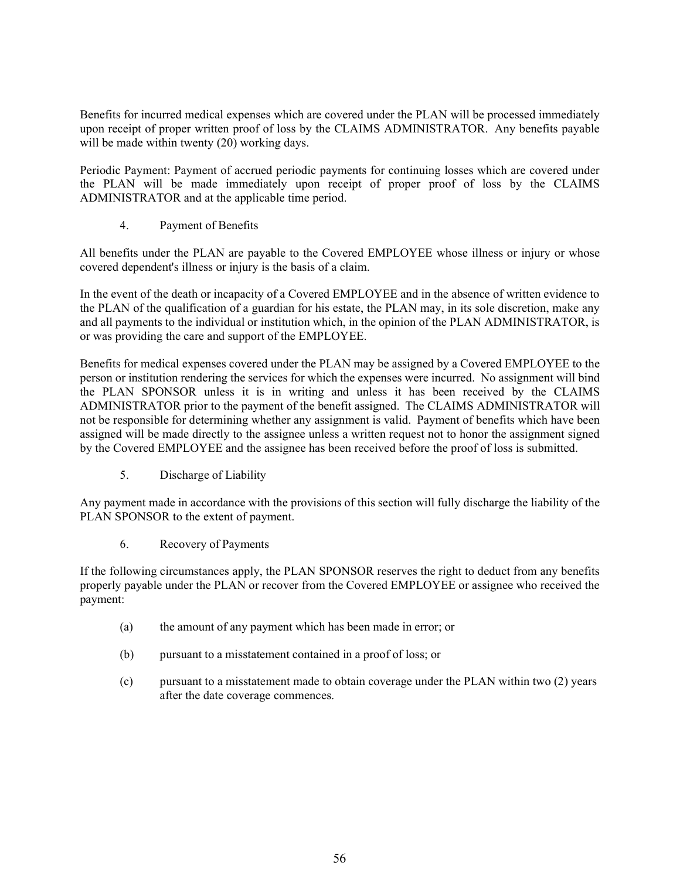Benefits for incurred medical expenses which are covered under the PLAN will be processed immediately upon receipt of proper written proof of loss by the CLAIMS ADMINISTRATOR. Any benefits payable will be made within twenty (20) working days.

Periodic Payment: Payment of accrued periodic payments for continuing losses which are covered under the PLAN will be made immediately upon receipt of proper proof of loss by the CLAIMS ADMINISTRATOR and at the applicable time period.

### 4. Payment of Benefits

All benefits under the PLAN are payable to the Covered EMPLOYEE whose illness or injury or whose covered dependent's illness or injury is the basis of a claim.

In the event of the death or incapacity of a Covered EMPLOYEE and in the absence of written evidence to the PLAN of the qualification of a guardian for his estate, the PLAN may, in its sole discretion, make any and all payments to the individual or institution which, in the opinion of the PLAN ADMINISTRATOR, is or was providing the care and support of the EMPLOYEE.

Benefits for medical expenses covered under the PLAN may be assigned by a Covered EMPLOYEE to the person or institution rendering the services for which the expenses were incurred. No assignment will bind the PLAN SPONSOR unless it is in writing and unless it has been received by the CLAIMS ADMINISTRATOR prior to the payment of the benefit assigned. The CLAIMS ADMINISTRATOR will not be responsible for determining whether any assignment is valid. Payment of benefits which have been assigned will be made directly to the assignee unless a written request not to honor the assignment signed by the Covered EMPLOYEE and the assignee has been received before the proof of loss is submitted.

### 5. Discharge of Liability

Any payment made in accordance with the provisions of this section will fully discharge the liability of the PLAN SPONSOR to the extent of payment.

### 6. Recovery of Payments

If the following circumstances apply, the PLAN SPONSOR reserves the right to deduct from any benefits properly payable under the PLAN or recover from the Covered EMPLOYEE or assignee who received the payment:

(a) the amount of any payment which has been made in error; or

(b) pursuant to a misstatement contained in a proof of loss; or

(c) pursuant to a misstatement made to obtain coverage under the PLAN within two (2) years after the date coverage commences.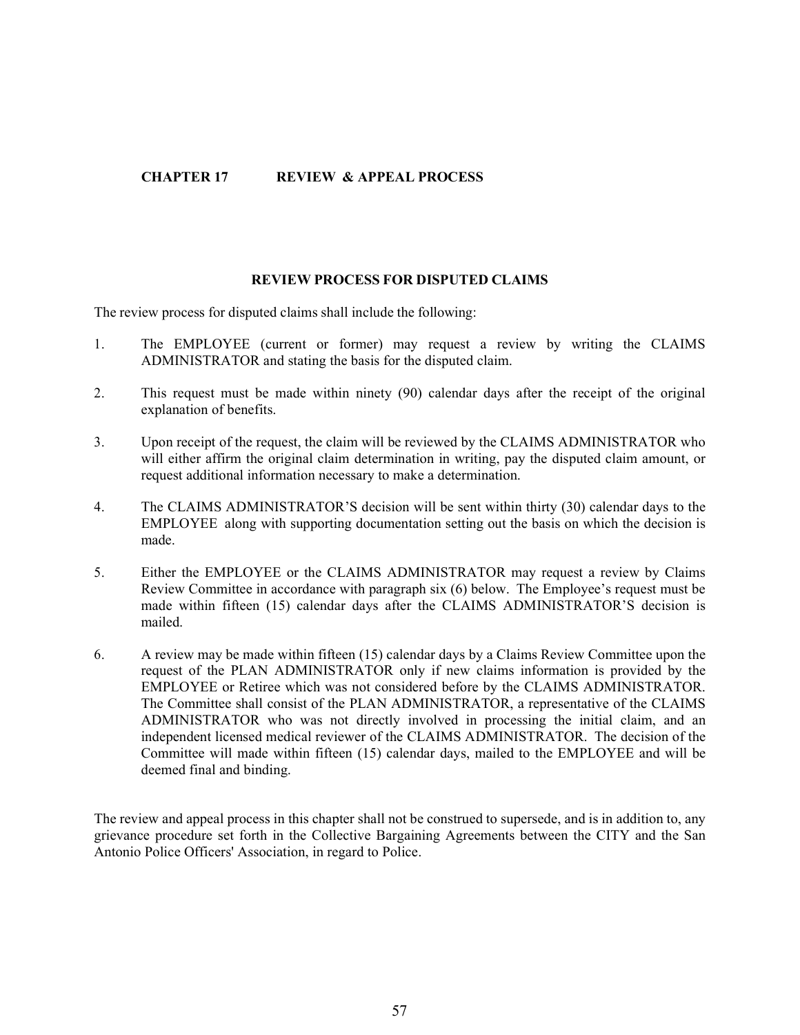# CHAPTER 17 REVIEW & APPEAL PROCESS

## REVIEW PROCESS FOR DISPUTED CLAIMS

The review process for disputed claims shall include the following:

1. The EMPLOYEE (current or former) may request a review by writing the CLAIMS ADMINISTRATOR and stating the basis for the disputed claim.

2. This request must be made within ninety (90) calendar days after the receipt of the original explanation of benefits.

3. Upon receipt of the request, the claim will be reviewed by the CLAIMS ADMINISTRATOR who will either affirm the original claim determination in writing, pay the disputed claim amount, or request additional information necessary to make a determination.

4. The CLAIMS ADMINISTRATOR'S decision will be sent within thirty (30) calendar days to the EMPLOYEE along with supporting documentation setting out the basis on which the decision is made.

5. Either the EMPLOYEE or the CLAIMS ADMINISTRATOR may request a review by Claims Review Committee in accordance with paragraph six (6) below. The Employee's request must be made within fifteen (15) calendar days after the CLAIMS ADMINISTRATOR'S decision is mailed.

6. A review may be made within fifteen (15) calendar days by a Claims Review Committee upon the request of the PLAN ADMINISTRATOR only if new claims information is provided by the EMPLOYEE or Retiree which was not considered before by the CLAIMS ADMINISTRATOR. The Committee shall consist of the PLAN ADMINISTRATOR, a representative of the CLAIMS ADMINISTRATOR who was not directly involved in processing the initial claim, and an independent licensed medical reviewer of the CLAIMS ADMINISTRATOR. The decision of the Committee will made within fifteen (15) calendar days, mailed to the EMPLOYEE and will be deemed final and binding.

The review and appeal process in this chapter shall not be construed to supersede, and is in addition to, any grievance procedure set forth in the Collective Bargaining Agreements between the CITY and the San Antonio Police Officers' Association, in regard to Police.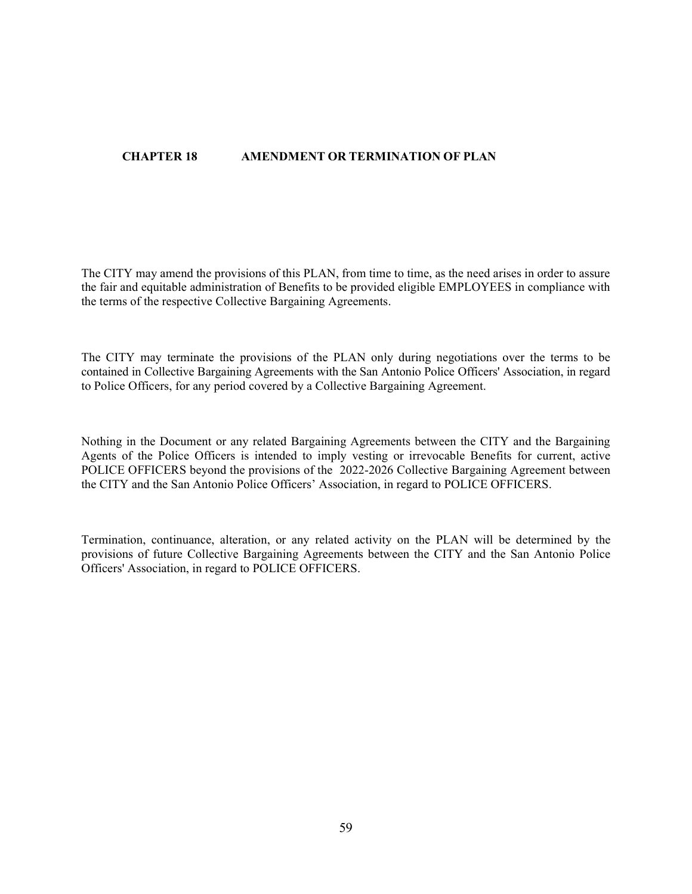# CHAPTER 18 AMENDMENT OR TERMINATION OF PLAN

The CITY may amend the provisions of this PLAN, from time to time, as the need arises in order to assure the fair and equitable administration of Benefits to be provided eligible EMPLOYEES in compliance with the terms of the respective Collective Bargaining Agreements.

The CITY may terminate the provisions of the PLAN only during negotiations over the terms to be contained in Collective Bargaining Agreements with the San Antonio Police Officers' Association, in regard to Police Officers, for any period covered by a Collective Bargaining Agreement.

Nothing in the Document or any related Bargaining Agreements between the CITY and the Bargaining Agents of the Police Officers is intended to imply vesting or irrevocable Benefits for current, active POLICE OFFICERS beyond the provisions of the 2022-2026 Collective Bargaining Agreement between the CITY and the San Antonio Police Officers' Association, in regard to POLICE OFFICERS.

Termination, continuance, alteration, or any related activity on the PLAN will be determined by the provisions of future Collective Bargaining Agreements between the CITY and the San Antonio Police Officers' Association, in regard to POLICE OFFICERS.